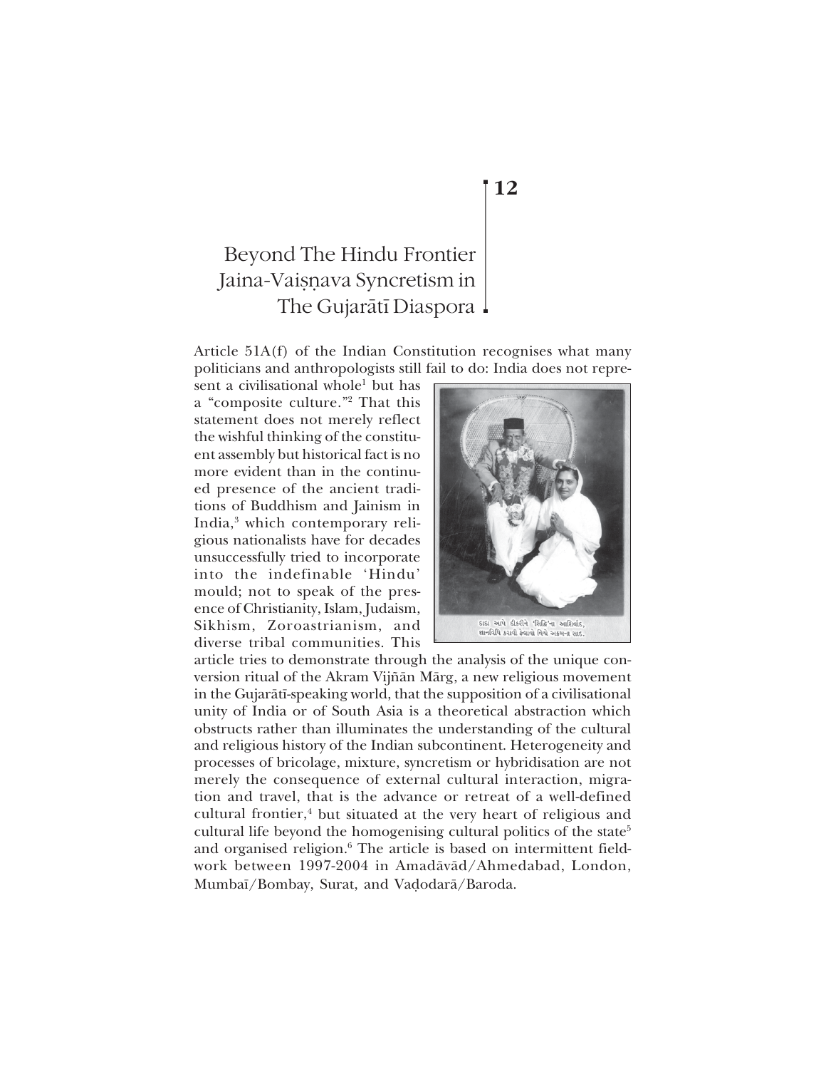# 12

# Beyond The Hindu Frontier Jaina-Vaiṣṇava Syncretism in The Gujarātī Diaspora

Article 51A(f) of the Indian Constitution recognises what many politicians and anthropologists still fail to do: India does not represent a civilisational whole[1] but has a "composite culture."[2] That this statement does not merely reflect the wishful thinking of the constituent assembly but historical fact is no more evident than in the continued presence of the ancient traditions of Buddhism and Jainism in India,[3] which contemporary religious nationalists have for decades unsuccessfully tried to incorporate into the indefinable 'Hindu' mould; not to speak of the presence of Christianity, Islam, Judaism, Sikhism, Zoroastrianism, and diverse tribal communities. This article tries to demonstrate through the analysis of the unique conversion ritual of the Akram Vijñān Mārg, a new religious movement in the Gujarātī-speaking world, that the supposition of a civilisational unity of India or of South Asia is a theoretical abstraction which obstructs rather than illuminates the understanding of the cultural and religious history of the Indian subcontinent. Heterogeneity and processes of bricolage, mixture, syncretism or hybridisation are not merely the consequence of external cultural interaction, migration and travel, that is the advance or retreat of a well-defined cultural frontier,[4] but situated at the very heart of religious and cultural life beyond the homogenising cultural politics of the state[5] and organised religion.[6] The article is based on intermittent fieldwork between 1997-2004 in Amadāvād/Ahmedabad, London, Mumbaī/Bombay, Surat, and Vaḍodarā/Baroda.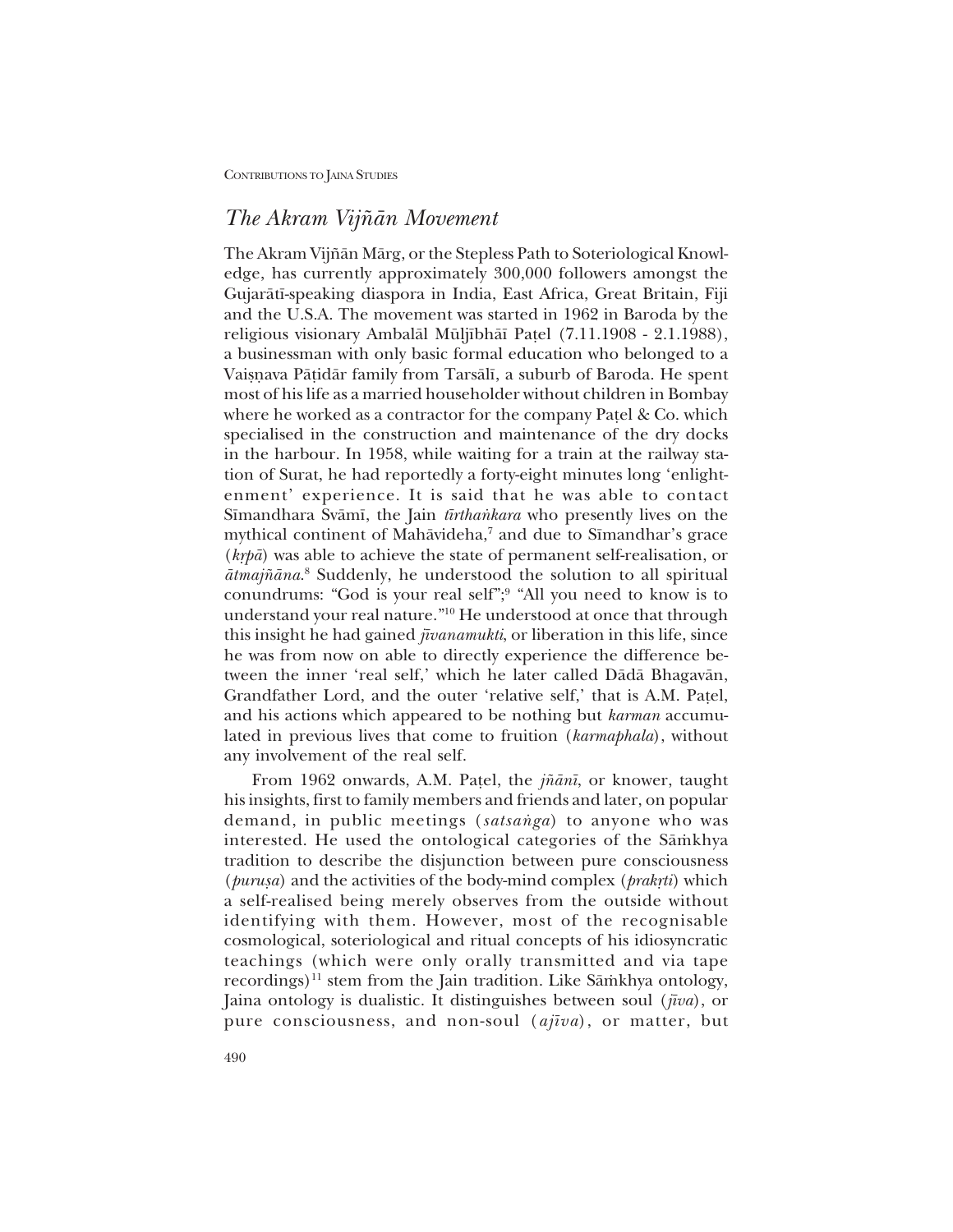## *The Akram Vijñān Movement*

The Akram Vijñān Mārg, or the Stepless Path to Soteriological Knowledge, has currently approximately 300,000 followers amongst the Gujarātī-speaking diaspora in India, East Africa, Great Britain, Fiji and the U.S.A. The movement was started in 1962 in Baroda by the religious visionary Ambalāl Mūljībhāī Paṭel (7.11.1908 - 2.1.1988), a businessman with only basic formal education who belonged to a Vaiṣṇava Pāṭidār family from Tarsālī, a suburb of Baroda. He spent most of his life as a married householder without children in Bombay where he worked as a contractor for the company Paṭel & Co. which specialised in the construction and maintenance of the dry docks in the harbour. In 1958, while waiting for a train at the railway station of Surat, he had reportedly a forty-eight minutes long 'enlightenment' experience. It is said that he was able to contact Sīmandhara Svāmī, the Jain *tīrthaṅkara* who presently lives on the mythical continent of Mahāvideha,[7] and due to Sīmandhar's grace (*kṛpā*) was able to achieve the state of permanent self-realisation, or *ātmajñāna*.[8] Suddenly, he understood the solution to all spiritual conundrums: "God is your real self";[9] "All you need to know is to understand your real nature."[10] He understood at once that through this insight he had gained *jīvanamukti*, or liberation in this life, since he was from now on able to directly experience the difference between the inner 'real self,' which he later called Dādā Bhagavān, Grandfather Lord, and the outer 'relative self,' that is A.M. Paṭel, and his actions which appeared to be nothing but *karman* accumulated in previous lives that come to fruition (*karmaphala*), without any involvement of the real self.

From 1962 onwards, A.M. Paṭel, the *jñānī*, or knower, taught his insights, first to family members and friends and later, on popular demand, in public meetings (*satsaṅga*) to anyone who was interested. He used the ontological categories of the Sāṁkhya tradition to describe the disjunction between pure consciousness (*puruṣa*) and the activities of the body-mind complex (*prakṛti*) which a self-realised being merely observes from the outside without identifying with them. However, most of the recognisable cosmological, soteriological and ritual concepts of his idiosyncratic teachings (which were only orally transmitted and via tape recordings)[11] stem from the Jain tradition. Like Sāṁkhya ontology, Jaina ontology is dualistic. It distinguishes between soul (*jīva*), or pure consciousness, and non-soul (*ajīva*), or matter, but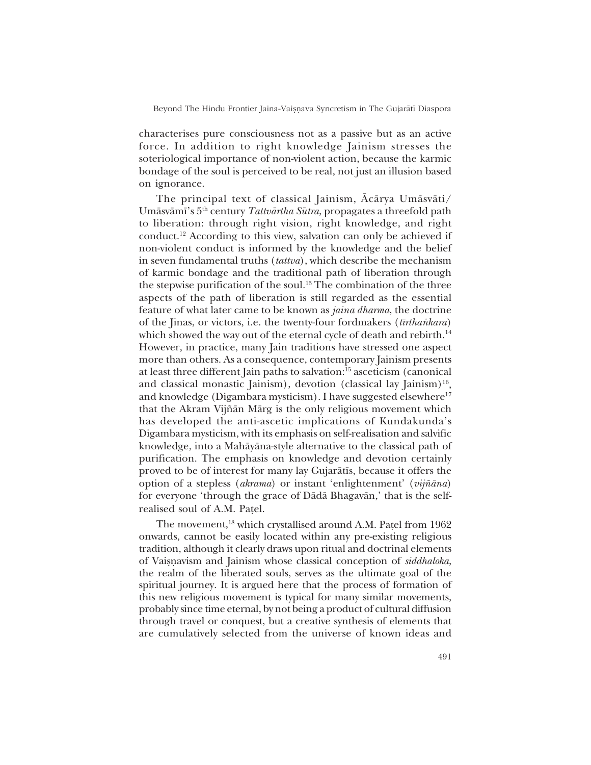characterises pure consciousness not as a passive but as an active force. In addition to right knowledge Jainism stresses the soteriological importance of non-violent action, because the karmic bondage of the soul is perceived to be real, not just an illusion based on ignorance.

The principal text of classical Jainism, Ācārya Umāsvāti/ Umāsvāmī's 5th century *Tattvārtha Sūtra*, propagates a threefold path to liberation: through right vision, right knowledge, and right conduct.[12] According to this view, salvation can only be achieved if non-violent conduct is informed by the knowledge and the belief in seven fundamental truths (*tattva*), which describe the mechanism of karmic bondage and the traditional path of liberation through the stepwise purification of the soul.[13] The combination of the three aspects of the path of liberation is still regarded as the essential feature of what later came to be known as *jaina dharma*, the doctrine of the Jinas, or victors, i.e. the twenty-four fordmakers (*tīrthaṅkara*) which showed the way out of the eternal cycle of death and rebirth.[14] However, in practice, many Jain traditions have stressed one aspect more than others. As a consequence, contemporary Jainism presents at least three different Jain paths to salvation:[15] asceticism (canonical and classical monastic Jainism), devotion (classical lay Jainism)[16], and knowledge (Digambara mysticism). I have suggested elsewhere[17] that the Akram Vijñān Mārg is the only religious movement which has developed the anti-ascetic implications of Kundakunda's Digambara mysticism, with its emphasis on self-realisation and salvific knowledge, into a Mahāyāna-style alternative to the classical path of purification. The emphasis on knowledge and devotion certainly proved to be of interest for many lay Gujarātīs, because it offers the option of a stepless (*akrama*) or instant 'enlightenment' (*vijñāna*) for everyone 'through the grace of Dādā Bhagavān,' that is the self-realised soul of A.M. Paṭel.

The movement,[18] which crystallised around A.M. Paṭel from 1962 onwards, cannot be easily located within any pre-existing religious tradition, although it clearly draws upon ritual and doctrinal elements of Vaiṣṇavism and Jainism whose classical conception of *siddhaloka*, the realm of the liberated souls, serves as the ultimate goal of the spiritual journey. It is argued here that the process of formation of this new religious movement is typical for many similar movements, probably since time eternal, by not being a product of cultural diffusion through travel or conquest, but a creative synthesis of elements that are cumulatively selected from the universe of known ideas and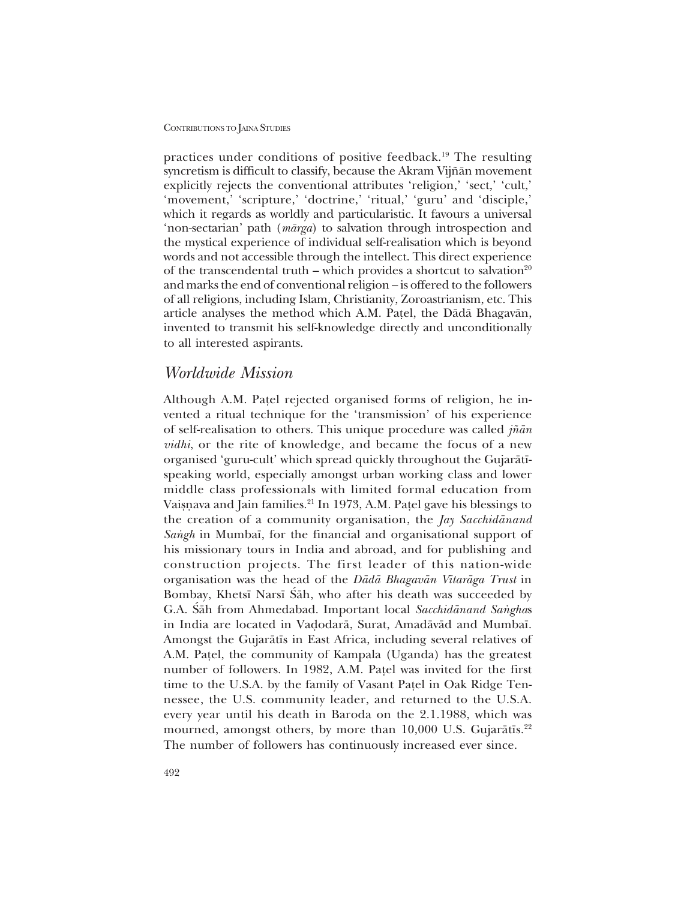practices under conditions of positive feedback.[19] The resulting syncretism is difficult to classify, because the Akram Vijñān movement explicitly rejects the conventional attributes 'religion,' 'sect,' 'cult,' 'movement,' 'scripture,' 'doctrine,' 'ritual,' 'guru' and 'disciple,' which it regards as worldly and particularistic. It favours a universal 'non-sectarian' path (*mārga*) to salvation through introspection and the mystical experience of individual self-realisation which is beyond words and not accessible through the intellect. This direct experience of the transcendental truth – which provides a shortcut to salvation[20] and marks the end of conventional religion – is offered to the followers of all religions, including Islam, Christianity, Zoroastrianism, etc. This article analyses the method which A.M. Paṭel, the Dādā Bhagavān, invented to transmit his self-knowledge directly and unconditionally to all interested aspirants.

## *Worldwide Mission*

Although A.M. Paṭel rejected organised forms of religion, he invented a ritual technique for the 'transmission' of his experience of self-realisation to others. This unique procedure was called *jñān vidhi*, or the rite of knowledge, and became the focus of a new organised 'guru-cult' which spread quickly throughout the Gujarātī-speaking world, especially amongst urban working class and lower middle class professionals with limited formal education from Vaiṣṇava and Jain families.[21] In 1973, A.M. Paṭel gave his blessings to the creation of a community organisation, the *Jay Sacchidānand Saṅgh* in Mumbaī, for the financial and organisational support of his missionary tours in India and abroad, and for publishing and construction projects. The first leader of this nation-wide organisation was the head of the *Dādā Bhagavān Vītarāga Trust* in Bombay, Khetsī Narsī Śāh, who after his death was succeeded by G.A. Śāh from Ahmedabad. Important local *Sacchidānand Saṅgha*s in India are located in Vaḍodarā, Surat, Amadāvād and Mumbaī. Amongst the Gujarātīs in East Africa, including several relatives of A.M. Paṭel, the community of Kampala (Uganda) has the greatest number of followers. In 1982, A.M. Paṭel was invited for the first time to the U.S.A. by the family of Vasant Paṭel in Oak Ridge Tennessee, the U.S. community leader, and returned to the U.S.A. every year until his death in Baroda on the 2.1.1988, which was mourned, amongst others, by more than 10,000 U.S. Gujarātīs.[22] The number of followers has continuously increased ever since.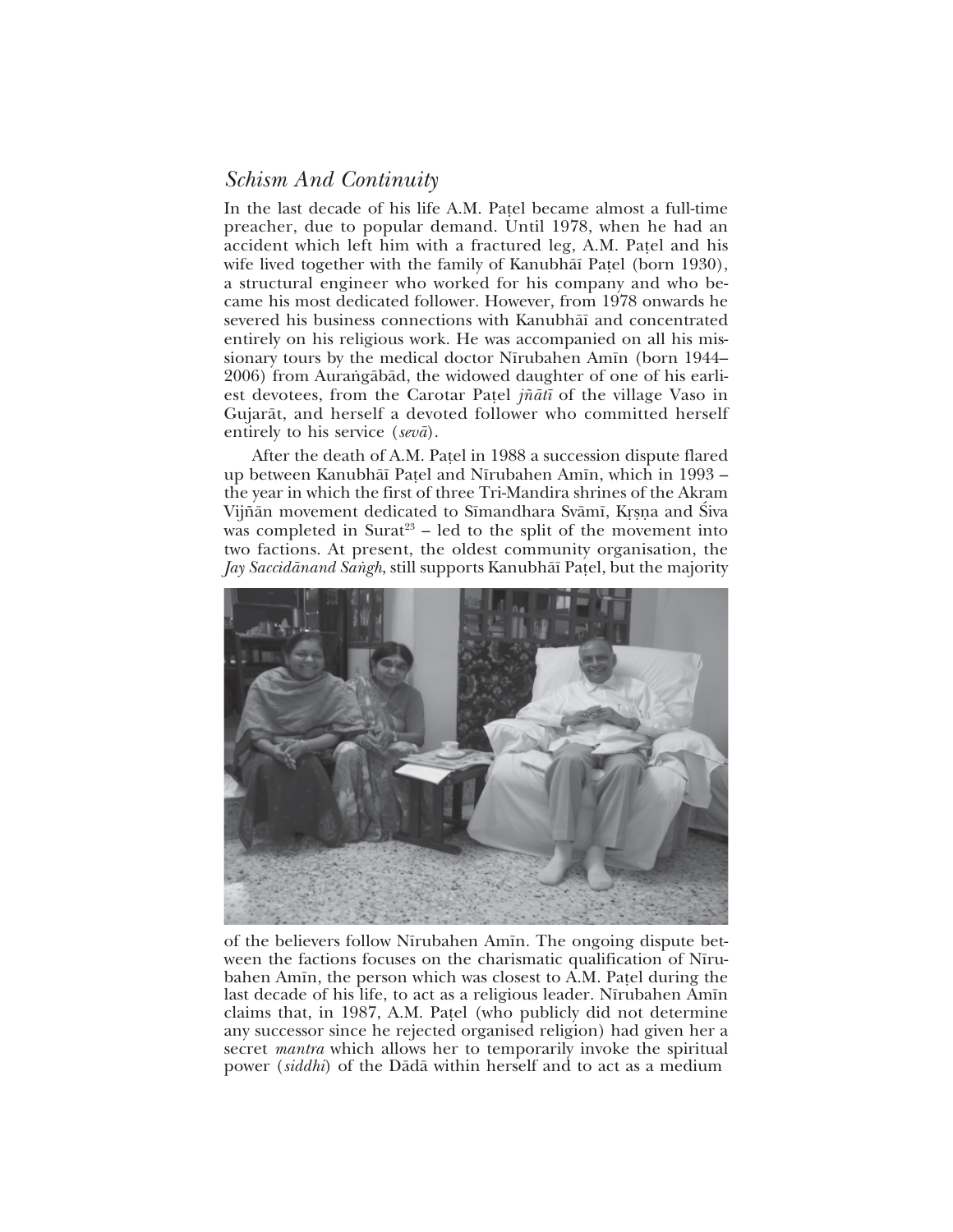## *Schism And Continuity*

In the last decade of his life A.M. Paṭel became almost a full-time preacher, due to popular demand. Until 1978, when he had an accident which left him with a fractured leg, A.M. Paṭel and his wife lived together with the family of Kanubhāī Paṭel (born 1930), a structural engineer who worked for his company and who became his most dedicated follower. However, from 1978 onwards he severed his business connections with Kanubhāī and concentrated entirely on his religious work. He was accompanied on all his missionary tours by the medical doctor Nīrubahen Amīn (born 1944–2006) from Auraṅgābād, the widowed daughter of one of his earliest devotees, from the Carotar Paṭel *jñāti* of the village Vaso in Gujarāt, and herself a devoted follower who committed herself entirely to his service (*sevā*).

After the death of A.M. Paṭel in 1988 a succession dispute flared up between Kanubhāī Paṭel and Nīrubahen Amīn, which in 1993 – the year in which the first of three Tri-Mandira shrines of the Akram Vijñān movement dedicated to Sīmandhara Svāmī, Kṛṣṇa and Śiva was completed in Surat[23] – led to the split of the movement into two factions. At present, the oldest community organisation, the *Jay Saccidānand Saṅgh*, still supports Kanubhāī Paṭel, but the majority of the believers follow Nīrubahen Amīn. The ongoing dispute between the factions focuses on the charismatic qualification of Nīrubahen Amīn, the person which was closest to A.M. Paṭel during the last decade of his life, to act as a religious leader. Nīrubahen Amīn claims that, in 1987, A.M. Paṭel (who publicly did not determine any successor since he rejected organised religion) had given her a secret *mantra* which allows her to temporarily invoke the spiritual power (*siddhi*) of the Dādā within herself and to act as a medium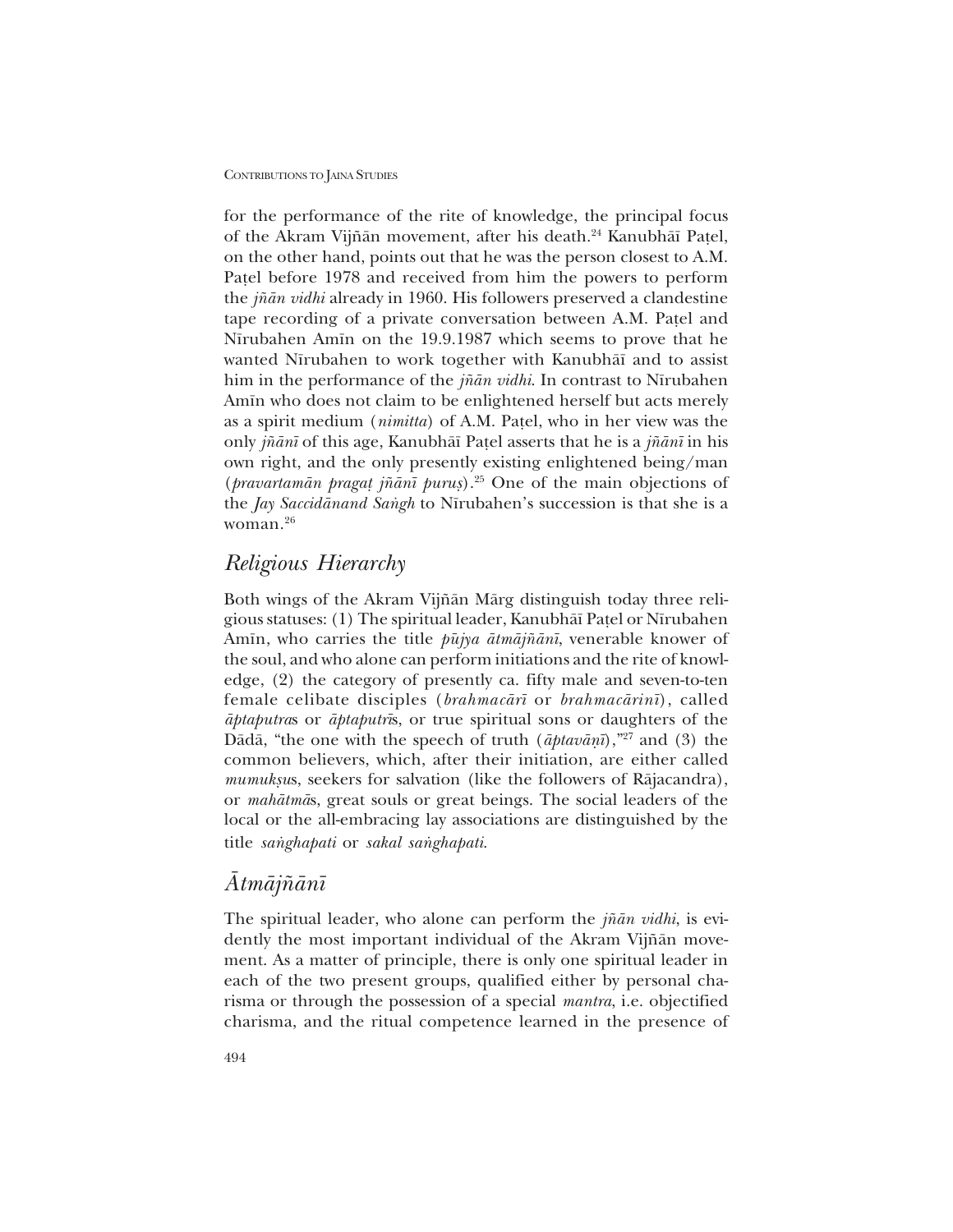for the performance of the rite of knowledge, the principal focus of the Akram Vijñān movement, after his death.[24] Kanubhāī Paṭel, on the other hand, points out that he was the person closest to A.M. Paṭel before 1978 and received from him the powers to perform the *jñān vidhi* already in 1960. His followers preserved a clandestine tape recording of a private conversation between A.M. Paṭel and Nīrubahen Amīn on the 19.9.1987 which seems to prove that he wanted Nīrubahen to work together with Kanubhāī and to assist him in the performance of the *jñān vidhi*. In contrast to Nīrubahen Amīn who does not claim to be enlightened herself but acts merely as a spirit medium (*nimitta*) of A.M. Paṭel, who in her view was the only *jñānī* of this age, Kanubhāī Paṭel asserts that he is a *jñānī* in his own right, and the only presently existing enlightened being/man (*pravartamān pragaṭ jñānī puruṣ*).[25] One of the main objections of the *Jay Saccidānand Saṅgh* to Nīrubahen's succession is that she is a woman.[26]

## *Religious Hierarchy*

Both wings of the Akram Vijñān Mārg distinguish today three religious statuses: (1) The spiritual leader, Kanubhāī Paṭel or Nīrubahen Amīn, who carries the title *pūjya ātmājñānī*, venerable knower of the soul, and who alone can perform initiations and the rite of knowledge, (2) the category of presently ca. fifty male and seven-to-ten female celibate disciples (*brahmacārī* or *brahmacārinī*), called *āptaputra*s or *āptaputrī*s, or true spiritual sons or daughters of the Dādā, "the one with the speech of truth (*āptavāṇī*),"[27] and (3) the common believers, which, after their initiation, are either called *mumukṣu*s, seekers for salvation (like the followers of Rājacandra), or *mahātmā*s, great souls or great beings. The social leaders of the local or the all-embracing lay associations are distinguished by the title *saṅghapati* or *sakal saṅghapati*.

## *Ātmājñānī*

The spiritual leader, who alone can perform the *jñān vidhi*, is evidently the most important individual of the Akram Vijñān movement. As a matter of principle, there is only one spiritual leader in each of the two present groups, qualified either by personal charisma or through the possession of a special *mantra*, i.e. objectified charisma, and the ritual competence learned in the presence of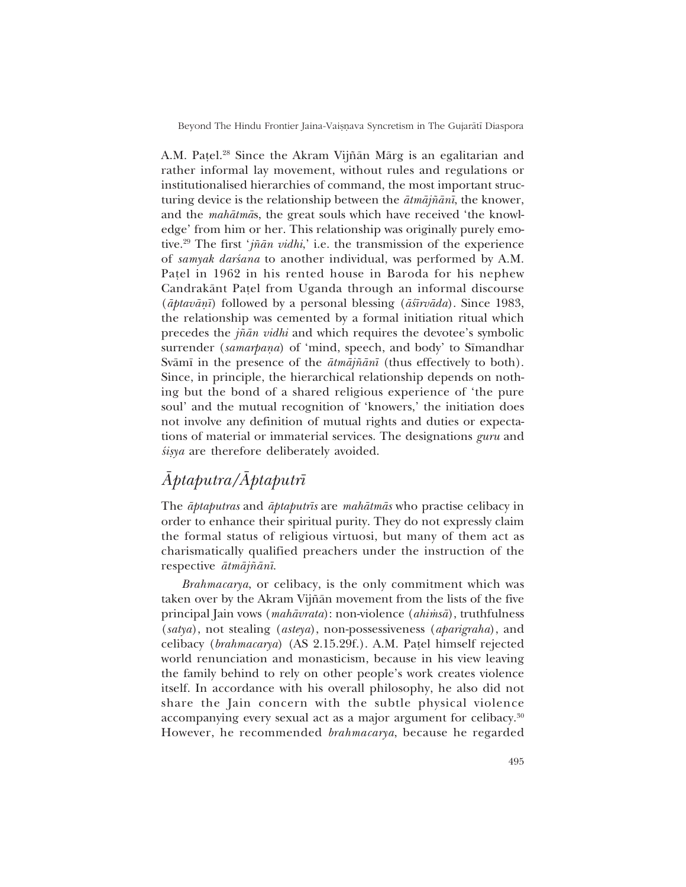A.M. Paṭel.[28] Since the Akram Vijñān Mārg is an egalitarian and rather informal lay movement, without rules and regulations or institutionalised hierarchies of command, the most important structuring device is the relationship between the *ātmājñānī*, the knower, and the *mahātmā*s, the great souls which have received 'the knowledge' from him or her. This relationship was originally purely emotive.[29] The first '*jñān vidhi*,' i.e. the transmission of the experience of *samyak darśana* to another individual, was performed by A.M. Paṭel in 1962 in his rented house in Baroda for his nephew Candrakānt Paṭel from Uganda through an informal discourse (*āptavāṇī*) followed by a personal blessing (*āśīrvāda*). Since 1983, the relationship was cemented by a formal initiation ritual which precedes the *jñān vidhi* and which requires the devotee's symbolic surrender (*samarpaṇa*) of 'mind, speech, and body' to Sīmandhar Svāmī in the presence of the *ātmājñānī* (thus effectively to both). Since, in principle, the hierarchical relationship depends on nothing but the bond of a shared religious experience of 'the pure soul' and the mutual recognition of 'knowers,' the initiation does not involve any definition of mutual rights and duties or expectations of material or immaterial services. The designations *guru* and *śiṣya* are therefore deliberately avoided.

## *Āptaputra/Āptaputrī*

The *āptaputras* and *āptaputrīs* are *mahātmās* who practise celibacy in order to enhance their spiritual purity. They do not expressly claim the formal status of religious virtuosi, but many of them act as charismatically qualified preachers under the instruction of the respective *ātmājñānī*.

*Brahmacarya*, or celibacy, is the only commitment which was taken over by the Akram Vijñān movement from the lists of the five principal Jain vows (*mahāvrata*): non-violence (*ahiṁsā*), truthfulness (*satya*), not stealing (*asteya*), non-possessiveness (*aparigraha*), and celibacy (*brahmacarya*) (AS 2.15.29f.). A.M. Paṭel himself rejected world renunciation and monasticism, because in his view leaving the family behind to rely on other people's work creates violence itself. In accordance with his overall philosophy, he also did not share the Jain concern with the subtle physical violence accompanying every sexual act as a major argument for celibacy.[30] However, he recommended *brahmacarya*, because he regarded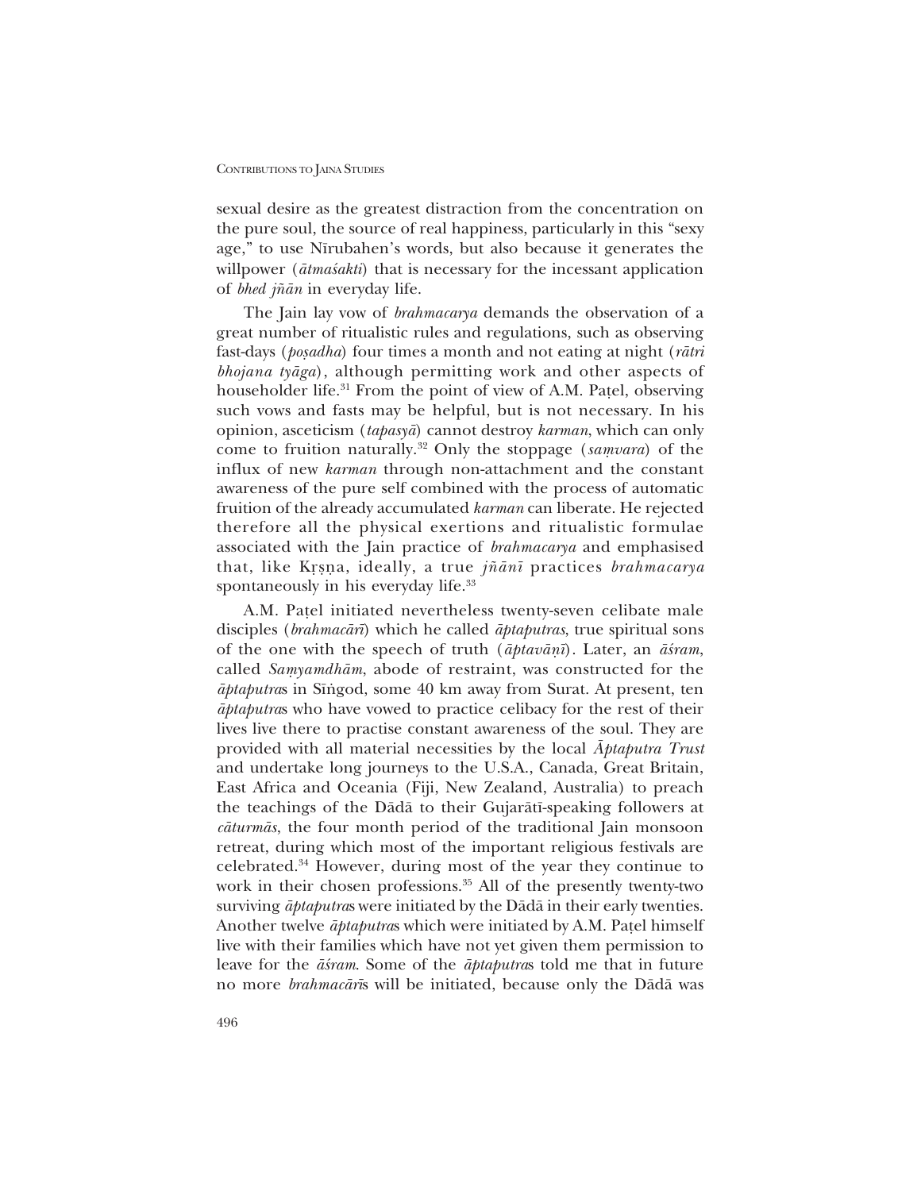sexual desire as the greatest distraction from the concentration on the pure soul, the source of real happiness, particularly in this "sexy age," to use Nīrubahen's words, but also because it generates the willpower (*ātmaśakti*) that is necessary for the incessant application of *bhed jñān* in everyday life.

The Jain lay vow of *brahmacarya* demands the observation of a great number of ritualistic rules and regulations, such as observing fast-days (*poṣadha*) four times a month and not eating at night (*rātri bhojana tyāga*), although permitting work and other aspects of householder life.[31] From the point of view of A.M. Paṭel, observing such vows and fasts may be helpful, but is not necessary. In his opinion, asceticism (*tapasyā*) cannot destroy *karman*, which can only come to fruition naturally.[32] Only the stoppage (*saṃvara*) of the influx of new *karman* through non-attachment and the constant awareness of the pure self combined with the process of automatic fruition of the already accumulated *karman* can liberate. He rejected therefore all the physical exertions and ritualistic formulae associated with the Jain practice of *brahmacarya* and emphasised that, like Kṛṣṇa, ideally, a true *jñānī* practices *brahmacarya* spontaneously in his everyday life.[33]

A.M. Paṭel initiated nevertheless twenty-seven celibate male disciples (*brahmacārī*) which he called *āptaputras*, true spiritual sons of the one with the speech of truth (*āptavāṇī*). Later, an *āśram*, called *Saṃyamdhām*, abode of restraint, was constructed for the *āptaputra*s in Sīṅgod, some 40 km away from Surat. At present, ten *āptaputra*s who have vowed to practice celibacy for the rest of their lives live there to practise constant awareness of the soul. They are provided with all material necessities by the local *Āptaputra Trust* and undertake long journeys to the U.S.A., Canada, Great Britain, East Africa and Oceania (Fiji, New Zealand, Australia) to preach the teachings of the Dādā to their Gujarātī-speaking followers at *cāturmās*, the four month period of the traditional Jain monsoon retreat, during which most of the important religious festivals are celebrated.[34] However, during most of the year they continue to work in their chosen professions.[35] All of the presently twenty-two surviving *āptaputra*s were initiated by the Dādā in their early twenties. Another twelve *āptaputra*s which were initiated by A.M. Paṭel himself live with their families which have not yet given them permission to leave for the *āśram*. Some of the *āptaputra*s told me that in future no more *brahmacārī*s will be initiated, because only the Dādā was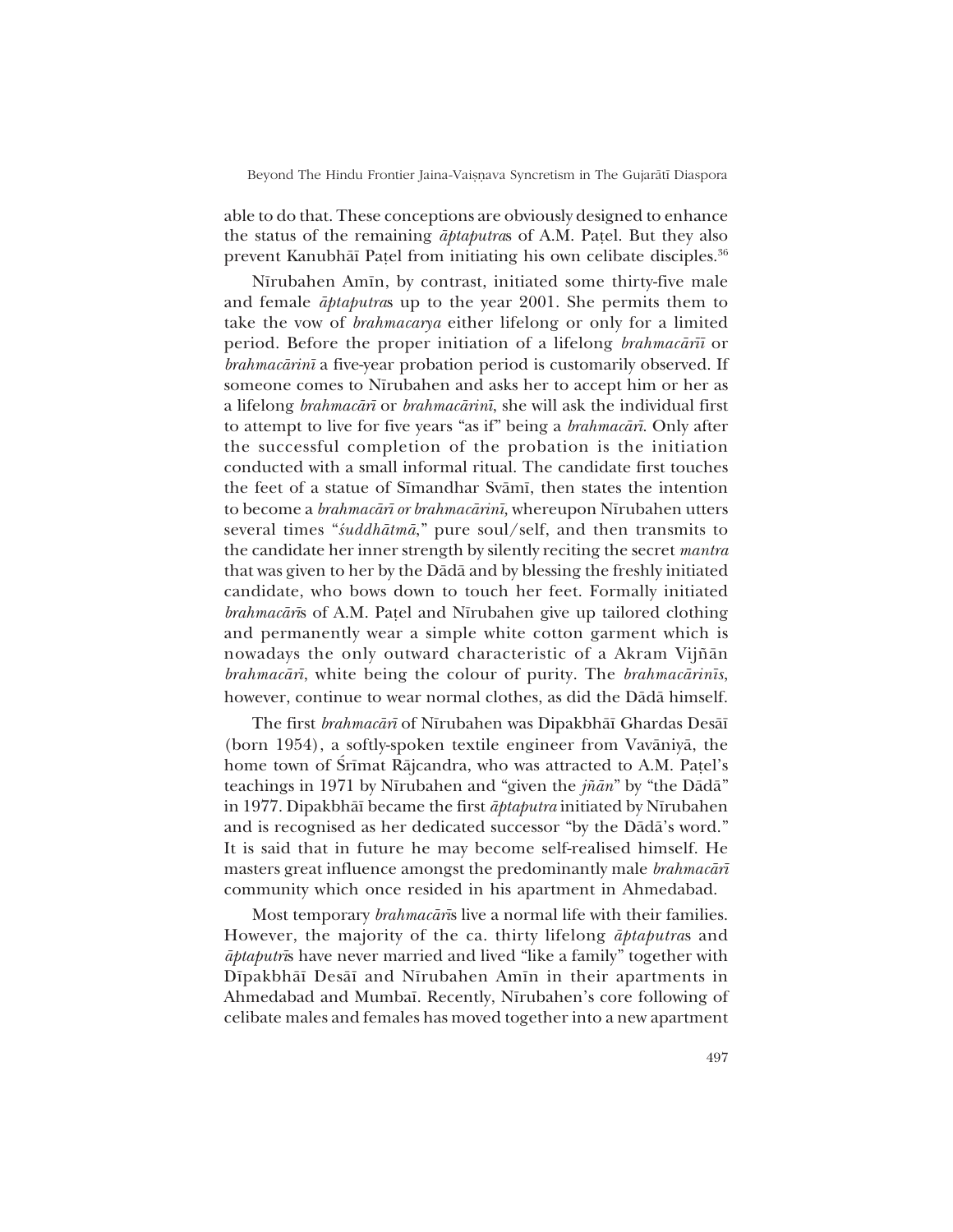able to do that. These conceptions are obviously designed to enhance the status of the remaining *āptaputra*s of A.M. Paṭel. But they also prevent Kanubhāī Paṭel from initiating his own celibate disciples.[36]

Nīrubahen Amīn, by contrast, initiated some thirty-five male and female *āptaputra*s up to the year 2001. She permits them to take the vow of *brahmacarya* either lifelong or only for a limited period. Before the proper initiation of a lifelong *brahmacārī* or *brahmacārinī* a five-year probation period is customarily observed. If someone comes to Nīrubahen and asks her to accept him or her as a lifelong *brahmacārī* or *brahmacārinī*, she will ask the individual first to attempt to live for five years "as if" being a *brahmacārī*. Only after the successful completion of the probation is the initiation conducted with a small informal ritual. The candidate first touches the feet of a statue of Sīmandhar Svāmī, then states the intention to become a *brahmacārī or brahmacārinī*, whereupon Nīrubahen utters several times "*śuddhātmā*," pure soul/self, and then transmits to the candidate her inner strength by silently reciting the secret *mantra* that was given to her by the Dādā and by blessing the freshly initiated candidate, who bows down to touch her feet. Formally initiated *brahmacārī*s of A.M. Paṭel and Nīrubahen give up tailored clothing and permanently wear a simple white cotton garment which is nowadays the only outward characteristic of a Akram Vijñān *brahmacārī*, white being the colour of purity. The *brahmacārinīs*, however, continue to wear normal clothes, as did the Dādā himself.

The first *brahmacārī* of Nīrubahen was Dipakbhāī Ghardas Desāī (born 1954), a softly-spoken textile engineer from Vavāniyā, the home town of Śrīmat Rājcandra, who was attracted to A.M. Paṭel's teachings in 1971 by Nīrubahen and "given the *jñān*" by "the Dādā" in 1977. Dipakbhāī became the first *āptaputra* initiated by Nīrubahen and is recognised as her dedicated successor "by the Dādā's word." It is said that in future he may become self-realised himself. He masters great influence amongst the predominantly male *brahmacārī* community which once resided in his apartment in Ahmedabad.

Most temporary *brahmacārī*s live a normal life with their families. However, the majority of the ca. thirty lifelong *āptaputra*s and *āptaputrī*s have never married and lived "like a family" together with Dīpakbhāī Desāī and Nīrubahen Amīn in their apartments in Ahmedabad and Mumbaī. Recently, Nīrubahen's core following of celibate males and females has moved together into a new apartment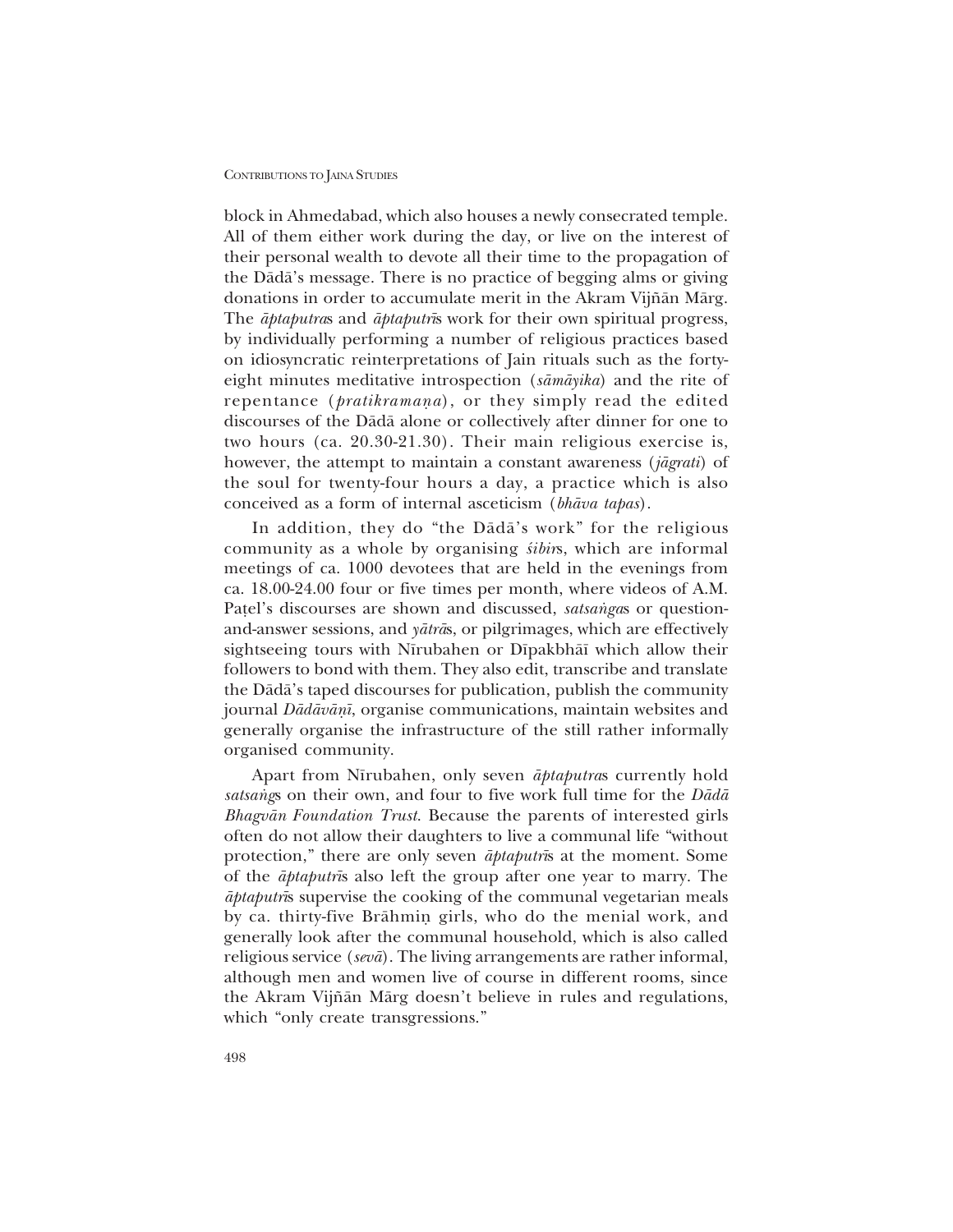block in Ahmedabad, which also houses a newly consecrated temple. All of them either work during the day, or live on the interest of their personal wealth to devote all their time to the propagation of the Dādā's message. There is no practice of begging alms or giving donations in order to accumulate merit in the Akram Vijñān Mārg. The *āptaputra*s and *āptaputrī*s work for their own spiritual progress, by individually performing a number of religious practices based on idiosyncratic reinterpretations of Jain rituals such as the forty-eight minutes meditative introspection (*sāmāyika*) and the rite of repentance (*pratikramaṇa*), or they simply read the edited discourses of the Dādā alone or collectively after dinner for one to two hours (ca. 20.30-21.30). Their main religious exercise is, however, the attempt to maintain a constant awareness (*jāgrati*) of the soul for twenty-four hours a day, a practice which is also conceived as a form of internal asceticism (*bhāva tapas*).

In addition, they do "the Dādā's work" for the religious community as a whole by organising *śibir*s, which are informal meetings of ca. 1000 devotees that are held in the evenings from ca. 18.00-24.00 four or five times per month, where videos of A.M. Paṭel's discourses are shown and discussed, *satsaṅga*s or question-and-answer sessions, and *yātrā*s, or pilgrimages, which are effectively sightseeing tours with Nīrubahen or Dīpakbhāī which allow their followers to bond with them. They also edit, transcribe and translate the Dādā's taped discourses for publication, publish the community journal *Dādāvāṇī*, organise communications, maintain websites and generally organise the infrastructure of the still rather informally organised community.

Apart from Nīrubahen, only seven *āptaputra*s currently hold *satsaṅg*s on their own, and four to five work full time for the *Dādā Bhagvān Foundation Trust*. Because the parents of interested girls often do not allow their daughters to live a communal life "without protection," there are only seven *āptaputrī*s at the moment. Some of the *āptaputrī*s also left the group after one year to marry. The *āptaputrī*s supervise the cooking of the communal vegetarian meals by ca. thirty-five Brāhmiṇ girls, who do the menial work, and generally look after the communal household, which is also called religious service (*sevā*). The living arrangements are rather informal, although men and women live of course in different rooms, since the Akram Vijñān Mārg doesn't believe in rules and regulations, which "only create transgressions."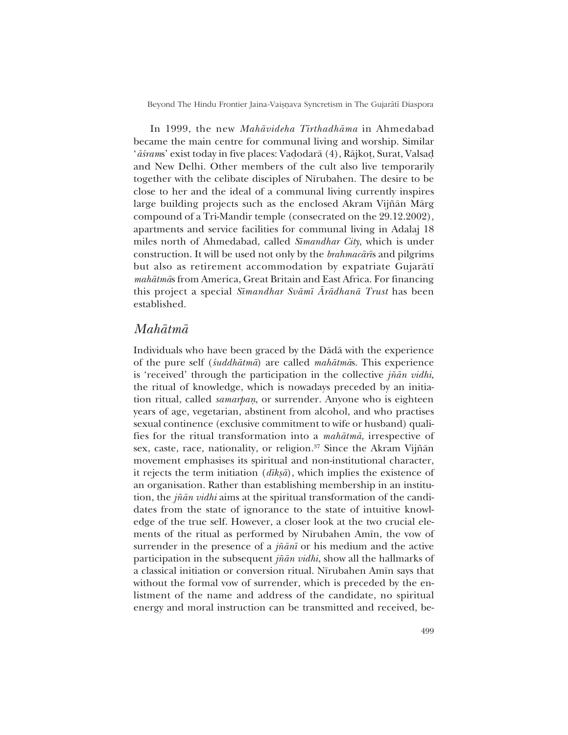In 1999, the new *Mahāvideha Tīrthadhāma* in Ahmedabad became the main centre for communal living and worship. Similar '*āśram*s' exist today in five places: Vaḍodarā (4), Rājkoṭ, Surat, Valsaḍ and New Delhi. Other members of the cult also live temporarily together with the celibate disciples of Nīrubahen. The desire to be close to her and the ideal of a communal living currently inspires large building projects such as the enclosed Akram Vijñān Mārg compound of a Tri-Mandir temple (consecrated on the 29.12.2002), apartments and service facilities for communal living in Adalaj 18 miles north of Ahmedabad, called *Sīmandhar City*, which is under construction. It will be used not only by the *brahmacārī*s and pilgrims but also as retirement accommodation by expatriate Gujarātī *mahātmā*s from America, Great Britain and East Africa. For financing this project a special *Sīmandhar Svāmī Ārādhanā Trust* has been established.

## *Mahātmā*

Individuals who have been graced by the Dādā with the experience of the pure self (*śuddhātmā*) are called *mahātmā*s. This experience is 'received' through the participation in the collective *jñān vidhi*, the ritual of knowledge, which is nowadays preceded by an initiation ritual, called *samarpaṇ*, or surrender. Anyone who is eighteen years of age, vegetarian, abstinent from alcohol, and who practises sexual continence (exclusive commitment to wife or husband) qualifies for the ritual transformation into a *mahātmā*, irrespective of sex, caste, race, nationality, or religion.[37] Since the Akram Vijñān movement emphasises its spiritual and non-institutional character, it rejects the term initiation (*dīkṣā*), which implies the existence of an organisation. Rather than establishing membership in an institution, the *jñān vidhi* aims at the spiritual transformation of the candidates from the state of ignorance to the state of intuitive knowledge of the true self. However, a closer look at the two crucial elements of the ritual as performed by Nīrubahen Amīn, the vow of surrender in the presence of a *jñānī* or his medium and the active participation in the subsequent *jñān vidhi*, show all the hallmarks of a classical initiation or conversion ritual. Nīrubahen Amīn says that without the formal vow of surrender, which is preceded by the enlistment of the name and address of the candidate, no spiritual energy and moral instruction can be transmitted and received, be-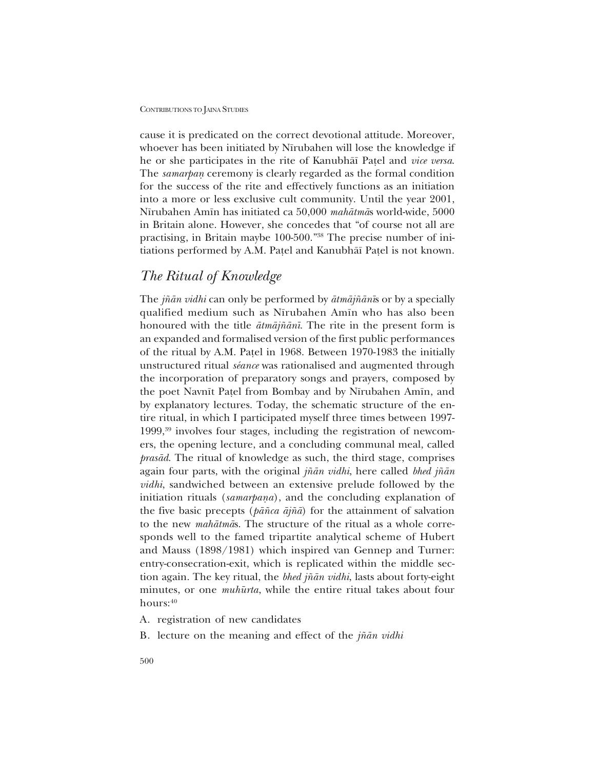cause it is predicated on the correct devotional attitude. Moreover, whoever has been initiated by Nīrubahen will lose the knowledge if he or she participates in the rite of Kanubhāī Paṭel and *vice versa*. The *samarpaṇ* ceremony is clearly regarded as the formal condition for the success of the rite and effectively functions as an initiation into a more or less exclusive cult community. Until the year 2001, Nīrubahen Amīn has initiated ca 50,000 *mahātmā*s world-wide, 5000 in Britain alone. However, she concedes that "of course not all are practising, in Britain maybe 100-500."[38] The precise number of initiations performed by A.M. Paṭel and Kanubhāī Paṭel is not known.

## *The Ritual of Knowledge*

The *jñān vidhi* can only be performed by *ātmājñānī*s or by a specially qualified medium such as Nīrubahen Amīn who has also been honoured with the title *ātmājñānī*. The rite in the present form is an expanded and formalised version of the first public performances of the ritual by A.M. Paṭel in 1968. Between 1970-1983 the initially unstructured ritual *séance* was rationalised and augmented through the incorporation of preparatory songs and prayers, composed by the poet Navnīt Paṭel from Bombay and by Nīrubahen Amīn, and by explanatory lectures. Today, the schematic structure of the entire ritual, in which I participated myself three times between 1997-1999,[39] involves four stages, including the registration of newcomers, the opening lecture, and a concluding communal meal, called *prasād*. The ritual of knowledge as such, the third stage, comprises again four parts, with the original *jñān vidhi*, here called *bhed jñān vidhi*, sandwiched between an extensive prelude followed by the initiation rituals (*samarpaṇa*), and the concluding explanation of the five basic precepts (*pāñca ājñā*) for the attainment of salvation to the new *mahātmā*s. The structure of the ritual as a whole corresponds well to the famed tripartite analytical scheme of Hubert and Mauss (1898/1981) which inspired van Gennep and Turner: entry-consecration-exit, which is replicated within the middle section again. The key ritual, the *bhed jñān vidhi*, lasts about forty-eight minutes, or one *muhūrta*, while the entire ritual takes about four hours:[40]

A. registration of new candidates

B. lecture on the meaning and effect of the *jñān vidhi*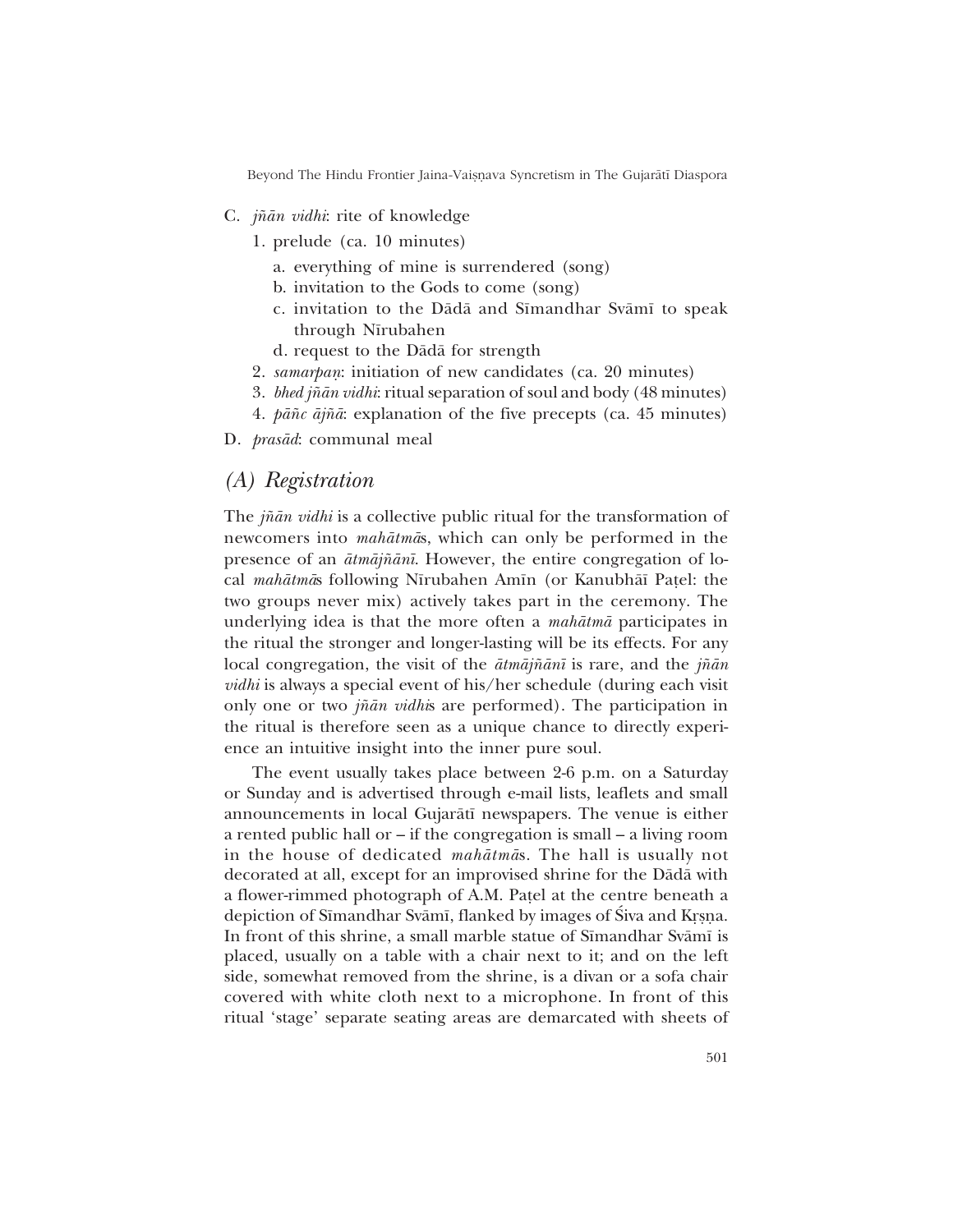C. *jñān vidhi*: rite of knowledge
   1. prelude (ca. 10 minutes)
      a. everything of mine is surrendered (song)
      b. invitation to the Gods to come (song)
      c. invitation to the Dādā and Sīmandhar Svāmī to speak through Nīrubahen
      d. request to the Dādā for strength
   2. *samarpaṇ*: initiation of new candidates (ca. 20 minutes)
   3. *bhed jñān vidhi*: ritual separation of soul and body (48 minutes)
   4. *pāñc ājñā*: explanation of the five precepts (ca. 45 minutes)

D. *prasād*: communal meal

## *(A) Registration*

The *jñān vidhi* is a collective public ritual for the transformation of newcomers into *mahātmā*s, which can only be performed in the presence of an *ātmājñānī*. However, the entire congregation of local *mahātmā*s following Nīrubahen Amīn (or Kanubhāī Paṭel: the two groups never mix) actively takes part in the ceremony. The underlying idea is that the more often a *mahātmā* participates in the ritual the stronger and longer-lasting will be its effects. For any local congregation, the visit of the *ātmājñānī* is rare, and the *jñān vidhi* is always a special event of his/her schedule (during each visit only one or two *jñān vidhi*s are performed). The participation in the ritual is therefore seen as a unique chance to directly experience an intuitive insight into the inner pure soul.

The event usually takes place between 2-6 p.m. on a Saturday or Sunday and is advertised through e-mail lists, leaflets and small announcements in local Gujarātī newspapers. The venue is either a rented public hall or – if the congregation is small – a living room in the house of dedicated *mahātmā*s. The hall is usually not decorated at all, except for an improvised shrine for the Dādā with a flower-rimmed photograph of A.M. Paṭel at the centre beneath a depiction of Sīmandhar Svāmī, flanked by images of Śiva and Kṛṣṇa. In front of this shrine, a small marble statue of Sīmandhar Svāmī is placed, usually on a table with a chair next to it; and on the left side, somewhat removed from the shrine, is a divan or a sofa chair covered with white cloth next to a microphone. In front of this ritual 'stage' separate seating areas are demarcated with sheets of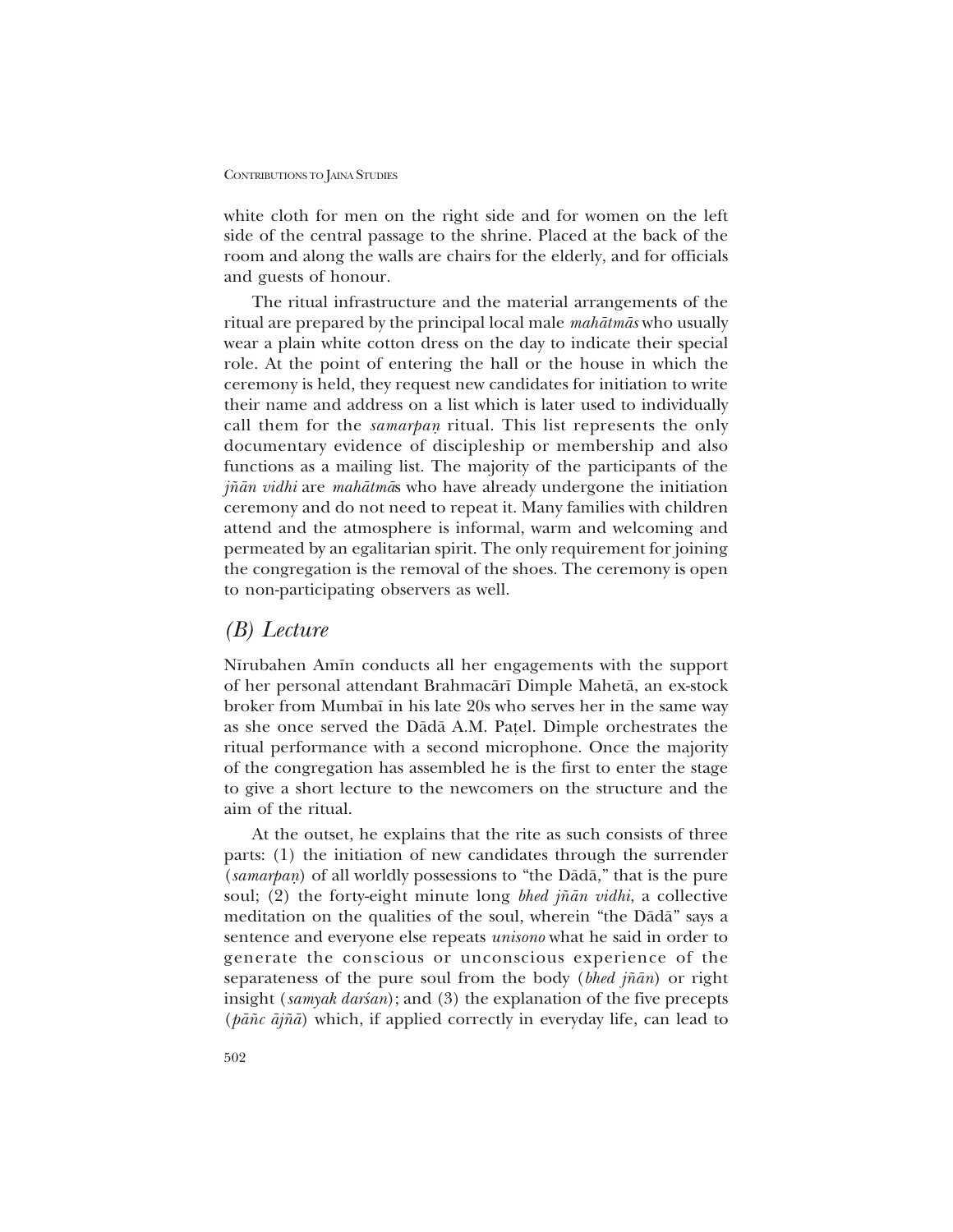white cloth for men on the right side and for women on the left side of the central passage to the shrine. Placed at the back of the room and along the walls are chairs for the elderly, and for officials and guests of honour.

The ritual infrastructure and the material arrangements of the ritual are prepared by the principal local male *mahātmās* who usually wear a plain white cotton dress on the day to indicate their special role. At the point of entering the hall or the house in which the ceremony is held, they request new candidates for initiation to write their name and address on a list which is later used to individually call them for the *samarpaṇ* ritual. This list represents the only documentary evidence of discipleship or membership and also functions as a mailing list. The majority of the participants of the *jñān vidhi* are *mahātmā*s who have already undergone the initiation ceremony and do not need to repeat it. Many families with children attend and the atmosphere is informal, warm and welcoming and permeated by an egalitarian spirit. The only requirement for joining the congregation is the removal of the shoes. The ceremony is open to non-participating observers as well.

## *(B) Lecture*

Nīrubahen Amīn conducts all her engagements with the support of her personal attendant Brahmacārī Dimple Mahetā, an ex-stock broker from Mumbaī in his late 20s who serves her in the same way as she once served the Dādā A.M. Paṭel. Dimple orchestrates the ritual performance with a second microphone. Once the majority of the congregation has assembled he is the first to enter the stage to give a short lecture to the newcomers on the structure and the aim of the ritual.

At the outset, he explains that the rite as such consists of three parts: (1) the initiation of new candidates through the surrender (*samarpaṇ*) of all worldly possessions to "the Dādā," that is the pure soul; (2) the forty-eight minute long *bhed jñān vidhi*, a collective meditation on the qualities of the soul, wherein "the Dādā" says a sentence and everyone else repeats *unisono* what he said in order to generate the conscious or unconscious experience of the separateness of the pure soul from the body (*bhed jñān*) or right insight (*samyak darśan*); and (3) the explanation of the five precepts (*pāñc ājñā*) which, if applied correctly in everyday life, can lead to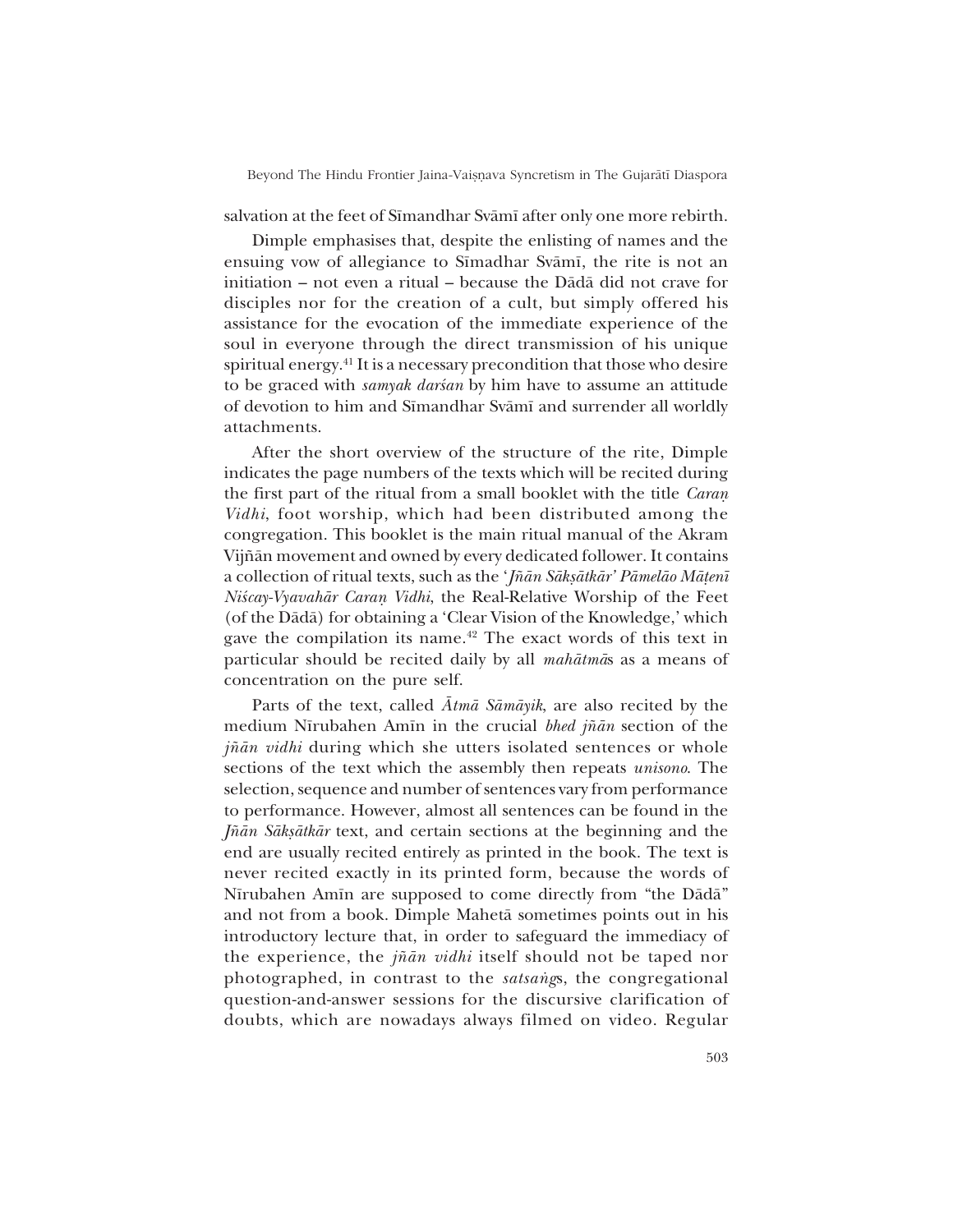salvation at the feet of Sīmandhar Svāmī after only one more rebirth.

Dimple emphasises that, despite the enlisting of names and the ensuing vow of allegiance to Sīmadhar Svāmī, the rite is not an initiation – not even a ritual – because the Dādā did not crave for disciples nor for the creation of a cult, but simply offered his assistance for the evocation of the immediate experience of the soul in everyone through the direct transmission of his unique spiritual energy.[41] It is a necessary precondition that those who desire to be graced with *samyak darśan* by him have to assume an attitude of devotion to him and Sīmandhar Svāmī and surrender all worldly attachments.

After the short overview of the structure of the rite, Dimple indicates the page numbers of the texts which will be recited during the first part of the ritual from a small booklet with the title *Caraṇ Vidhi*, foot worship, which had been distributed among the congregation. This booklet is the main ritual manual of the Akram Vijñān movement and owned by every dedicated follower. It contains a collection of ritual texts, such as the '*Jñān Sākṣātkār' Pāmelāo Māṭenī Niścay-Vyavahār Caraṇ Vidhi*, the Real-Relative Worship of the Feet (of the Dādā) for obtaining a 'Clear Vision of the Knowledge,' which gave the compilation its name.[42] The exact words of this text in particular should be recited daily by all *mahātmā*s as a means of concentration on the pure self.

Parts of the text, called *Ātmā Sāmāyik*, are also recited by the medium Nīrubahen Amīn in the crucial *bhed jñān* section of the *jñān vidhi* during which she utters isolated sentences or whole sections of the text which the assembly then repeats *unisono*. The selection, sequence and number of sentences vary from performance to performance. However, almost all sentences can be found in the *Jñān Sākṣātkār* text, and certain sections at the beginning and the end are usually recited entirely as printed in the book. The text is never recited exactly in its printed form, because the words of Nīrubahen Amīn are supposed to come directly from "the Dādā" and not from a book. Dimple Mahetā sometimes points out in his introductory lecture that, in order to safeguard the immediacy of the experience, the *jñān vidhi* itself should not be taped nor photographed, in contrast to the *satsaṅg*s, the congregational question-and-answer sessions for the discursive clarification of doubts, which are nowadays always filmed on video. Regular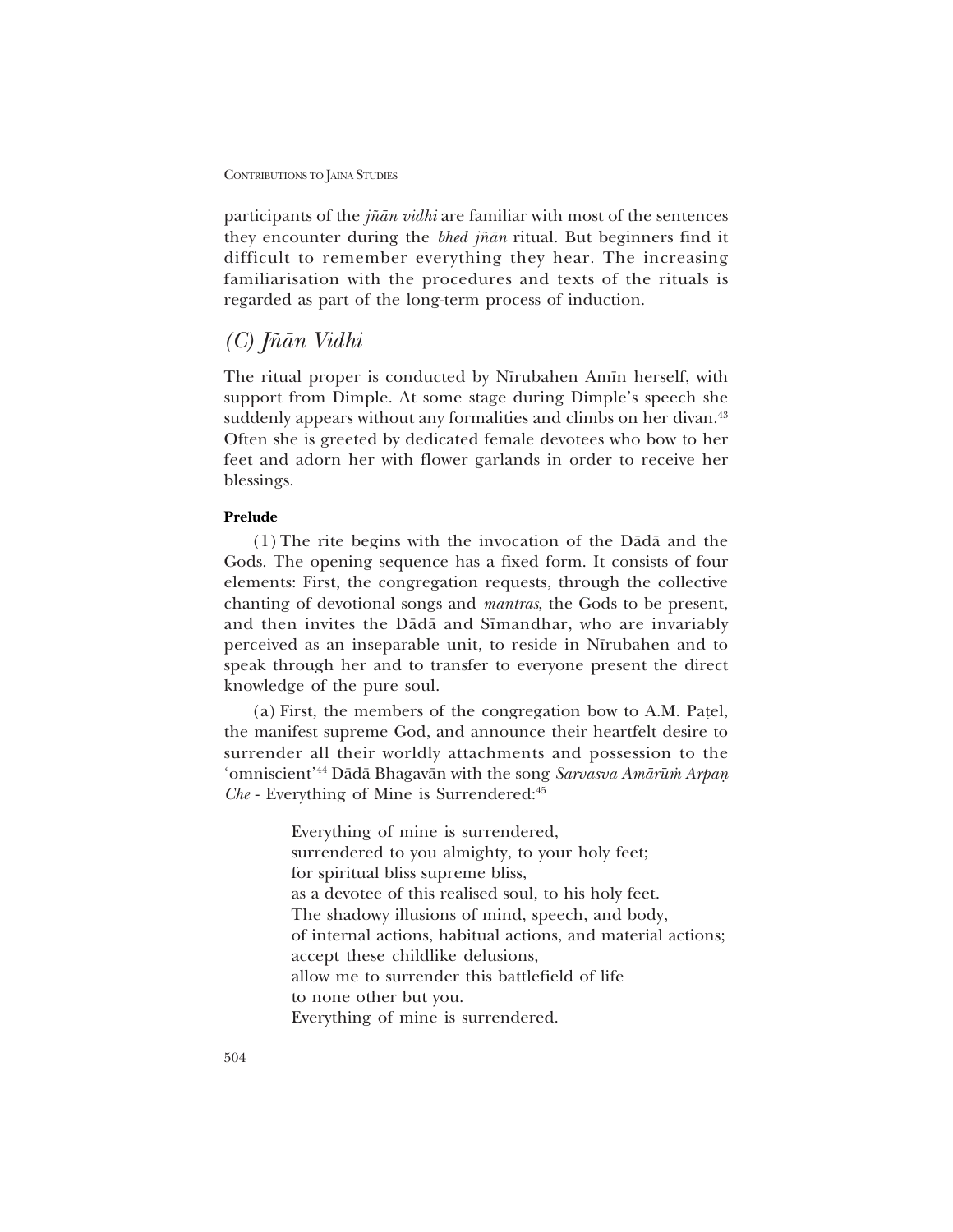participants of the *jñān vidhi* are familiar with most of the sentences they encounter during the *bhed jñān* ritual. But beginners find it difficult to remember everything they hear. The increasing familiarisation with the procedures and texts of the rituals is regarded as part of the long-term process of induction.

## (C) *Jñān Vidhi*

The ritual proper is conducted by Nīrubahen Amīn herself, with support from Dimple. At some stage during Dimple's speech she suddenly appears without any formalities and climbs on her divan.[43] Often she is greeted by dedicated female devotees who bow to her feet and adorn her with flower garlands in order to receive her blessings.

**Prelude**

(1) The rite begins with the invocation of the Dādā and the Gods. The opening sequence has a fixed form. It consists of four elements: First, the congregation requests, through the collective chanting of devotional songs and *mantras*, the Gods to be present, and then invites the Dādā and Sīmandhar, who are invariably perceived as an inseparable unit, to reside in Nīrubahen and to speak through her and to transfer to everyone present the direct knowledge of the pure soul.

(a) First, the members of the congregation bow to A.M. Paṭel, the manifest supreme God, and announce their heartfelt desire to surrender all their worldly attachments and possession to the 'omniscient'[44] Dādā Bhagavān with the song *Sarvasva Amārūṁ Arpaṇ Che* - Everything of Mine is Surrendered:[45]

> Everything of mine is surrendered,
> surrendered to you almighty, to your holy feet;
> for spiritual bliss supreme bliss,
> as a devotee of this realised soul, to his holy feet.
> The shadowy illusions of mind, speech, and body,
> of internal actions, habitual actions, and material actions;
> accept these childlike delusions,
> allow me to surrender this battlefield of life
> to none other but you.
> Everything of mine is surrendered.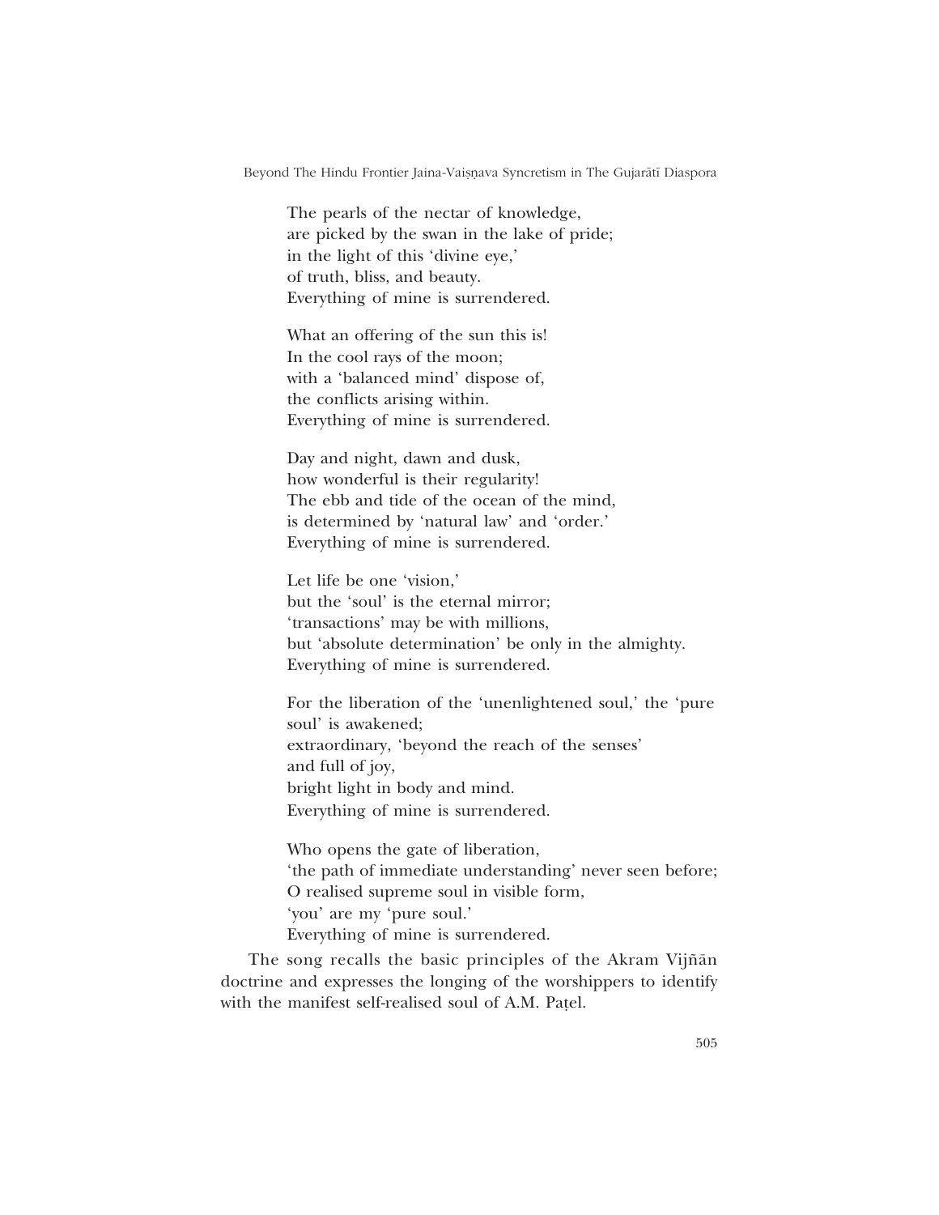The pearls of the nectar of knowledge,
are picked by the swan in the lake of pride;
in the light of this 'divine eye,'
of truth, bliss, and beauty.
Everything of mine is surrendered.

What an offering of the sun this is!
In the cool rays of the moon;
with a 'balanced mind' dispose of,
the conflicts arising within.
Everything of mine is surrendered.

Day and night, dawn and dusk,
how wonderful is their regularity!
The ebb and tide of the ocean of the mind,
is determined by 'natural law' and 'order.'
Everything of mine is surrendered.

Let life be one 'vision,'
but the 'soul' is the eternal mirror;
'transactions' may be with millions,
but 'absolute determination' be only in the almighty.
Everything of mine is surrendered.

For the liberation of the 'unenlightened soul,' the 'pure soul' is awakened;
extraordinary, 'beyond the reach of the senses'
and full of joy,
bright light in body and mind.
Everything of mine is surrendered.

Who opens the gate of liberation,
'the path of immediate understanding' never seen before;
O realised supreme soul in visible form,
'you' are my 'pure soul.'
Everything of mine is surrendered.

The song recalls the basic principles of the Akram Vijñān doctrine and expresses the longing of the worshippers to identify with the manifest self-realised soul of A.M. Paṭel.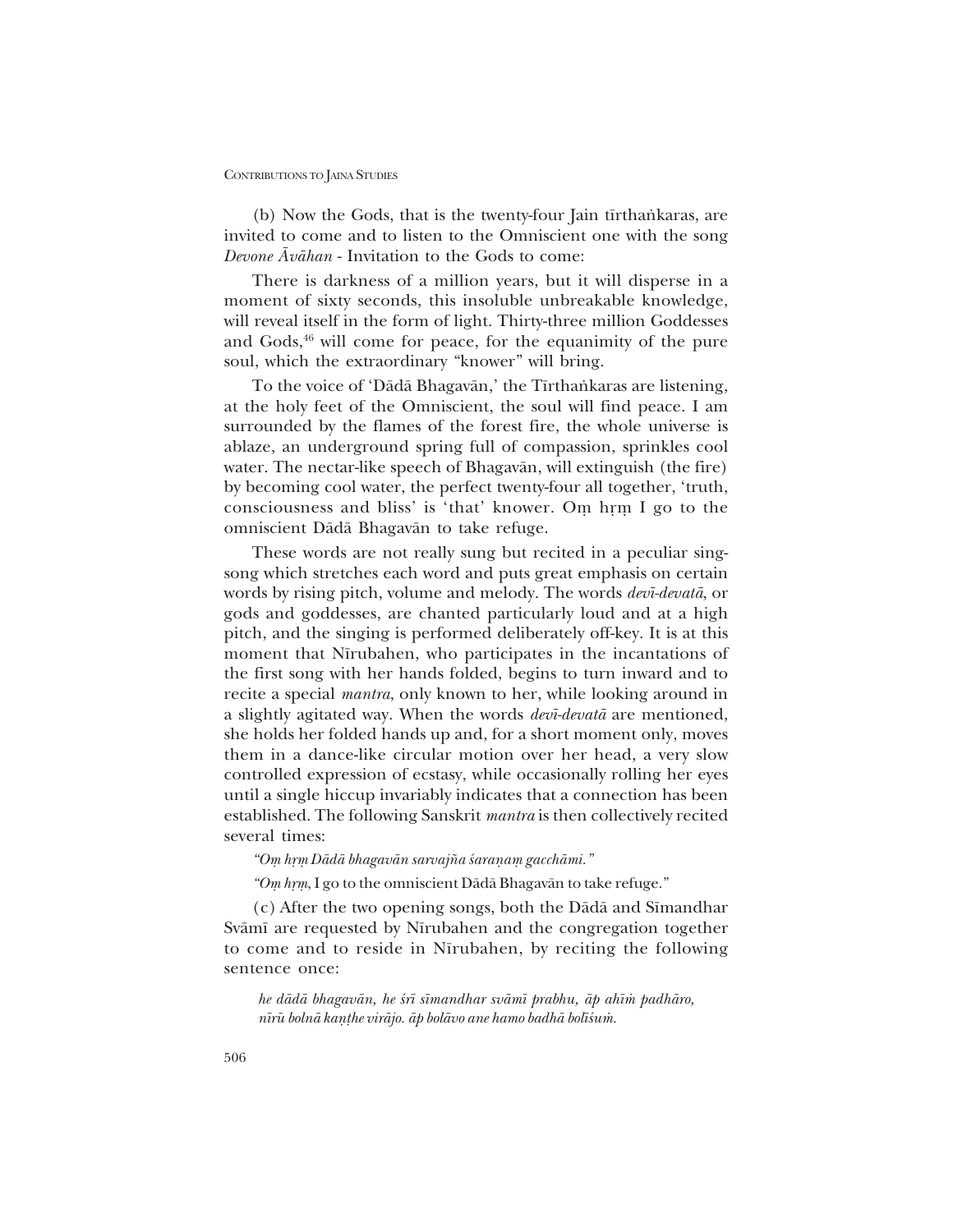(b) Now the Gods, that is the twenty-four Jain tīrthaṅkaras, are invited to come and to listen to the Omniscient one with the song *Devone Āvāhan* - Invitation to the Gods to come:

There is darkness of a million years, but it will disperse in a moment of sixty seconds, this insoluble unbreakable knowledge, will reveal itself in the form of light. Thirty-three million Goddesses and Gods,[46] will come for peace, for the equanimity of the pure soul, which the extraordinary "knower" will bring.

To the voice of 'Dādā Bhagavān,' the Tīrthaṅkaras are listening, at the holy feet of the Omniscient, the soul will find peace. I am surrounded by the flames of the forest fire, the whole universe is ablaze, an underground spring full of compassion, sprinkles cool water. The nectar-like speech of Bhagavān, will extinguish (the fire) by becoming cool water, the perfect twenty-four all together, 'truth, consciousness and bliss' is 'that' knower. Oṃ hṛṃ I go to the omniscient Dādā Bhagavān to take refuge.

These words are not really sung but recited in a peculiar sing-song which stretches each word and puts great emphasis on certain words by rising pitch, volume and melody. The words *devī-devatā*, or gods and goddesses, are chanted particularly loud and at a high pitch, and the singing is performed deliberately off-key. It is at this moment that Nīrubahen, who participates in the incantations of the first song with her hands folded, begins to turn inward and to recite a special *mantra*, only known to her, while looking around in a slightly agitated way. When the words *devī-devatā* are mentioned, she holds her folded hands up and, for a short moment only, moves them in a dance-like circular motion over her head, a very slow controlled expression of ecstasy, while occasionally rolling her eyes until a single hiccup invariably indicates that a connection has been established. The following Sanskrit *mantra* is then collectively recited several times:

*"Oṃ hṛṃ Dādā bhagavān sarvajña śaraṇaṃ gacchāmi."*

*"Oṃ hṛṃ*, I go to the omniscient Dādā Bhagavān to take refuge."

(c) After the two opening songs, both the Dādā and Sīmandhar Svāmī are requested by Nīrubahen and the congregation together to come and to reside in Nīrubahen, by reciting the following sentence once:

> *he dādā bhagavān, he śrī sīmandhar svāmī prabhu, āp ahīṁ padhāro, nīrū bolnā kaṇṭhe virājo. āp bolāvo ane hamo badhā bolīśuṁ.*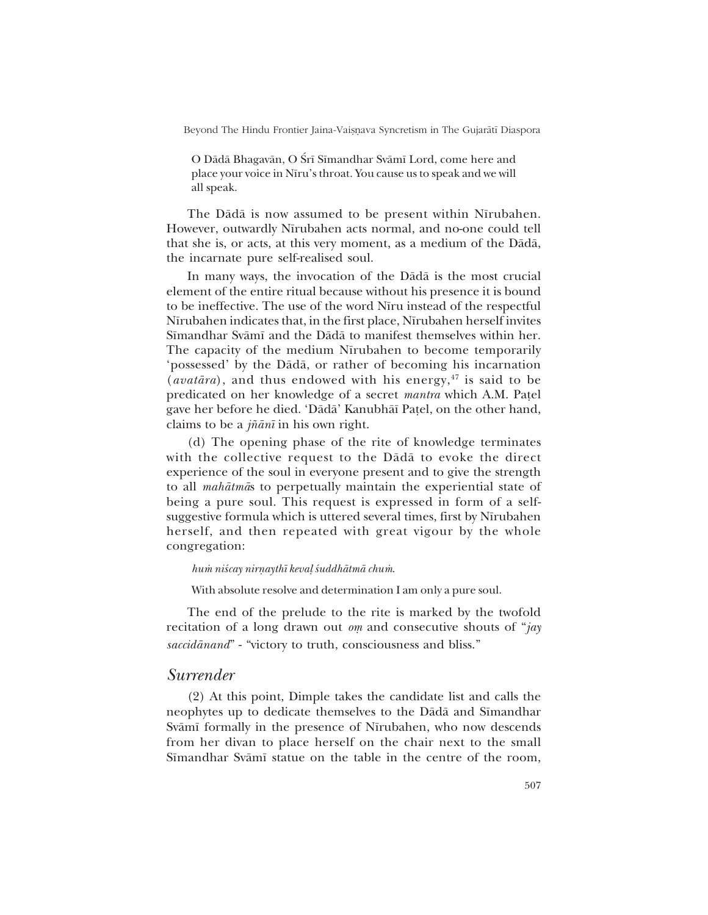O Dādā Bhagavān, O Śrī Sīmandhar Svāmī Lord, come here and place your voice in Nīru's throat. You cause us to speak and we will all speak.

The Dādā is now assumed to be present within Nīrubahen. However, outwardly Nīrubahen acts normal, and no-one could tell that she is, or acts, at this very moment, as a medium of the Dādā, the incarnate pure self-realised soul.

In many ways, the invocation of the Dādā is the most crucial element of the entire ritual because without his presence it is bound to be ineffective. The use of the word Nīru instead of the respectful Nīrubahen indicates that, in the first place, Nīrubahen herself invites Sīmandhar Svāmī and the Dādā to manifest themselves within her. The capacity of the medium Nīrubahen to become temporarily 'possessed' by the Dādā, or rather of becoming his incarnation (*avatāra*), and thus endowed with his energy,[47] is said to be predicated on her knowledge of a secret *mantra* which A.M. Paṭel gave her before he died. 'Dādā' Kanubhāī Paṭel, on the other hand, claims to be a *jñānī* in his own right.

(d) The opening phase of the rite of knowledge terminates with the collective request to the Dādā to evoke the direct experience of the soul in everyone present and to give the strength to all *mahātmā*s to perpetually maintain the experiential state of being a pure soul. This request is expressed in form of a self-suggestive formula which is uttered several times, first by Nīrubahen herself, and then repeated with great vigour by the whole congregation:

*huṁ niścay nirṇaythī kevaḷ śuddhātmā chuṁ.*

With absolute resolve and determination I am only a pure soul.

The end of the prelude to the rite is marked by the twofold recitation of a long drawn out *oṃ* and consecutive shouts of "*jay saccidānand*" - "victory to truth, consciousness and bliss."

## *Surrender*

(2) At this point, Dimple takes the candidate list and calls the neophytes up to dedicate themselves to the Dādā and Sīmandhar Svāmī formally in the presence of Nīrubahen, who now descends from her divan to place herself on the chair next to the small Sīmandhar Svāmī statue on the table in the centre of the room,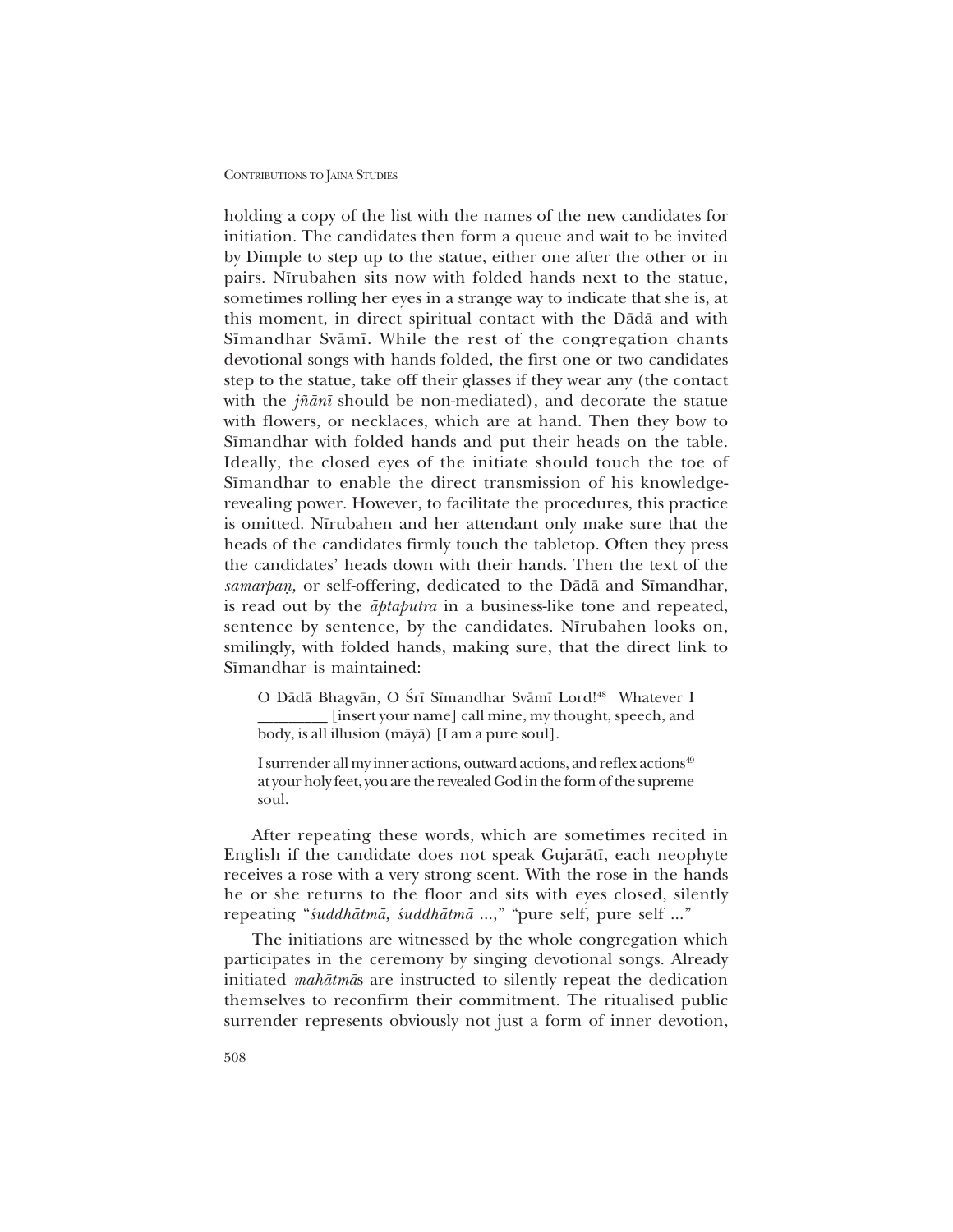holding a copy of the list with the names of the new candidates for initiation. The candidates then form a queue and wait to be invited by Dimple to step up to the statue, either one after the other or in pairs. Nīrubahen sits now with folded hands next to the statue, sometimes rolling her eyes in a strange way to indicate that she is, at this moment, in direct spiritual contact with the Dādā and with Sīmandhar Svāmī. While the rest of the congregation chants devotional songs with hands folded, the first one or two candidates step to the statue, take off their glasses if they wear any (the contact with the *jñānī* should be non-mediated), and decorate the statue with flowers, or necklaces, which are at hand. Then they bow to Sīmandhar with folded hands and put their heads on the table. Ideally, the closed eyes of the initiate should touch the toe of Sīmandhar to enable the direct transmission of his knowledge-revealing power. However, to facilitate the procedures, this practice is omitted. Nīrubahen and her attendant only make sure that the heads of the candidates firmly touch the tabletop. Often they press the candidates' heads down with their hands. Then the text of the *samarpaṇ,* or self-offering, dedicated to the Dādā and Sīmandhar, is read out by the *āptaputra* in a business-like tone and repeated, sentence by sentence, by the candidates. Nīrubahen looks on, smilingly, with folded hands, making sure, that the direct link to Sīmandhar is maintained:

> O Dādā Bhagvān, O Śrī Sīmandhar Svāmī Lord![48] Whatever I ________ [insert your name] call mine, my thought, speech, and body, is all illusion (māyā) [I am a pure soul].
>
> I surrender all my inner actions, outward actions, and reflex actions[49] at your holy feet, you are the revealed God in the form of the supreme soul.

After repeating these words, which are sometimes recited in English if the candidate does not speak Gujarātī, each neophyte receives a rose with a very strong scent. With the rose in the hands he or she returns to the floor and sits with eyes closed, silently repeating "*śuddhātmā, śuddhātmā* ...," "pure self, pure self ..."

The initiations are witnessed by the whole congregation which participates in the ceremony by singing devotional songs. Already initiated *mahātmā*s are instructed to silently repeat the dedication themselves to reconfirm their commitment. The ritualised public surrender represents obviously not just a form of inner devotion,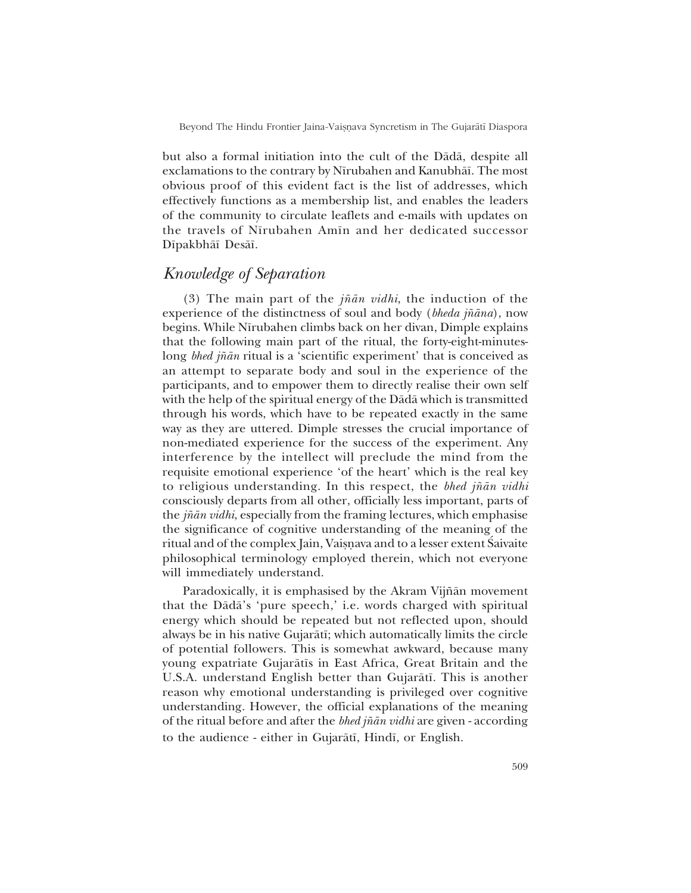but also a formal initiation into the cult of the Dādā, despite all exclamations to the contrary by Nīrubahen and Kanubhāī. The most obvious proof of this evident fact is the list of addresses, which effectively functions as a membership list, and enables the leaders of the community to circulate leaflets and e-mails with updates on the travels of Nīrubahen Amīn and her dedicated successor Dīpakbhāī Desāī.

## *Knowledge of Separation*

(3) The main part of the *jñān vidhi*, the induction of the experience of the distinctness of soul and body (*bheda jñāna*), now begins. While Nīrubahen climbs back on her divan, Dimple explains that the following main part of the ritual, the forty-eight-minutes-long *bhed jñān* ritual is a 'scientific experiment' that is conceived as an attempt to separate body and soul in the experience of the participants, and to empower them to directly realise their own self with the help of the spiritual energy of the Dādā which is transmitted through his words, which have to be repeated exactly in the same way as they are uttered. Dimple stresses the crucial importance of non-mediated experience for the success of the experiment. Any interference by the intellect will preclude the mind from the requisite emotional experience 'of the heart' which is the real key to religious understanding. In this respect, the *bhed jñān vidhi* consciously departs from all other, officially less important, parts of the *jñān vidhi*, especially from the framing lectures, which emphasise the significance of cognitive understanding of the meaning of the ritual and of the complex Jain, Vaiṣṇava and to a lesser extent Śaivaite philosophical terminology employed therein, which not everyone will immediately understand.

Paradoxically, it is emphasised by the Akram Vijñān movement that the Dādā's 'pure speech,' i.e. words charged with spiritual energy which should be repeated but not reflected upon, should always be in his native Gujarātī; which automatically limits the circle of potential followers. This is somewhat awkward, because many young expatriate Gujarātīs in East Africa, Great Britain and the U.S.A. understand English better than Gujarātī. This is another reason why emotional understanding is privileged over cognitive understanding. However, the official explanations of the meaning of the ritual before and after the *bhed jñān vidhi* are given - according to the audience - either in Gujarātī, Hindī, or English.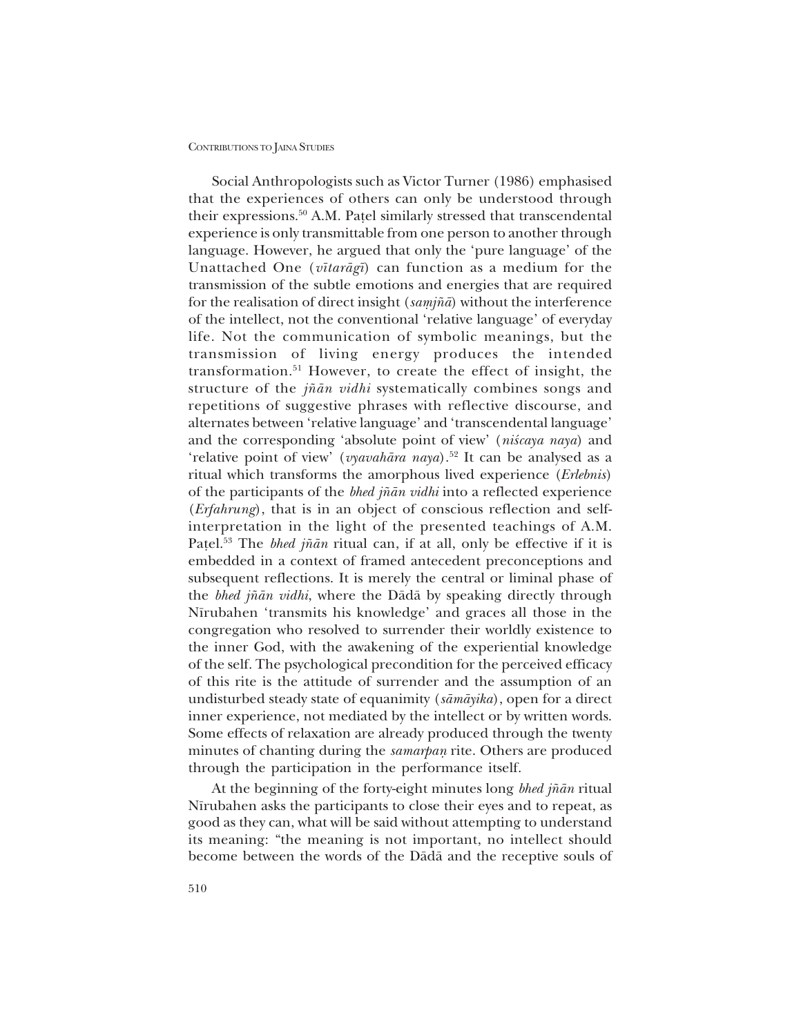Social Anthropologists such as Victor Turner (1986) emphasised that the experiences of others can only be understood through their expressions.[50] A.M. Paṭel similarly stressed that transcendental experience is only transmittable from one person to another through language. However, he argued that only the 'pure language' of the Unattached One (*vītarāgī*) can function as a medium for the transmission of the subtle emotions and energies that are required for the realisation of direct insight (*saṃjñā*) without the interference of the intellect, not the conventional 'relative language' of everyday life. Not the communication of symbolic meanings, but the transmission of living energy produces the intended transformation.[51] However, to create the effect of insight, the structure of the *jñān vidhi* systematically combines songs and repetitions of suggestive phrases with reflective discourse, and alternates between 'relative language' and 'transcendental language' and the corresponding 'absolute point of view' (*niścaya naya*) and 'relative point of view' (*vyavahāra naya*).[52] It can be analysed as a ritual which transforms the amorphous lived experience (*Erlebnis*) of the participants of the *bhed jñān vidhi* into a reflected experience (*Erfahrung*), that is in an object of conscious reflection and self-interpretation in the light of the presented teachings of A.M. Paṭel.[53] The *bhed jñān* ritual can, if at all, only be effective if it is embedded in a context of framed antecedent preconceptions and subsequent reflections. It is merely the central or liminal phase of the *bhed jñān vidhi*, where the Dādā by speaking directly through Nīrubahen 'transmits his knowledge' and graces all those in the congregation who resolved to surrender their worldly existence to the inner God, with the awakening of the experiential knowledge of the self. The psychological precondition for the perceived efficacy of this rite is the attitude of surrender and the assumption of an undisturbed steady state of equanimity (*sāmāyika*), open for a direct inner experience, not mediated by the intellect or by written words. Some effects of relaxation are already produced through the twenty minutes of chanting during the *samarpaṇ* rite. Others are produced through the participation in the performance itself.

At the beginning of the forty-eight minutes long *bhed jñān* ritual Nīrubahen asks the participants to close their eyes and to repeat, as good as they can, what will be said without attempting to understand its meaning: "the meaning is not important, no intellect should become between the words of the Dādā and the receptive souls of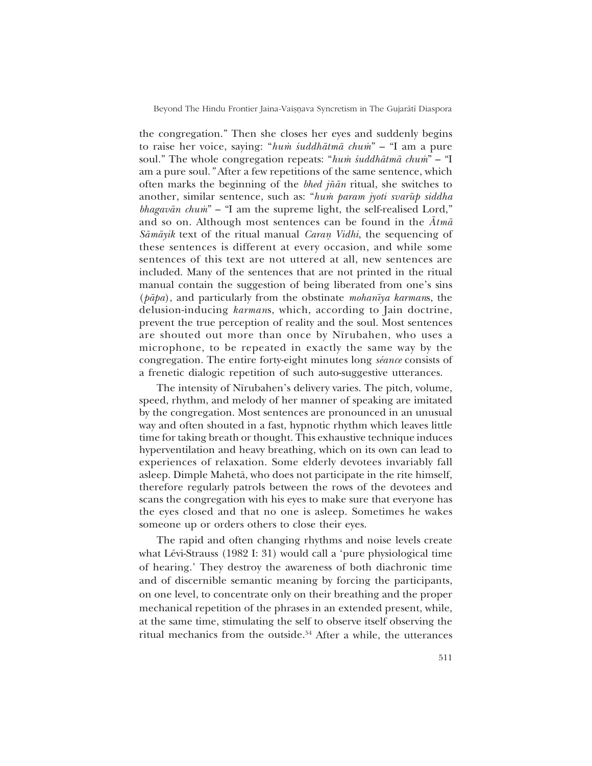the congregation." Then she closes her eyes and suddenly begins to raise her voice, saying: "*huṁ śuddhātmā chuṁ*" – "I am a pure soul." The whole congregation repeats: "*huṁ śuddhātmā chuṁ*" – "I am a pure soul." After a few repetitions of the same sentence, which often marks the beginning of the *bhed jñān* ritual, she switches to another, similar sentence, such as: "*huṁ param jyoti svarūp siddha bhagavān chuṁ*" – "I am the supreme light, the self-realised Lord," and so on. Although most sentences can be found in the *Ātmā Sāmāyik* text of the ritual manual *Caraṇ Vidhi*, the sequencing of these sentences is different at every occasion, and while some sentences of this text are not uttered at all, new sentences are included. Many of the sentences that are not printed in the ritual manual contain the suggestion of being liberated from one's sins (*pāpa*), and particularly from the obstinate *mohanīya karman*s, the delusion-inducing *karman*s, which, according to Jain doctrine, prevent the true perception of reality and the soul. Most sentences are shouted out more than once by Nīrubahen, who uses a microphone, to be repeated in exactly the same way by the congregation. The entire forty-eight minutes long *séance* consists of a frenetic dialogic repetition of such auto-suggestive utterances.

The intensity of Nīrubahen's delivery varies. The pitch, volume, speed, rhythm, and melody of her manner of speaking are imitated by the congregation. Most sentences are pronounced in an unusual way and often shouted in a fast, hypnotic rhythm which leaves little time for taking breath or thought. This exhaustive technique induces hyperventilation and heavy breathing, which on its own can lead to experiences of relaxation. Some elderly devotees invariably fall asleep. Dimple Mahetā, who does not participate in the rite himself, therefore regularly patrols between the rows of the devotees and scans the congregation with his eyes to make sure that everyone has the eyes closed and that no one is asleep. Sometimes he wakes someone up or orders others to close their eyes.

The rapid and often changing rhythms and noise levels create what Lévi-Strauss (1982 I: 31) would call a 'pure physiological time of hearing.' They destroy the awareness of both diachronic time and of discernible semantic meaning by forcing the participants, on one level, to concentrate only on their breathing and the proper mechanical repetition of the phrases in an extended present, while, at the same time, stimulating the self to observe itself observing the ritual mechanics from the outside.[54] After a while, the utterances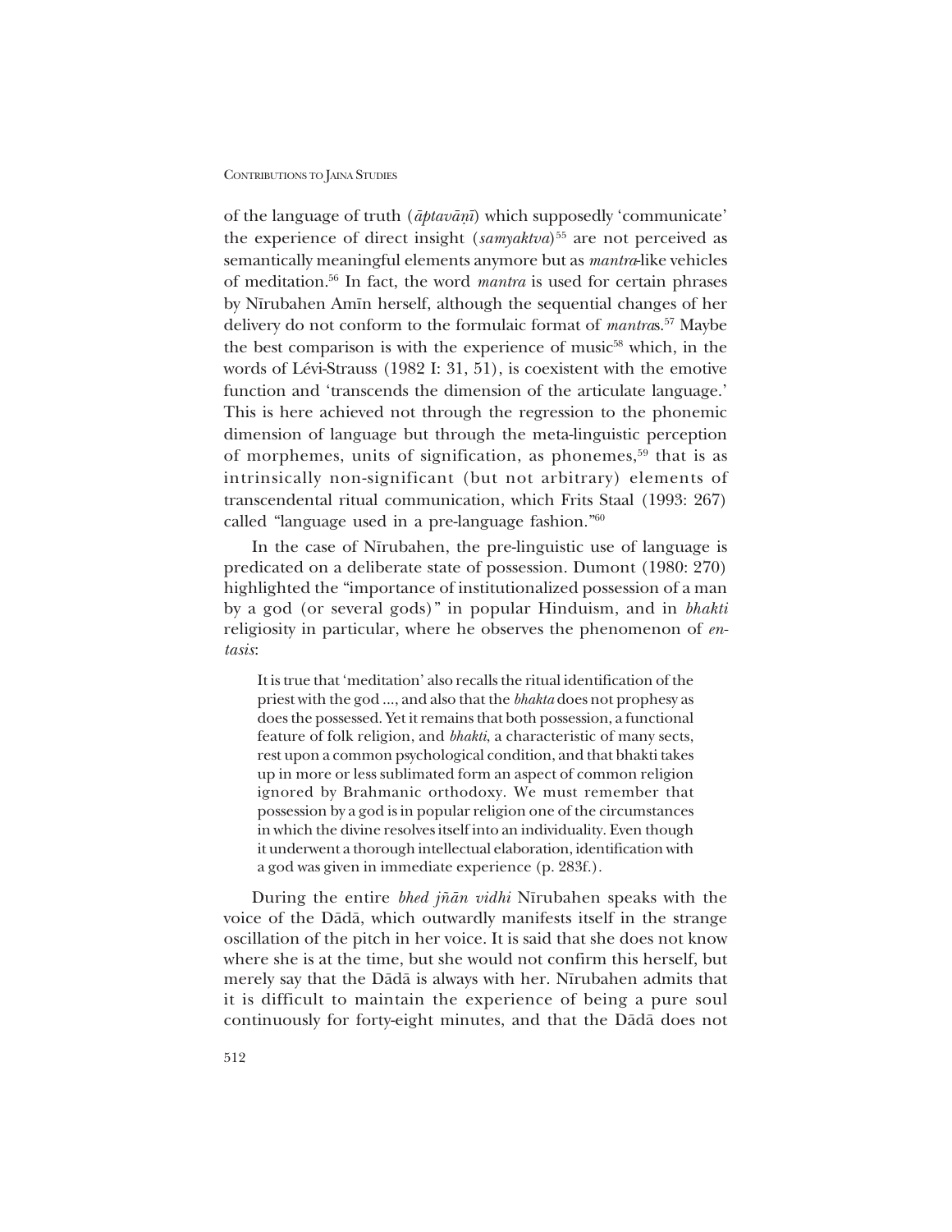of the language of truth (*āptavāṇī*) which supposedly 'communicate' the experience of direct insight (*samyaktva*)[55] are not perceived as semantically meaningful elements anymore but as *mantra*-like vehicles of meditation.[56] In fact, the word *mantra* is used for certain phrases by Nīrubahen Amīn herself, although the sequential changes of her delivery do not conform to the formulaic format of *mantra*s.[57] Maybe the best comparison is with the experience of music[58] which, in the words of Lévi-Strauss (1982 I: 31, 51), is coexistent with the emotive function and 'transcends the dimension of the articulate language.' This is here achieved not through the regression to the phonemic dimension of language but through the meta-linguistic perception of morphemes, units of signification, as phonemes,[59] that is as intrinsically non-significant (but not arbitrary) elements of transcendental ritual communication, which Frits Staal (1993: 267) called "language used in a pre-language fashion."[60]

In the case of Nīrubahen, the pre-linguistic use of language is predicated on a deliberate state of possession. Dumont (1980: 270) highlighted the "importance of institutionalized possession of a man by a god (or several gods)" in popular Hinduism, and in *bhakti* religiosity in particular, where he observes the phenomenon of *entasis*:

> It is true that 'meditation' also recalls the ritual identification of the priest with the god ..., and also that the *bhakta* does not prophesy as does the possessed. Yet it remains that both possession, a functional feature of folk religion, and *bhakti*, a characteristic of many sects, rest upon a common psychological condition, and that bhakti takes up in more or less sublimated form an aspect of common religion ignored by Brahmanic orthodoxy. We must remember that possession by a god is in popular religion one of the circumstances in which the divine resolves itself into an individuality. Even though it underwent a thorough intellectual elaboration, identification with a god was given in immediate experience (p. 283f.).

During the entire *bhed jñān vidhi* Nīrubahen speaks with the voice of the Dādā, which outwardly manifests itself in the strange oscillation of the pitch in her voice. It is said that she does not know where she is at the time, but she would not confirm this herself, but merely say that the Dādā is always with her. Nīrubahen admits that it is difficult to maintain the experience of being a pure soul continuously for forty-eight minutes, and that the Dādā does not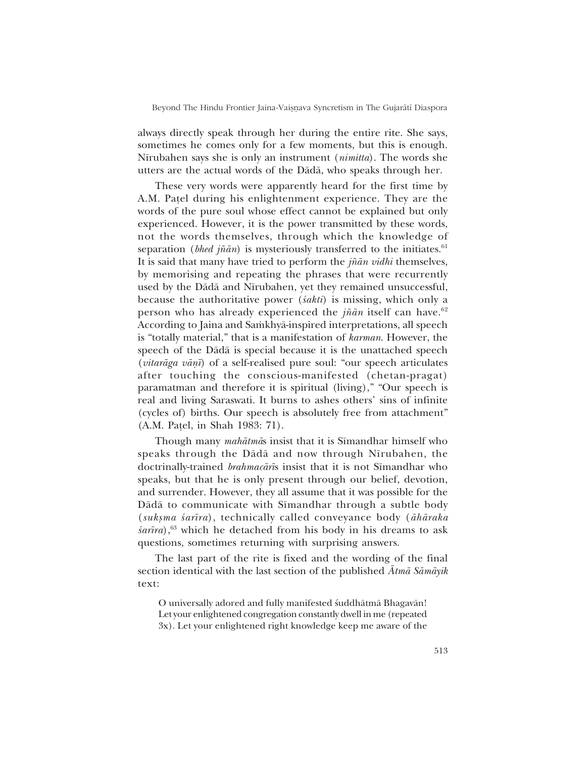always directly speak through her during the entire rite. She says, sometimes he comes only for a few moments, but this is enough. Nīrubahen says she is only an instrument (*nimitta*). The words she utters are the actual words of the Dādā, who speaks through her.

These very words were apparently heard for the first time by A.M. Paṭel during his enlightenment experience. They are the words of the pure soul whose effect cannot be explained but only experienced. However, it is the power transmitted by these words, not the words themselves, through which the knowledge of separation (*bhed jñān*) is mysteriously transferred to the initiates.[61] It is said that many have tried to perform the *jñān vidhi* themselves, by memorising and repeating the phrases that were recurrently used by the Dādā and Nīrubahen, yet they remained unsuccessful, because the authoritative power (*śakti*) is missing, which only a person who has already experienced the *jñān* itself can have.[62] According to Jaina and Saṁkhyā-inspired interpretations, all speech is "totally material," that is a manifestation of *karman*. However, the speech of the Dādā is special because it is the unattached speech (*vitarāga vāṇī*) of a self-realised pure soul: "our speech articulates after touching the conscious-manifested (chetan-pragat) paramatman and therefore it is spiritual (living)," "Our speech is real and living Saraswati. It burns to ashes others' sins of infinite (cycles of) births. Our speech is absolutely free from attachment" (A.M. Paṭel, in Shah 1983: 71).

Though many *mahātmā*s insist that it is Sīmandhar himself who speaks through the Dādā and now through Nīrubahen, the doctrinally-trained *brahmacārī*s insist that it is not Sīmandhar who speaks, but that he is only present through our belief, devotion, and surrender. However, they all assume that it was possible for the Dādā to communicate with Sīmandhar through a subtle body (*sukṣma śarīra*), technically called conveyance body (*āhāraka śarīra*),[63] which he detached from his body in his dreams to ask questions, sometimes returning with surprising answers.

The last part of the rite is fixed and the wording of the final section identical with the last section of the published *Ātmā Sāmāyik* text:

> O universally adored and fully manifested śuddhātmā Bhagavān! Let your enlightened congregation constantly dwell in me (repeated 3x). Let your enlightened right knowledge keep me aware of the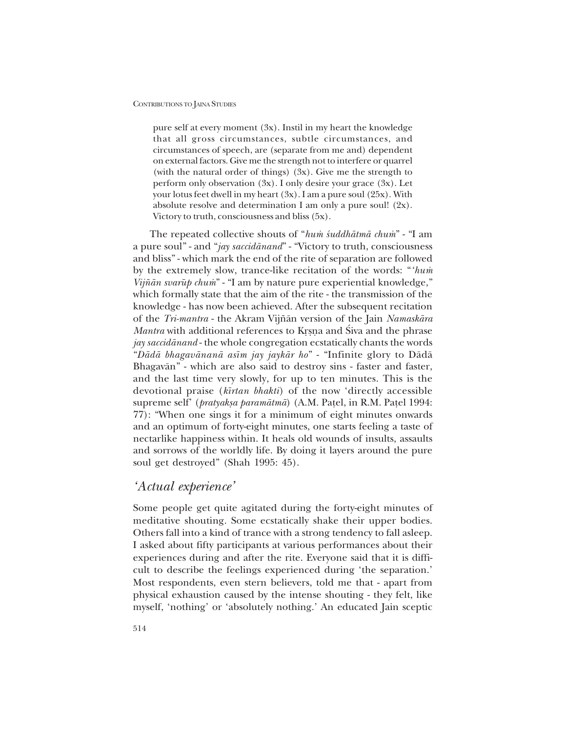> pure self at every moment (3x). Instil in my heart the knowledge that all gross circumstances, subtle circumstances, and circumstances of speech, are (separate from me and) dependent on external factors. Give me the strength not to interfere or quarrel (with the natural order of things) (3x). Give me the strength to perform only observation (3x). I only desire your grace (3x). Let your lotus feet dwell in my heart (3x). I am a pure soul (25x). With absolute resolve and determination I am only a pure soul! (2x). Victory to truth, consciousness and bliss (5x).

The repeated collective shouts of "*huṁ śuddhātmā chuṁ*" - "I am a pure soul" - and "*jay saccidānand*" - "Victory to truth, consciousness and bliss" - which mark the end of the rite of separation are followed by the extremely slow, trance-like recitation of the words: "'*huṁ Vijñān svarūp chuṁ*" - "I am by nature pure experiential knowledge," which formally state that the aim of the rite - the transmission of the knowledge - has now been achieved. After the subsequent recitation of the *Tri-mantra* - the Akram Vijñān version of the Jain *Namaskāra Mantra* with additional references to Kṛṣṇa and Śiva and the phrase *jay saccidānand* - the whole congregation ecstatically chants the words "*Dādā bhagavānanā asīm jay jaykār ho*" - "Infinite glory to Dādā Bhagavān" - which are also said to destroy sins - faster and faster, and the last time very slowly, for up to ten minutes. This is the devotional praise (*kīrtan bhakti*) of the now 'directly accessible supreme self' (*pratyakṣa paramātmā*) (A.M. Paṭel, in R.M. Paṭel 1994: 77): "When one sings it for a minimum of eight minutes onwards and an optimum of forty-eight minutes, one starts feeling a taste of nectarlike happiness within. It heals old wounds of insults, assaults and sorrows of the worldly life. By doing it layers around the pure soul get destroyed" (Shah 1995: 45).

## *'Actual experience'*

Some people get quite agitated during the forty-eight minutes of meditative shouting. Some ecstatically shake their upper bodies. Others fall into a kind of trance with a strong tendency to fall asleep. I asked about fifty participants at various performances about their experiences during and after the rite. Everyone said that it is difficult to describe the feelings experienced during 'the separation.' Most respondents, even stern believers, told me that - apart from physical exhaustion caused by the intense shouting - they felt, like myself, 'nothing' or 'absolutely nothing.' An educated Jain sceptic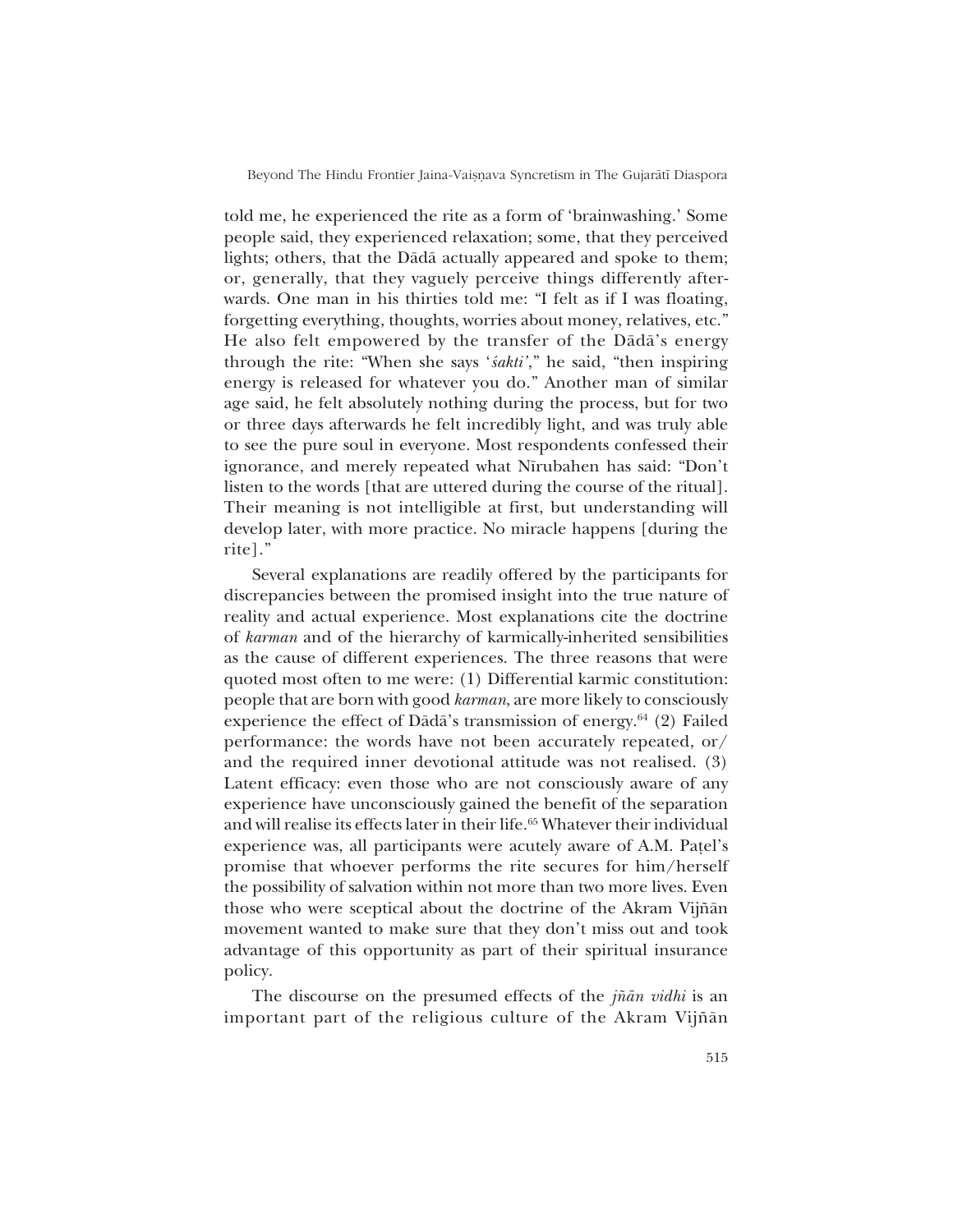told me, he experienced the rite as a form of 'brainwashing.' Some people said, they experienced relaxation; some, that they perceived lights; others, that the Dādā actually appeared and spoke to them; or, generally, that they vaguely perceive things differently afterwards. One man in his thirties told me: "I felt as if I was floating, forgetting everything, thoughts, worries about money, relatives, etc." He also felt empowered by the transfer of the Dādā's energy through the rite: "When she says '*śakti*'," he said, "then inspiring energy is released for whatever you do." Another man of similar age said, he felt absolutely nothing during the process, but for two or three days afterwards he felt incredibly light, and was truly able to see the pure soul in everyone. Most respondents confessed their ignorance, and merely repeated what Nīrubahen has said: "Don't listen to the words [that are uttered during the course of the ritual]. Their meaning is not intelligible at first, but understanding will develop later, with more practice. No miracle happens [during the rite]."

Several explanations are readily offered by the participants for discrepancies between the promised insight into the true nature of reality and actual experience. Most explanations cite the doctrine of *karman* and of the hierarchy of karmically-inherited sensibilities as the cause of different experiences. The three reasons that were quoted most often to me were: (1) Differential karmic constitution: people that are born with good *karman*, are more likely to consciously experience the effect of Dādā's transmission of energy.[64] (2) Failed performance: the words have not been accurately repeated, or/and the required inner devotional attitude was not realised. (3) Latent efficacy: even those who are not consciously aware of any experience have unconsciously gained the benefit of the separation and will realise its effects later in their life.[65] Whatever their individual experience was, all participants were acutely aware of A.M. Paṭel's promise that whoever performs the rite secures for him/herself the possibility of salvation within not more than two more lives. Even those who were sceptical about the doctrine of the Akram Vijñān movement wanted to make sure that they don't miss out and took advantage of this opportunity as part of their spiritual insurance policy.

The discourse on the presumed effects of the *jñān vidhi* is an important part of the religious culture of the Akram Vijñān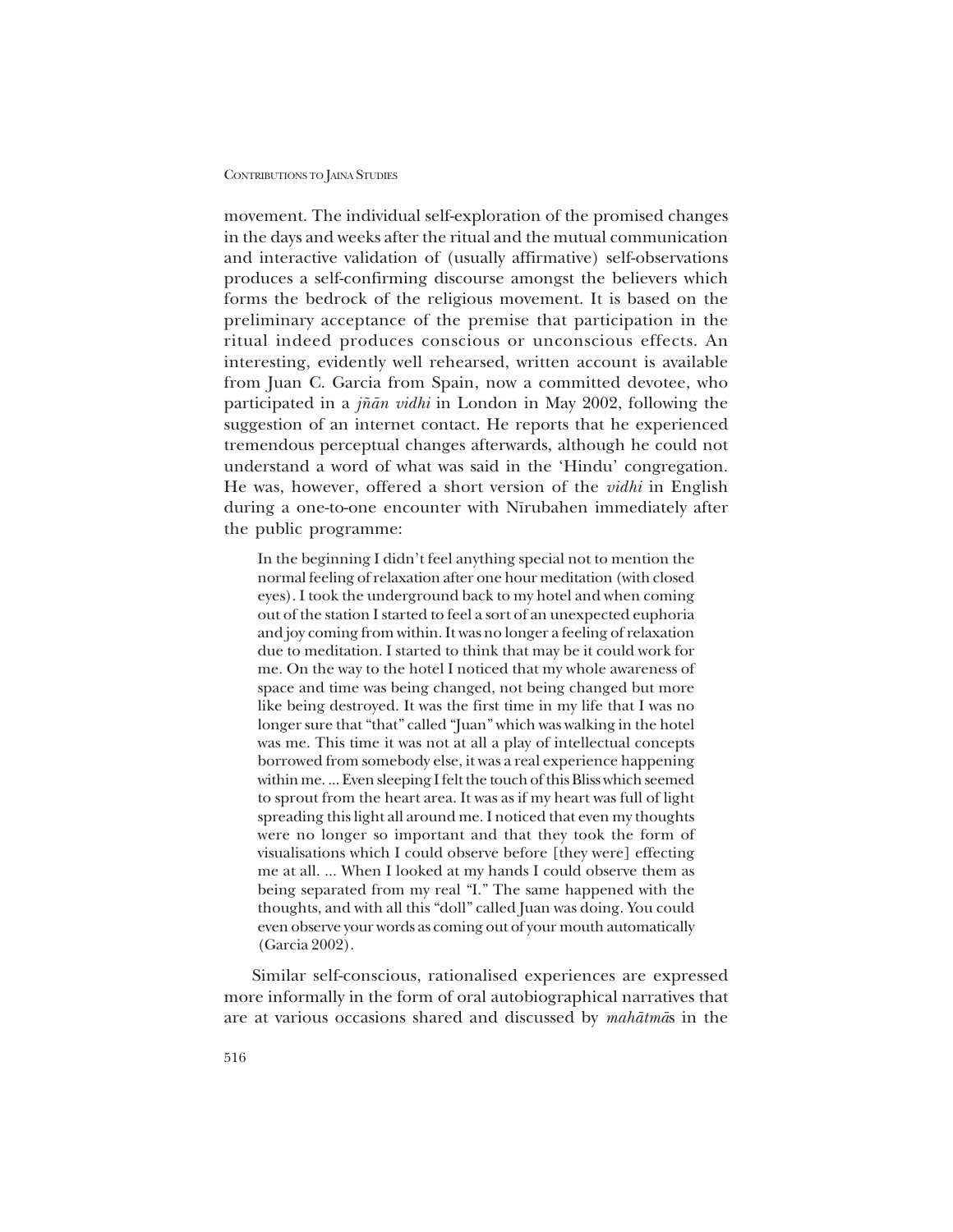movement. The individual self-exploration of the promised changes in the days and weeks after the ritual and the mutual communication and interactive validation of (usually affirmative) self-observations produces a self-confirming discourse amongst the believers which forms the bedrock of the religious movement. It is based on the preliminary acceptance of the premise that participation in the ritual indeed produces conscious or unconscious effects. An interesting, evidently well rehearsed, written account is available from Juan C. Garcia from Spain, now a committed devotee, who participated in a *jñān vidhi* in London in May 2002, following the suggestion of an internet contact. He reports that he experienced tremendous perceptual changes afterwards, although he could not understand a word of what was said in the 'Hindu' congregation. He was, however, offered a short version of the *vidhi* in English during a one-to-one encounter with Nīrubahen immediately after the public programme:

> In the beginning I didn't feel anything special not to mention the normal feeling of relaxation after one hour meditation (with closed eyes). I took the underground back to my hotel and when coming out of the station I started to feel a sort of an unexpected euphoria and joy coming from within. It was no longer a feeling of relaxation due to meditation. I started to think that may be it could work for me. On the way to the hotel I noticed that my whole awareness of space and time was being changed, not being changed but more like being destroyed. It was the first time in my life that I was no longer sure that "that" called "Juan" which was walking in the hotel was me. This time it was not at all a play of intellectual concepts borrowed from somebody else, it was a real experience happening within me. ... Even sleeping I felt the touch of this Bliss which seemed to sprout from the heart area. It was as if my heart was full of light spreading this light all around me. I noticed that even my thoughts were no longer so important and that they took the form of visualisations which I could observe before [they were] effecting me at all. ... When I looked at my hands I could observe them as being separated from my real "I." The same happened with the thoughts, and with all this "doll" called Juan was doing. You could even observe your words as coming out of your mouth automatically (Garcia 2002).

Similar self-conscious, rationalised experiences are expressed more informally in the form of oral autobiographical narratives that are at various occasions shared and discussed by *mahātmā*s in the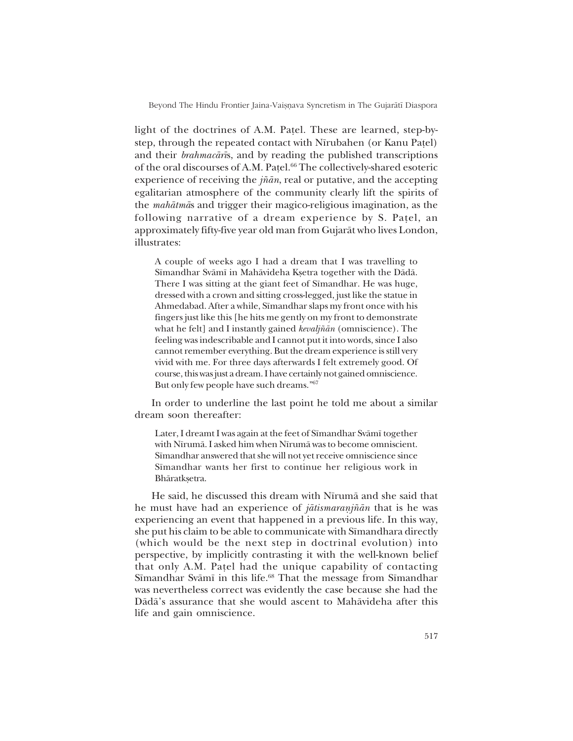light of the doctrines of A.M. Paṭel. These are learned, step-by-step, through the repeated contact with Nīrubahen (or Kanu Paṭel) and their *brahmacārī*s, and by reading the published transcriptions of the oral discourses of A.M. Paṭel.[66] The collectively-shared esoteric experience of receiving the *jñān*, real or putative, and the accepting egalitarian atmosphere of the community clearly lift the spirits of the *mahātmā*s and trigger their magico-religious imagination, as the following narrative of a dream experience by S. Paṭel, an approximately fifty-five year old man from Gujarāt who lives London, illustrates:

> A couple of weeks ago I had a dream that I was travelling to Sīmandhar Svāmī in Mahāvideha Kṣetra together with the Dādā. There I was sitting at the giant feet of Sīmandhar. He was huge, dressed with a crown and sitting cross-legged, just like the statue in Ahmedabad. After a while, Sīmandhar slaps my front once with his fingers just like this [he hits me gently on my front to demonstrate what he felt] and I instantly gained *kevaljñān* (omniscience). The feeling was indescribable and I cannot put it into words, since I also cannot remember everything. But the dream experience is still very vivid with me. For three days afterwards I felt extremely good. Of course, this was just a dream. I have certainly not gained omniscience. But only few people have such dreams."[67]

In order to underline the last point he told me about a similar dream soon thereafter:

> Later, I dreamt I was again at the feet of Sīmandhar Svāmī together with Nīrumā. I asked him when Nīrumā was to become omniscient. Sīmandhar answered that she will not yet receive omniscience since Sīmandhar wants her first to continue her religious work in Bhāratkṣetra.

He said, he discussed this dream with Nīrumā and she said that he must have had an experience of *jātismaranjñān* that is he was experiencing an event that happened in a previous life. In this way, she put his claim to be able to communicate with Sīmandhara directly (which would be the next step in doctrinal evolution) into perspective, by implicitly contrasting it with the well-known belief that only A.M. Paṭel had the unique capability of contacting Sīmandhar Svāmī in this life.[68] That the message from Sīmandhar was nevertheless correct was evidently the case because she had the Dādā's assurance that she would ascent to Mahāvideha after this life and gain omniscience.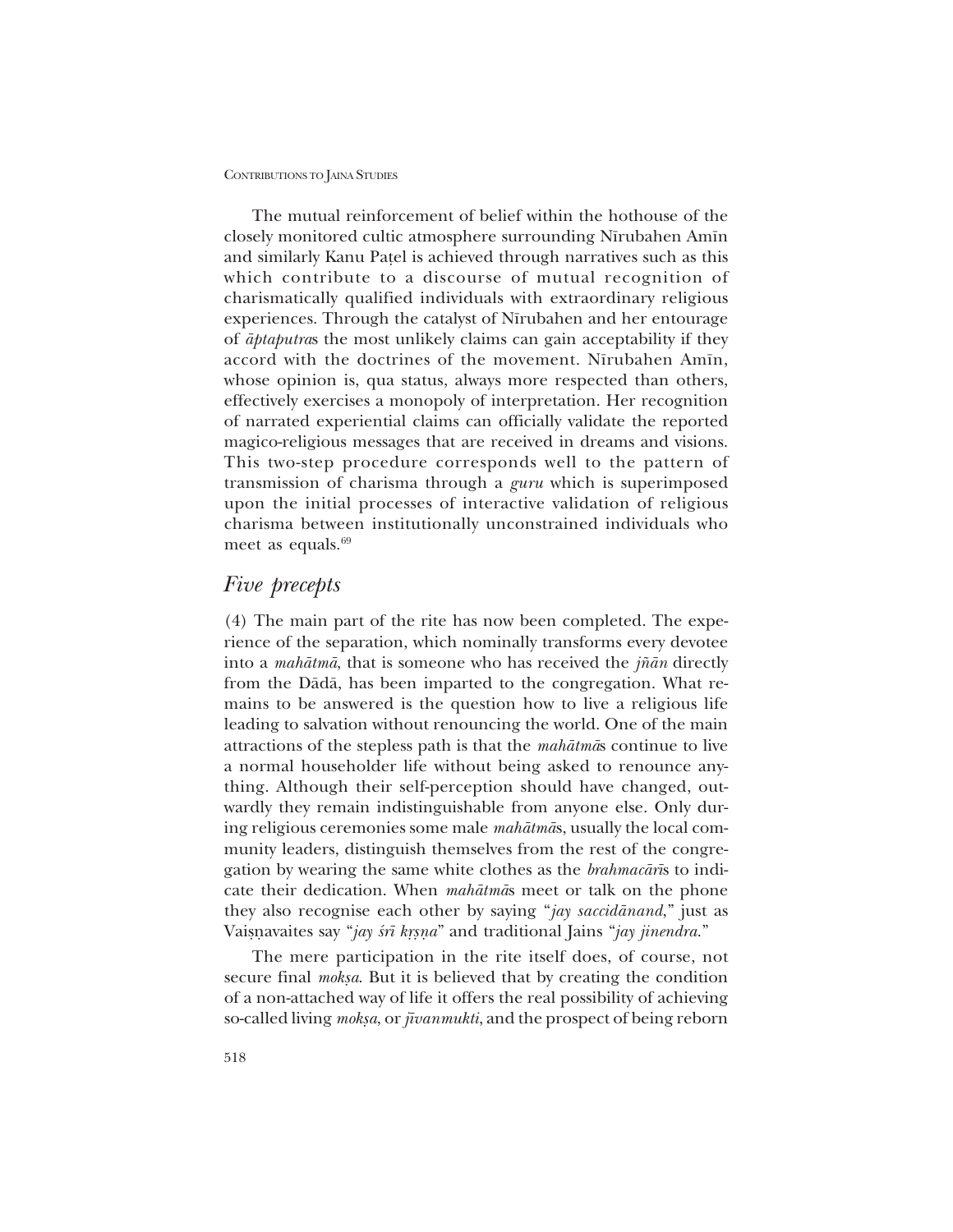The mutual reinforcement of belief within the hothouse of the closely monitored cultic atmosphere surrounding Nīrubahen Amīn and similarly Kanu Paṭel is achieved through narratives such as this which contribute to a discourse of mutual recognition of charismatically qualified individuals with extraordinary religious experiences. Through the catalyst of Nīrubahen and her entourage of *āptaputra*s the most unlikely claims can gain acceptability if they accord with the doctrines of the movement. Nīrubahen Amīn, whose opinion is, qua status, always more respected than others, effectively exercises a monopoly of interpretation. Her recognition of narrated experiential claims can officially validate the reported magico-religious messages that are received in dreams and visions. This two-step procedure corresponds well to the pattern of transmission of charisma through a *guru* which is superimposed upon the initial processes of interactive validation of religious charisma between institutionally unconstrained individuals who meet as equals.[69]

## *Five precepts*

(4) The main part of the rite has now been completed. The experience of the separation, which nominally transforms every devotee into a *mahātmā*, that is someone who has received the *jñān* directly from the Dādā, has been imparted to the congregation. What remains to be answered is the question how to live a religious life leading to salvation without renouncing the world. One of the main attractions of the stepless path is that the *mahātmā*s continue to live a normal householder life without being asked to renounce anything. Although their self-perception should have changed, outwardly they remain indistinguishable from anyone else. Only during religious ceremonies some male *mahātmā*s, usually the local community leaders, distinguish themselves from the rest of the congregation by wearing the same white clothes as the *brahmacārī*s to indicate their dedication. When *mahātmā*s meet or talk on the phone they also recognise each other by saying "*jay saccidānand*," just as Vaiṣṇavaites say "*jay śrī kṛṣṇa*" and traditional Jains "*jay jinendra*."

The mere participation in the rite itself does, of course, not secure final *mokṣa*. But it is believed that by creating the condition of a non-attached way of life it offers the real possibility of achieving so-called living *mokṣa*, or *jīvanmukti*, and the prospect of being reborn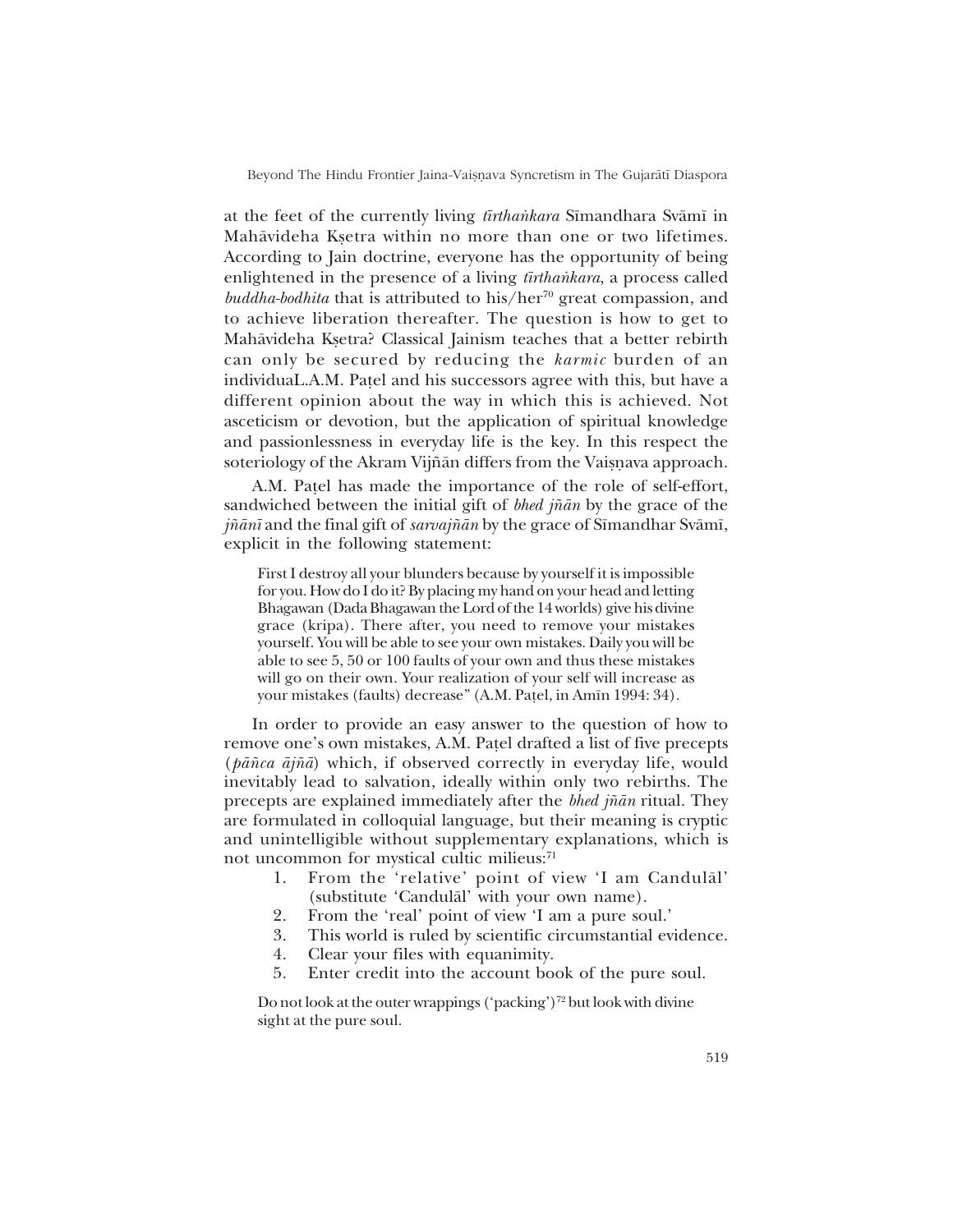at the feet of the currently living *tīrthaṅkara* Sīmandhara Svāmī in Mahāvideha Kṣetra within no more than one or two lifetimes. According to Jain doctrine, everyone has the opportunity of being enlightened in the presence of a living *tīrthaṅkara*, a process called *buddha-bodhita* that is attributed to his/her[70] great compassion, and to achieve liberation thereafter. The question is how to get to Mahāvideha Kṣetra? Classical Jainism teaches that a better rebirth can only be secured by reducing the *karmic* burden of an individuaL.A.M. Paṭel and his successors agree with this, but have a different opinion about the way in which this is achieved. Not asceticism or devotion, but the application of spiritual knowledge and passionlessness in everyday life is the key. In this respect the soteriology of the Akram Vijñān differs from the Vaiṣṇava approach.

A.M. Paṭel has made the importance of the role of self-effort, sandwiched between the initial gift of *bhed jñān* by the grace of the *jñānī* and the final gift of *sarvajñān* by the grace of Sīmandhar Svāmī, explicit in the following statement:

> First I destroy all your blunders because by yourself it is impossible for you. How do I do it? By placing my hand on your head and letting Bhagawan (Dada Bhagawan the Lord of the 14 worlds) give his divine grace (kripa). There after, you need to remove your mistakes yourself. You will be able to see your own mistakes. Daily you will be able to see 5, 50 or 100 faults of your own and thus these mistakes will go on their own. Your realization of your self will increase as your mistakes (faults) decrease" (A.M. Paṭel, in Amīn 1994: 34).

In order to provide an easy answer to the question of how to remove one's own mistakes, A.M. Paṭel drafted a list of five precepts (*pāñca ājñā*) which, if observed correctly in everyday life, would inevitably lead to salvation, ideally within only two rebirths. The precepts are explained immediately after the *bhed jñān* ritual. They are formulated in colloquial language, but their meaning is cryptic and unintelligible without supplementary explanations, which is not uncommon for mystical cultic milieus:[71]

1. From the 'relative' point of view 'I am Candulāl' (substitute 'Candulāl' with your own name).
2. From the 'real' point of view 'I am a pure soul.'
3. This world is ruled by scientific circumstantial evidence.
4. Clear your files with equanimity.
5. Enter credit into the account book of the pure soul.

> Do not look at the outer wrappings ('packing')[72] but look with divine sight at the pure soul.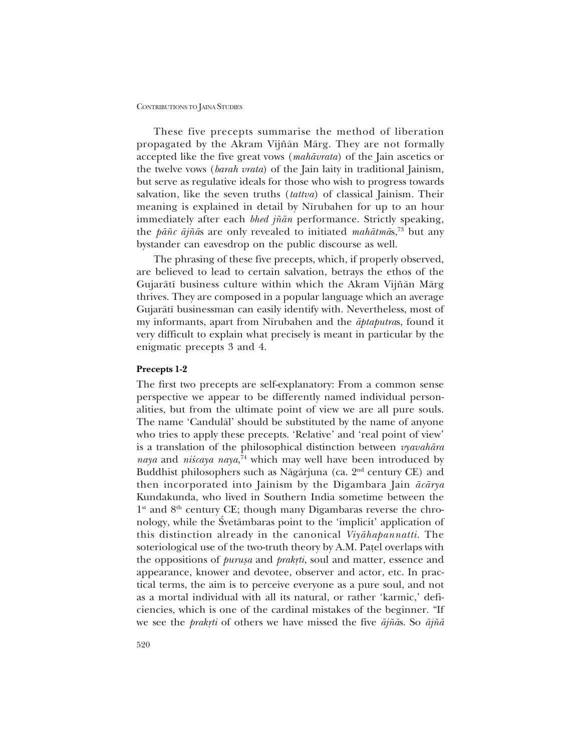These five precepts summarise the method of liberation propagated by the Akram Vijñān Mārg. They are not formally accepted like the five great vows (*mahāvrata*) of the Jain ascetics or the twelve vows (*barah vrata*) of the Jain laity in traditional Jainism, but serve as regulative ideals for those who wish to progress towards salvation, like the seven truths (*tattva*) of classical Jainism. Their meaning is explained in detail by Nīrubahen for up to an hour immediately after each *bhed jñān* performance. Strictly speaking, the *pāñc ājñā*s are only revealed to initiated *mahātmā*s,[73] but any bystander can eavesdrop on the public discourse as well.

The phrasing of these five precepts, which, if properly observed, are believed to lead to certain salvation, betrays the ethos of the Gujarātī business culture within which the Akram Vijñān Mārg thrives. They are composed in a popular language which an average Gujarātī businessman can easily identify with. Nevertheless, most of my informants, apart from Nīrubahen and the *āptaputra*s, found it very difficult to explain what precisely is meant in particular by the enigmatic precepts 3 and 4.

**Precepts 1-2**

The first two precepts are self-explanatory: From a common sense perspective we appear to be differently named individual personalities, but from the ultimate point of view we are all pure souls. The name 'Candulāl' should be substituted by the name of anyone who tries to apply these precepts. 'Relative' and 'real point of view' is a translation of the philosophical distinction between *vyavahāra naya* and *niścaya naya*,[74] which may well have been introduced by Buddhist philosophers such as Nāgārjuna (ca. 2nd century CE) and then incorporated into Jainism by the Digambara Jain *ācārya* Kundakunda, who lived in Southern India sometime between the 1st and 8th century CE; though many Digambaras reverse the chronology, while the Śvetāmbaras point to the 'implicit' application of this distinction already in the canonical *Viyāhapannatti*. The soteriological use of the two-truth theory by A.M. Paṭel overlaps with the oppositions of *puruṣa* and *prakṛti*, soul and matter, essence and appearance, knower and devotee, observer and actor, etc. In practical terms, the aim is to perceive everyone as a pure soul, and not as a mortal individual with all its natural, or rather 'karmic,' deficiencies, which is one of the cardinal mistakes of the beginner. "If we see the *prakṛti* of others we have missed the five *ājñā*s. So *ājñā*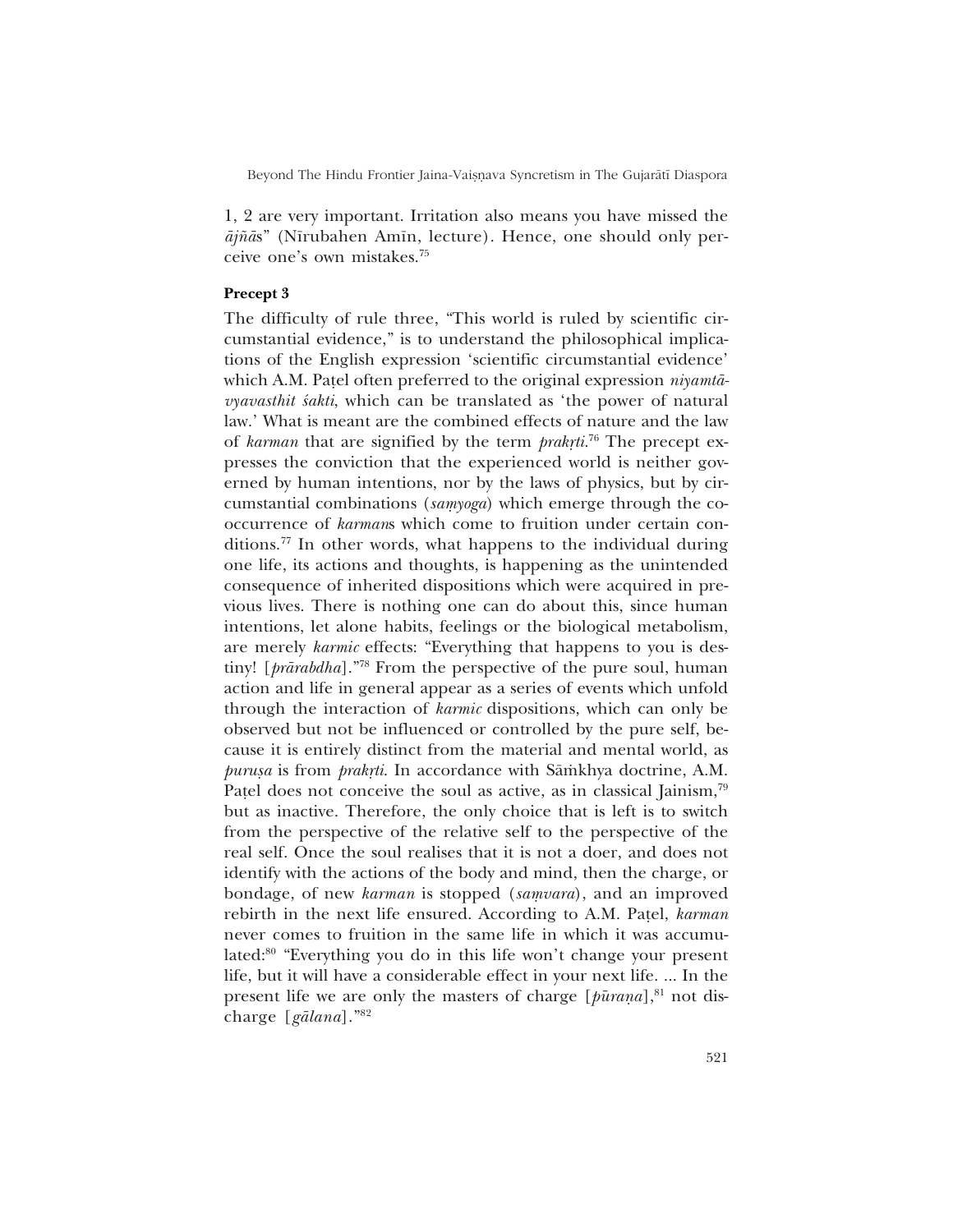1, 2 are very important. Irritation also means you have missed the *ājñā*s" (Nīrubahen Amīn, lecture). Hence, one should only perceive one's own mistakes.[75]

**Precept 3**

The difficulty of rule three, "This world is ruled by scientific circumstantial evidence," is to understand the philosophical implications of the English expression 'scientific circumstantial evidence' which A.M. Paṭel often preferred to the original expression *niyamtā-vyavasthit śakti*, which can be translated as 'the power of natural law.' What is meant are the combined effects of nature and the law of *karman* that are signified by the term *prakṛti*.[76] The precept expresses the conviction that the experienced world is neither governed by human intentions, nor by the laws of physics, but by circumstantial combinations (*saṃyoga*) which emerge through the co-occurrence of *karman*s which come to fruition under certain conditions.[77] In other words, what happens to the individual during one life, its actions and thoughts, is happening as the unintended consequence of inherited dispositions which were acquired in previous lives. There is nothing one can do about this, since human intentions, let alone habits, feelings or the biological metabolism, are merely *karmic* effects: "Everything that happens to you is destiny! [*prārabdha*]."[78] From the perspective of the pure soul, human action and life in general appear as a series of events which unfold through the interaction of *karmic* dispositions, which can only be observed but not be influenced or controlled by the pure self, because it is entirely distinct from the material and mental world, as *puruṣa* is from *prakṛti*. In accordance with Sāṁkhya doctrine, A.M. Paṭel does not conceive the soul as active, as in classical Jainism,[79] but as inactive. Therefore, the only choice that is left is to switch from the perspective of the relative self to the perspective of the real self. Once the soul realises that it is not a doer, and does not identify with the actions of the body and mind, then the charge, or bondage, of new *karman* is stopped (*saṃvara*), and an improved rebirth in the next life ensured. According to A.M. Paṭel, *karman* never comes to fruition in the same life in which it was accumulated:[80] "Everything you do in this life won't change your present life, but it will have a considerable effect in your next life. ... In the present life we are only the masters of charge [*pūraṇa*],[81] not discharge [*gālana*]."[82]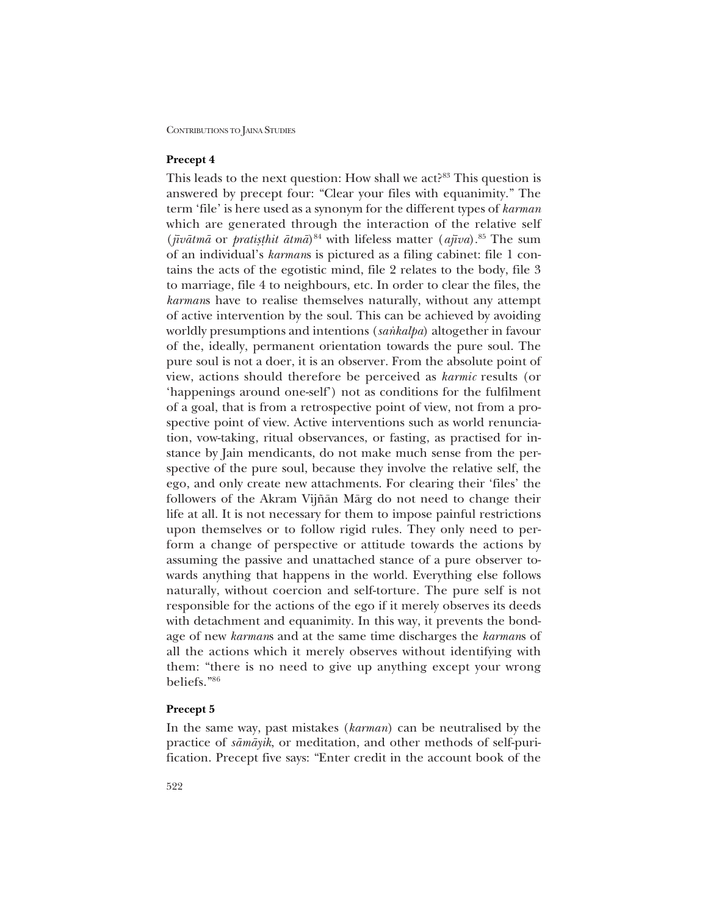### Precept 4

This leads to the next question: How shall we act?[83] This question is answered by precept four: "Clear your files with equanimity." The term 'file' is here used as a synonym for the different types of *karman* which are generated through the interaction of the relative self (*jīvātmā* or *pratiṣṭhit ātmā*)[84] with lifeless matter (*ajīva*).[85] The sum of an individual's *karman*s is pictured as a filing cabinet: file 1 contains the acts of the egotistic mind, file 2 relates to the body, file 3 to marriage, file 4 to neighbours, etc. In order to clear the files, the *karman*s have to realise themselves naturally, without any attempt of active intervention by the soul. This can be achieved by avoiding worldly presumptions and intentions (*saṅkalpa*) altogether in favour of the, ideally, permanent orientation towards the pure soul. The pure soul is not a doer, it is an observer. From the absolute point of view, actions should therefore be perceived as *karmic* results (or 'happenings around one-self') not as conditions for the fulfilment of a goal, that is from a retrospective point of view, not from a prospective point of view. Active interventions such as world renunciation, vow-taking, ritual observances, or fasting, as practised for instance by Jain mendicants, do not make much sense from the perspective of the pure soul, because they involve the relative self, the ego, and only create new attachments. For clearing their 'files' the followers of the Akram Vijñān Mārg do not need to change their life at all. It is not necessary for them to impose painful restrictions upon themselves or to follow rigid rules. They only need to perform a change of perspective or attitude towards the actions by assuming the passive and unattached stance of a pure observer towards anything that happens in the world. Everything else follows naturally, without coercion and self-torture. The pure self is not responsible for the actions of the ego if it merely observes its deeds with detachment and equanimity. In this way, it prevents the bondage of new *karman*s and at the same time discharges the *karman*s of all the actions which it merely observes without identifying with them: "there is no need to give up anything except your wrong beliefs."[86]

### Precept 5

In the same way, past mistakes (*karman*) can be neutralised by the practice of *sāmāyik*, or meditation, and other methods of self-purification. Precept five says: "Enter credit in the account book of the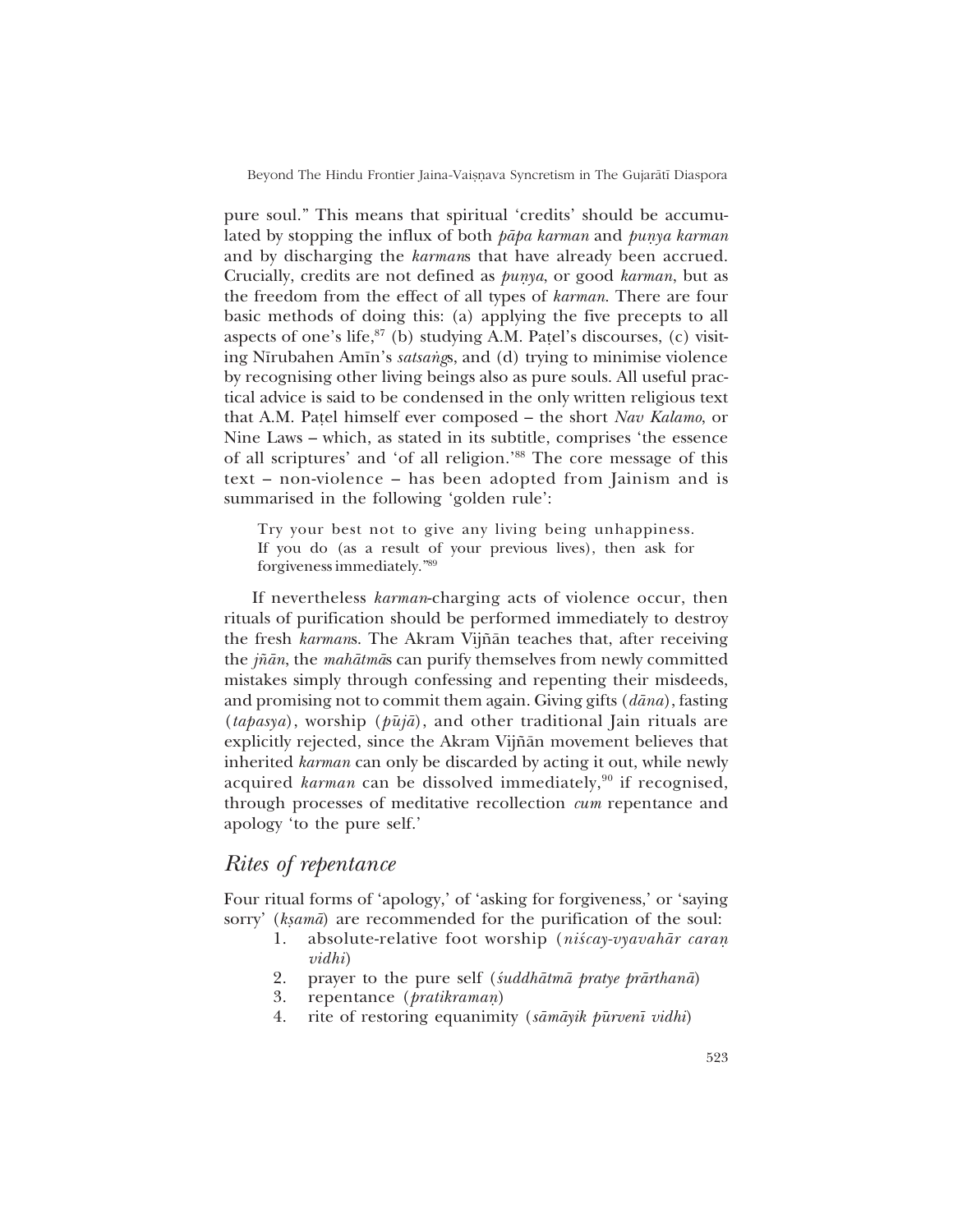pure soul." This means that spiritual 'credits' should be accumulated by stopping the influx of both *pāpa karman* and *puṇya karman* and by discharging the *karman*s that have already been accrued. Crucially, credits are not defined as *puṇya*, or good *karman*, but as the freedom from the effect of all types of *karman*. There are four basic methods of doing this: (a) applying the five precepts to all aspects of one's life,[87] (b) studying A.M. Paṭel's discourses, (c) visiting Nīrubahen Amīn's *satsaṅg*s, and (d) trying to minimise violence by recognising other living beings also as pure souls. All useful practical advice is said to be condensed in the only written religious text that A.M. Paṭel himself ever composed – the short *Nav Kalamo*, or Nine Laws – which, as stated in its subtitle, comprises 'the essence of all scriptures' and 'of all religion.'[88] The core message of this text – non-violence – has been adopted from Jainism and is summarised in the following 'golden rule':

> Try your best not to give any living being unhappiness. If you do (as a result of your previous lives), then ask for forgiveness immediately."[89]

If nevertheless *karman*-charging acts of violence occur, then rituals of purification should be performed immediately to destroy the fresh *karman*s. The Akram Vijñān teaches that, after receiving the *jñān*, the *mahātmā*s can purify themselves from newly committed mistakes simply through confessing and repenting their misdeeds, and promising not to commit them again. Giving gifts (*dāna*), fasting (*tapasya*), worship (*pūjā*), and other traditional Jain rituals are explicitly rejected, since the Akram Vijñān movement believes that inherited *karman* can only be discarded by acting it out, while newly acquired *karman* can be dissolved immediately,[90] if recognised, through processes of meditative recollection *cum* repentance and apology 'to the pure self.'

## *Rites of repentance*

Four ritual forms of 'apology,' of 'asking for forgiveness,' or 'saying sorry' (*kṣamā*) are recommended for the purification of the soul:

1. absolute-relative foot worship (*niścay-vyavahār caraṇ vidhi*)
2. prayer to the pure self (*śuddhātmā pratye prārthanā*)
3. repentance (*pratikramaṇ*)
4. rite of restoring equanimity (*sāmāyik pūrvenī vidhi*)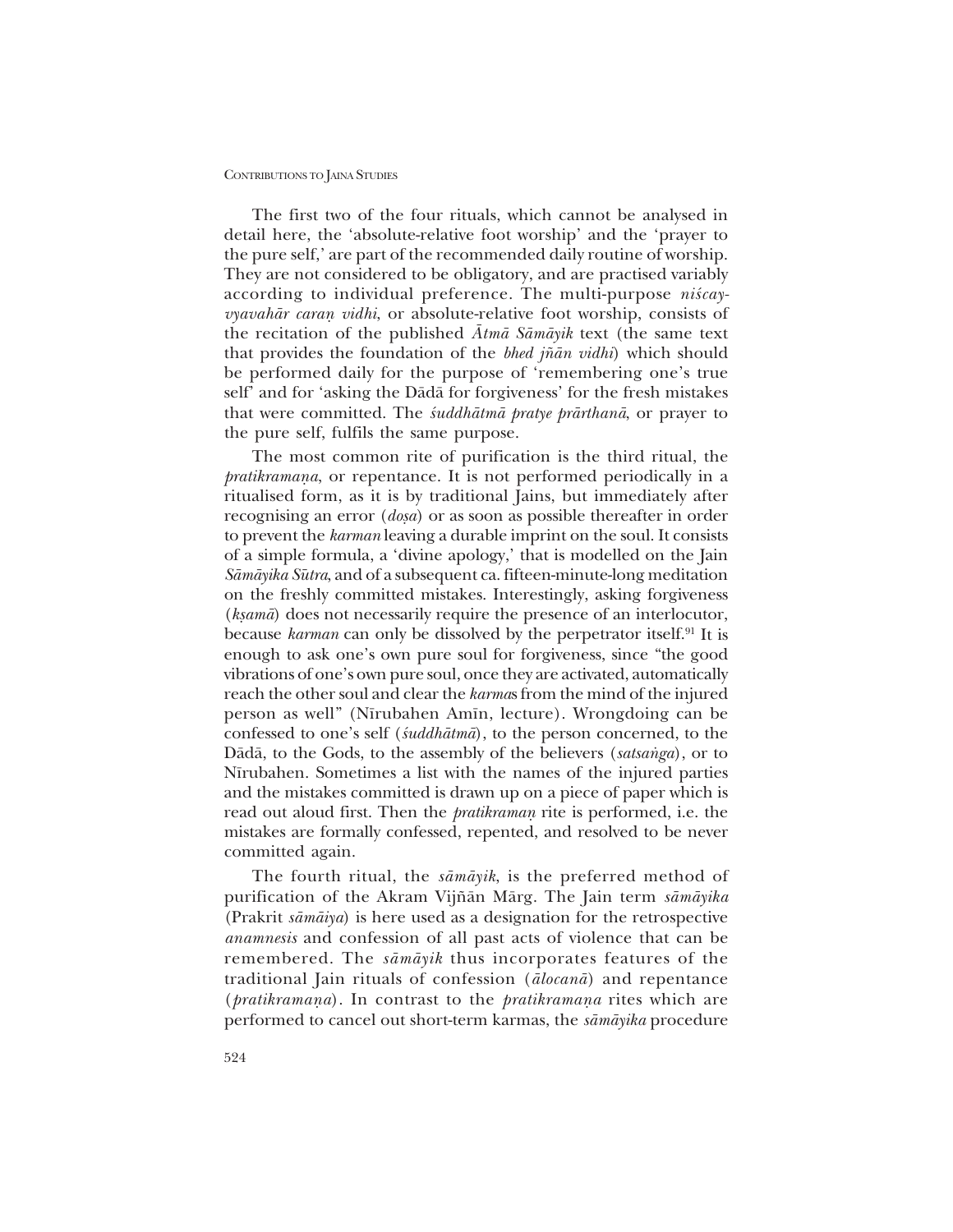The first two of the four rituals, which cannot be analysed in detail here, the 'absolute-relative foot worship' and the 'prayer to the pure self,' are part of the recommended daily routine of worship. They are not considered to be obligatory, and are practised variably according to individual preference. The multi-purpose *niścay-vyavahār caraṇ vidhi*, or absolute-relative foot worship, consists of the recitation of the published *Ātmā Sāmāyik* text (the same text that provides the foundation of the *bhed jñān vidhi*) which should be performed daily for the purpose of 'remembering one's true self' and for 'asking the Dādā for forgiveness' for the fresh mistakes that were committed. The *śuddhātmā pratye prārthanā*, or prayer to the pure self, fulfils the same purpose.

The most common rite of purification is the third ritual, the *pratikramaṇa*, or repentance. It is not performed periodically in a ritualised form, as it is by traditional Jains, but immediately after recognising an error (*doṣa*) or as soon as possible thereafter in order to prevent the *karman* leaving a durable imprint on the soul. It consists of a simple formula, a 'divine apology,' that is modelled on the Jain *Sāmāyika Sūtra*, and of a subsequent ca. fifteen-minute-long meditation on the freshly committed mistakes. Interestingly, asking forgiveness (*kṣamā*) does not necessarily require the presence of an interlocutor, because *karman* can only be dissolved by the perpetrator itself.[91] It is enough to ask one's own pure soul for forgiveness, since "the good vibrations of one's own pure soul, once they are activated, automatically reach the other soul and clear the *karma*s from the mind of the injured person as well" (Nīrubahen Amīn, lecture). Wrongdoing can be confessed to one's self (*śuddhātmā*), to the person concerned, to the Dādā, to the Gods, to the assembly of the believers (*satsaṅga*), or to Nīrubahen. Sometimes a list with the names of the injured parties and the mistakes committed is drawn up on a piece of paper which is read out aloud first. Then the *pratikramaṇ* rite is performed, i.e. the mistakes are formally confessed, repented, and resolved to be never committed again.

The fourth ritual, the *sāmāyik*, is the preferred method of purification of the Akram Vijñān Mārg. The Jain term *sāmāyika* (Prakrit *sāmāiya*) is here used as a designation for the retrospective *anamnesis* and confession of all past acts of violence that can be remembered. The *sāmāyik* thus incorporates features of the traditional Jain rituals of confession (*ālocanā*) and repentance (*pratikramaṇa*). In contrast to the *pratikramaṇa* rites which are performed to cancel out short-term karmas, the *sāmāyika* procedure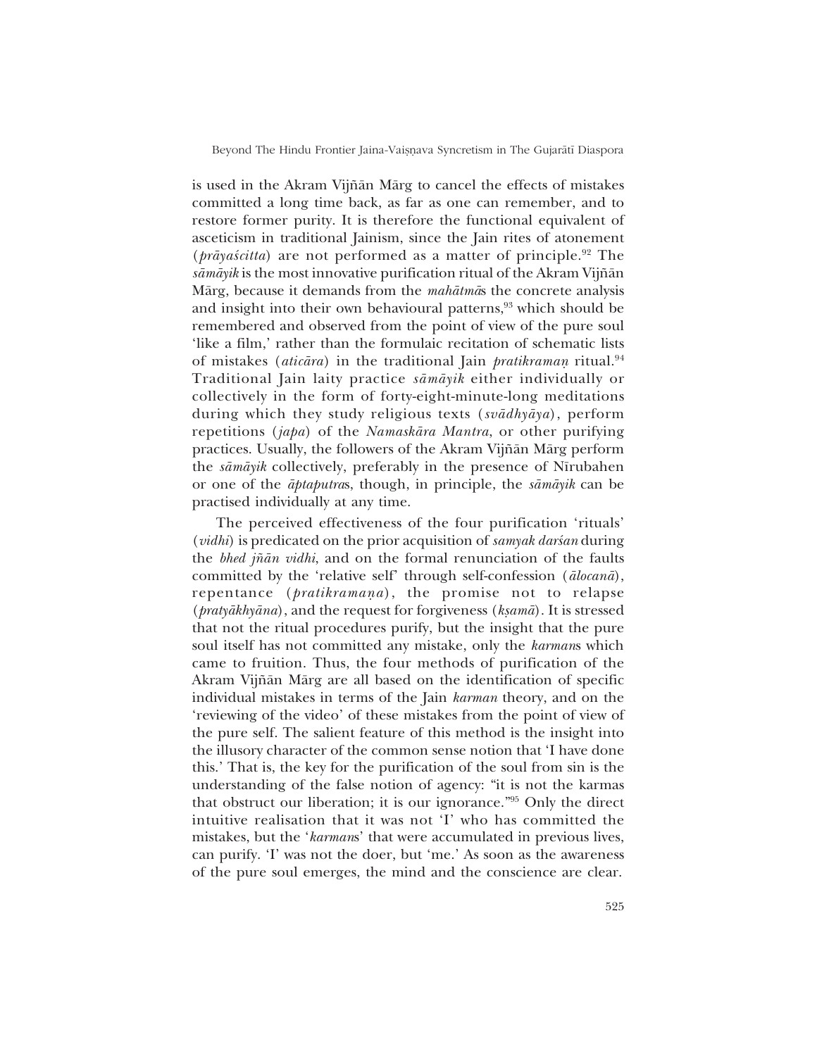is used in the Akram Vijñān Mārg to cancel the effects of mistakes committed a long time back, as far as one can remember, and to restore former purity. It is therefore the functional equivalent of asceticism in traditional Jainism, since the Jain rites of atonement (*prāyaścitta*) are not performed as a matter of principle.[92] The *sāmāyik* is the most innovative purification ritual of the Akram Vijñān Mārg, because it demands from the *mahātmā*s the concrete analysis and insight into their own behavioural patterns,[93] which should be remembered and observed from the point of view of the pure soul 'like a film,' rather than the formulaic recitation of schematic lists of mistakes (*aticāra*) in the traditional Jain *pratikramaṇ* ritual.[94] Traditional Jain laity practice *sāmāyik* either individually or collectively in the form of forty-eight-minute-long meditations during which they study religious texts (*svādhyāya*), perform repetitions (*japa*) of the *Namaskāra Mantra*, or other purifying practices. Usually, the followers of the Akram Vijñān Mārg perform the *sāmāyik* collectively, preferably in the presence of Nīrubahen or one of the *āptaputra*s, though, in principle, the *sāmāyik* can be practised individually at any time.

The perceived effectiveness of the four purification 'rituals' (*vidhi*) is predicated on the prior acquisition of *samyak darśan* during the *bhed jñān vidhi*, and on the formal renunciation of the faults committed by the 'relative self' through self-confession (*ālocanā*), repentance (*pratikramaṇa*), the promise not to relapse (*pratyākhyāna*), and the request for forgiveness (*kṣamā*). It is stressed that not the ritual procedures purify, but the insight that the pure soul itself has not committed any mistake, only the *karman*s which came to fruition. Thus, the four methods of purification of the Akram Vijñān Mārg are all based on the identification of specific individual mistakes in terms of the Jain *karman* theory, and on the 'reviewing of the video' of these mistakes from the point of view of the pure self. The salient feature of this method is the insight into the illusory character of the common sense notion that 'I have done this.' That is, the key for the purification of the soul from sin is the understanding of the false notion of agency: "it is not the karmas that obstruct our liberation; it is our ignorance."[95] Only the direct intuitive realisation that it was not 'I' who has committed the mistakes, but the '*karman*s' that were accumulated in previous lives, can purify. 'I' was not the doer, but 'me.' As soon as the awareness of the pure soul emerges, the mind and the conscience are clear.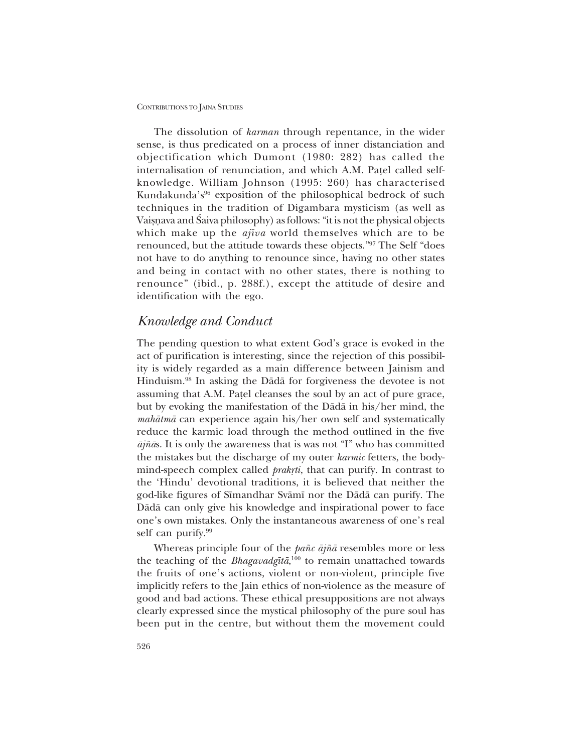The dissolution of *karman* through repentance, in the wider sense, is thus predicated on a process of inner distanciation and objectification which Dumont (1980: 282) has called the internalisation of renunciation, and which A.M. Paṭel called self-knowledge. William Johnson (1995: 260) has characterised Kundakunda's[96] exposition of the philosophical bedrock of such techniques in the tradition of Digambara mysticism (as well as Vaiṣṇava and Śaiva philosophy) as follows: "it is not the physical objects which make up the *ajīva* world themselves which are to be renounced, but the attitude towards these objects."[97] The Self "does not have to do anything to renounce since, having no other states and being in contact with no other states, there is nothing to renounce" (ibid., p. 288f.), except the attitude of desire and identification with the ego.

## *Knowledge and Conduct*

The pending question to what extent God's grace is evoked in the act of purification is interesting, since the rejection of this possibility is widely regarded as a main difference between Jainism and Hinduism.[98] In asking the Dādā for forgiveness the devotee is not assuming that A.M. Paṭel cleanses the soul by an act of pure grace, but by evoking the manifestation of the Dādā in his/her mind, the *mahātmā* can experience again his/her own self and systematically reduce the karmic load through the method outlined in the five *ājñā*s. It is only the awareness that is was not "I" who has committed the mistakes but the discharge of my outer *karmic* fetters, the body-mind-speech complex called *prakṛti*, that can purify. In contrast to the 'Hindu' devotional traditions, it is believed that neither the god-like figures of Sīmandhar Svāmī nor the Dādā can purify. The Dādā can only give his knowledge and inspirational power to face one's own mistakes. Only the instantaneous awareness of one's real self can purify.[99]

Whereas principle four of the *pañc ājñā* resembles more or less the teaching of the *Bhagavadgītā*,[100] to remain unattached towards the fruits of one's actions, violent or non-violent, principle five implicitly refers to the Jain ethics of non-violence as the measure of good and bad actions. These ethical presuppositions are not always clearly expressed since the mystical philosophy of the pure soul has been put in the centre, but without them the movement could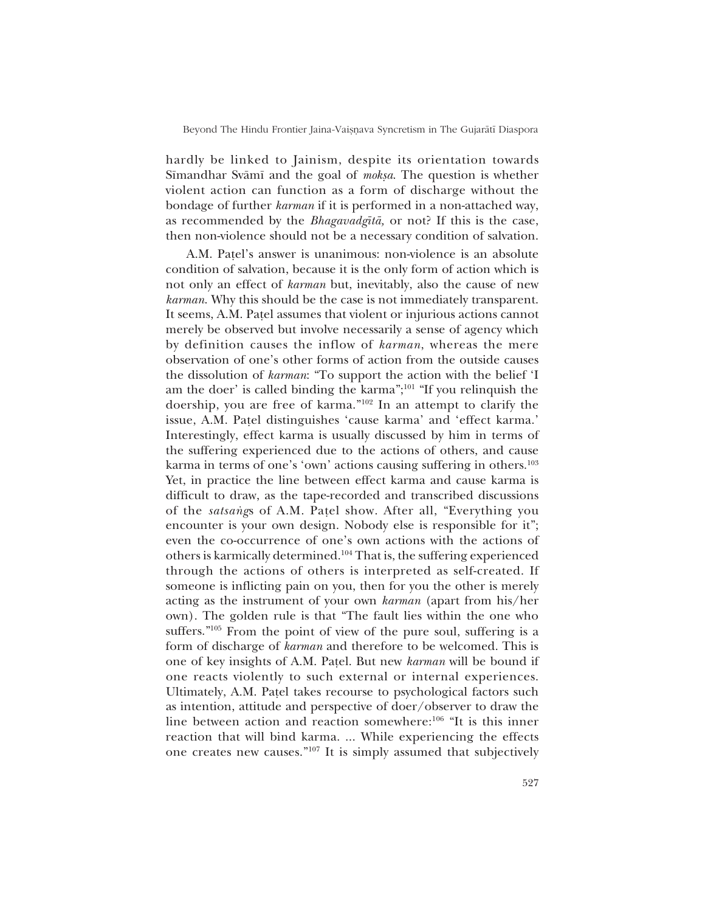hardly be linked to Jainism, despite its orientation towards Sīmandhar Svāmī and the goal of *mokṣa*. The question is whether violent action can function as a form of discharge without the bondage of further *karman* if it is performed in a non-attached way, as recommended by the *Bhagavadgītā,* or not? If this is the case, then non-violence should not be a necessary condition of salvation.

A.M. Paṭel's answer is unanimous: non-violence is an absolute condition of salvation, because it is the only form of action which is not only an effect of *karman* but, inevitably, also the cause of new *karman*. Why this should be the case is not immediately transparent. It seems, A.M. Paṭel assumes that violent or injurious actions cannot merely be observed but involve necessarily a sense of agency which by definition causes the inflow of *karman*, whereas the mere observation of one's other forms of action from the outside causes the dissolution of *karman*: "To support the action with the belief 'I am the doer' is called binding the karma";[101] "If you relinquish the doership, you are free of karma."[102] In an attempt to clarify the issue, A.M. Paṭel distinguishes 'cause karma' and 'effect karma.' Interestingly, effect karma is usually discussed by him in terms of the suffering experienced due to the actions of others, and cause karma in terms of one's 'own' actions causing suffering in others.[103] Yet, in practice the line between effect karma and cause karma is difficult to draw, as the tape-recorded and transcribed discussions of the *satsaṅg*s of A.M. Paṭel show. After all, "Everything you encounter is your own design. Nobody else is responsible for it"; even the co-occurrence of one's own actions with the actions of others is karmically determined.[104] That is, the suffering experienced through the actions of others is interpreted as self-created. If someone is inflicting pain on you, then for you the other is merely acting as the instrument of your own *karman* (apart from his/her own). The golden rule is that "The fault lies within the one who suffers."[105] From the point of view of the pure soul, suffering is a form of discharge of *karman* and therefore to be welcomed. This is one of key insights of A.M. Paṭel. But new *karman* will be bound if one reacts violently to such external or internal experiences. Ultimately, A.M. Paṭel takes recourse to psychological factors such as intention, attitude and perspective of doer/observer to draw the line between action and reaction somewhere:[106] "It is this inner reaction that will bind karma. ... While experiencing the effects one creates new causes."[107] It is simply assumed that subjectively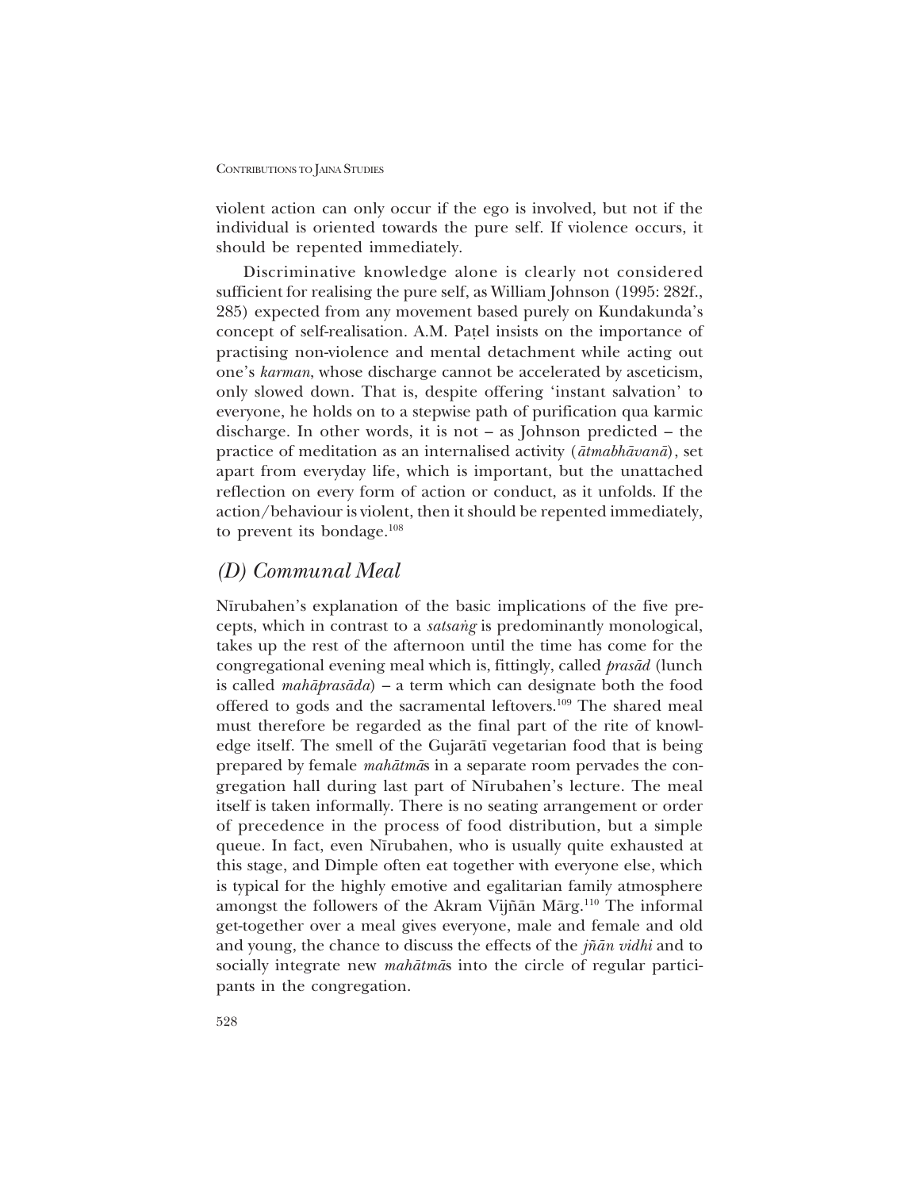violent action can only occur if the ego is involved, but not if the individual is oriented towards the pure self. If violence occurs, it should be repented immediately.

Discriminative knowledge alone is clearly not considered sufficient for realising the pure self, as William Johnson (1995: 282f., 285) expected from any movement based purely on Kundakunda's concept of self-realisation. A.M. Paṭel insists on the importance of practising non-violence and mental detachment while acting out one's *karman*, whose discharge cannot be accelerated by asceticism, only slowed down. That is, despite offering 'instant salvation' to everyone, he holds on to a stepwise path of purification qua karmic discharge. In other words, it is not – as Johnson predicted – the practice of meditation as an internalised activity (*ātmabhāvanā*), set apart from everyday life, which is important, but the unattached reflection on every form of action or conduct, as it unfolds. If the action/behaviour is violent, then it should be repented immediately, to prevent its bondage.[108]

## *(D) Communal Meal*

Nīrubahen's explanation of the basic implications of the five precepts, which in contrast to a *satsaṅg* is predominantly monological, takes up the rest of the afternoon until the time has come for the congregational evening meal which is, fittingly, called *prasād* (lunch is called *mahāprasāda*) – a term which can designate both the food offered to gods and the sacramental leftovers.[109] The shared meal must therefore be regarded as the final part of the rite of knowledge itself. The smell of the Gujarātī vegetarian food that is being prepared by female *mahātmā*s in a separate room pervades the congregation hall during last part of Nīrubahen's lecture. The meal itself is taken informally. There is no seating arrangement or order of precedence in the process of food distribution, but a simple queue. In fact, even Nīrubahen, who is usually quite exhausted at this stage, and Dimple often eat together with everyone else, which is typical for the highly emotive and egalitarian family atmosphere amongst the followers of the Akram Vijñān Mārg.[110] The informal get-together over a meal gives everyone, male and female and old and young, the chance to discuss the effects of the *jñān vidhi* and to socially integrate new *mahātmā*s into the circle of regular participants in the congregation.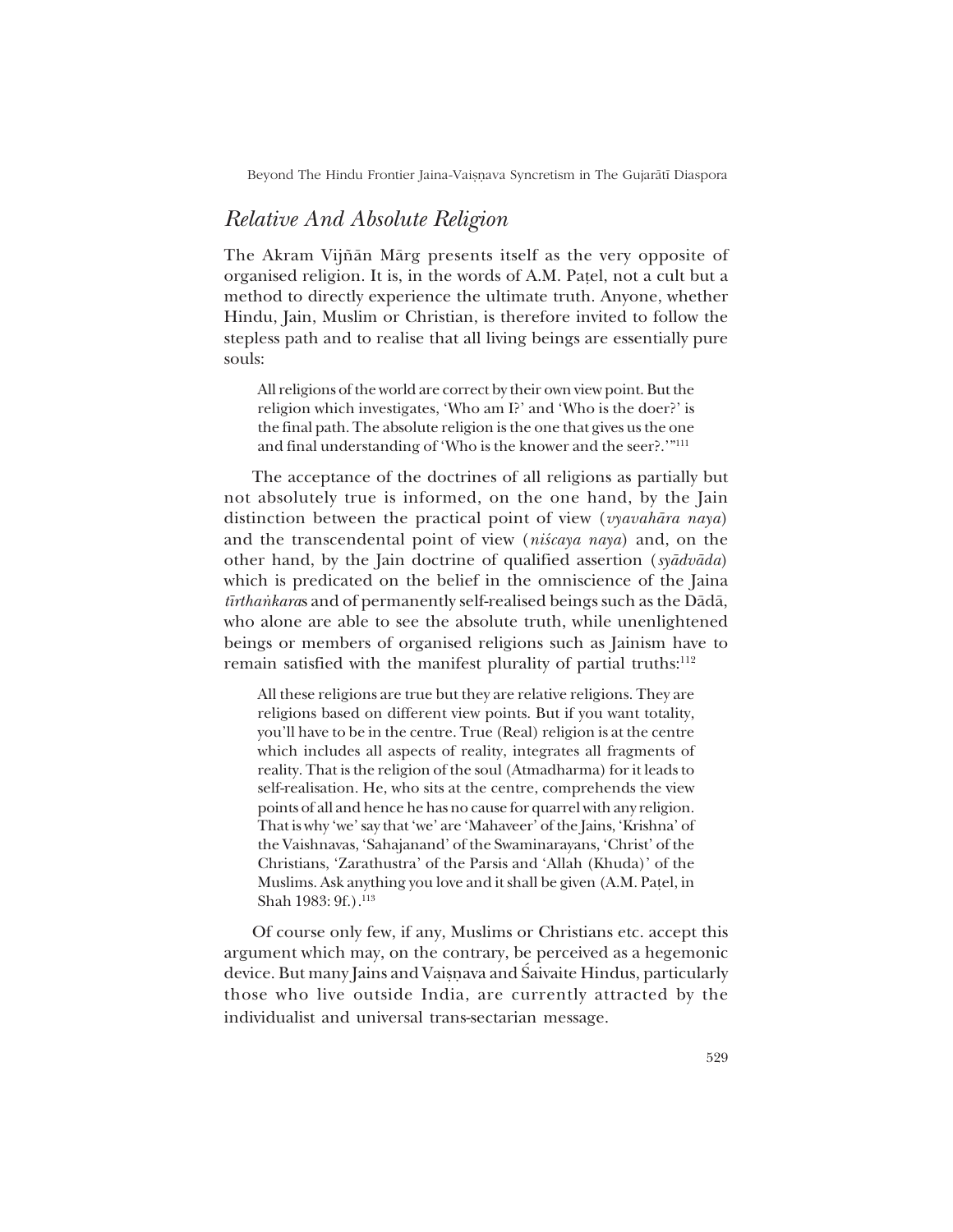## *Relative And Absolute Religion*

The Akram Vijñān Mārg presents itself as the very opposite of organised religion. It is, in the words of A.M. Paṭel, not a cult but a method to directly experience the ultimate truth. Anyone, whether Hindu, Jain, Muslim or Christian, is therefore invited to follow the stepless path and to realise that all living beings are essentially pure souls:

> All religions of the world are correct by their own view point. But the religion which investigates, 'Who am I?' and 'Who is the doer?' is the final path. The absolute religion is the one that gives us the one and final understanding of 'Who is the knower and the seer?.'"[111]

The acceptance of the doctrines of all religions as partially but not absolutely true is informed, on the one hand, by the Jain distinction between the practical point of view (*vyavahāra naya*) and the transcendental point of view (*niścaya naya*) and, on the other hand, by the Jain doctrine of qualified assertion (*syādvāda*) which is predicated on the belief in the omniscience of the Jaina *tīrthaṅkara*s and of permanently self-realised beings such as the Dādā, who alone are able to see the absolute truth, while unenlightened beings or members of organised religions such as Jainism have to remain satisfied with the manifest plurality of partial truths:[112]

> All these religions are true but they are relative religions. They are religions based on different view points. But if you want totality, you'll have to be in the centre. True (Real) religion is at the centre which includes all aspects of reality, integrates all fragments of reality. That is the religion of the soul (Atmadharma) for it leads to self-realisation. He, who sits at the centre, comprehends the view points of all and hence he has no cause for quarrel with any religion. That is why 'we' say that 'we' are 'Mahaveer' of the Jains, 'Krishna' of the Vaishnavas, 'Sahajanand' of the Swaminarayans, 'Christ' of the Christians, 'Zarathustra' of the Parsis and 'Allah (Khuda)' of the Muslims. Ask anything you love and it shall be given (A.M. Paṭel, in Shah 1983: 9f.).[113]

Of course only few, if any, Muslims or Christians etc. accept this argument which may, on the contrary, be perceived as a hegemonic device. But many Jains and Vaiṣṇava and Śaivaite Hindus, particularly those who live outside India, are currently attracted by the individualist and universal trans-sectarian message.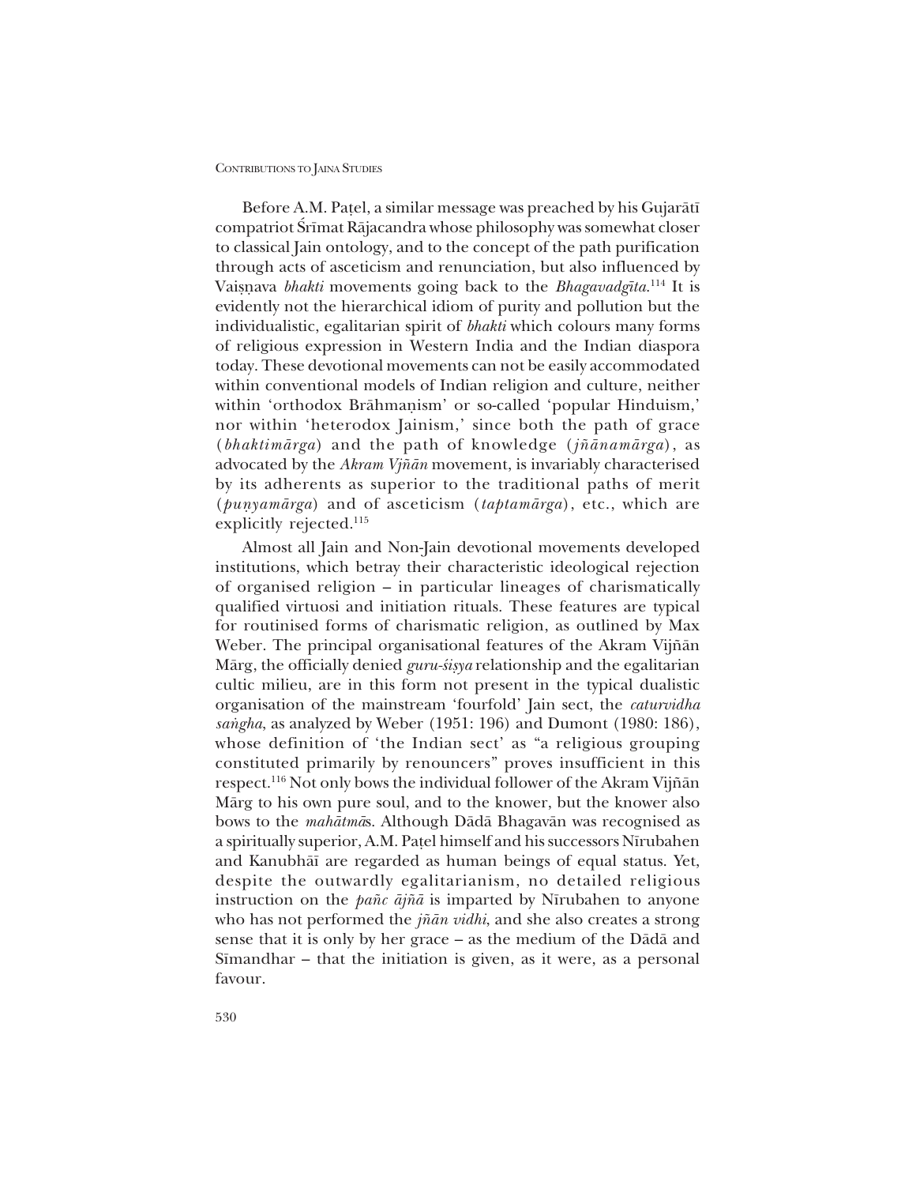Before A.M. Paṭel, a similar message was preached by his Gujarātī compatriot Śrīmat Rājacandra whose philosophy was somewhat closer to classical Jain ontology, and to the concept of the path purification through acts of asceticism and renunciation, but also influenced by Vaiṣṇava *bhakti* movements going back to the *Bhagavadgīta*.[114] It is evidently not the hierarchical idiom of purity and pollution but the individualistic, egalitarian spirit of *bhakti* which colours many forms of religious expression in Western India and the Indian diaspora today. These devotional movements can not be easily accommodated within conventional models of Indian religion and culture, neither within 'orthodox Brāhmaṇism' or so-called 'popular Hinduism,' nor within 'heterodox Jainism,' since both the path of grace (*bhaktimārga*) and the path of knowledge (*jñānamārga*), as advocated by the *Akram Vjñān* movement, is invariably characterised by its adherents as superior to the traditional paths of merit (*puṇyamārga*) and of asceticism (*taptamārga*), etc., which are explicitly rejected.[115]

Almost all Jain and Non-Jain devotional movements developed institutions, which betray their characteristic ideological rejection of organised religion – in particular lineages of charismatically qualified virtuosi and initiation rituals. These features are typical for routinised forms of charismatic religion, as outlined by Max Weber. The principal organisational features of the Akram Vijñān Mārg, the officially denied *guru-śiṣya* relationship and the egalitarian cultic milieu, are in this form not present in the typical dualistic organisation of the mainstream 'fourfold' Jain sect, the *caturvidha saṅgha*, as analyzed by Weber (1951: 196) and Dumont (1980: 186), whose definition of 'the Indian sect' as "a religious grouping constituted primarily by renouncers" proves insufficient in this respect.[116] Not only bows the individual follower of the Akram Vijñān Mārg to his own pure soul, and to the knower, but the knower also bows to the *mahātmā*s. Although Dādā Bhagavān was recognised as a spiritually superior, A.M. Paṭel himself and his successors Nīrubahen and Kanubhāī are regarded as human beings of equal status. Yet, despite the outwardly egalitarianism, no detailed religious instruction on the *pañc ājñā* is imparted by Nīrubahen to anyone who has not performed the *jñān vidhi*, and she also creates a strong sense that it is only by her grace – as the medium of the Dādā and Sīmandhar – that the initiation is given, as it were, as a personal favour.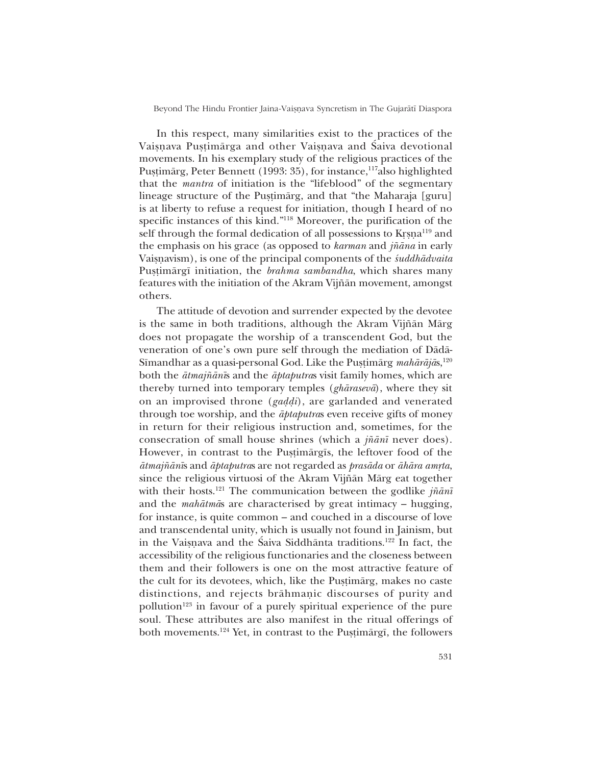In this respect, many similarities exist to the practices of the Vaiṣṇava Puṣṭimārga and other Vaiṣṇava and Śaiva devotional movements. In his exemplary study of the religious practices of the Puṣṭimārg, Peter Bennett (1993: 35), for instance,[117]also highlighted that the *mantra* of initiation is the "lifeblood" of the segmentary lineage structure of the Puṣṭimārg, and that "the Maharaja [guru] is at liberty to refuse a request for initiation, though I heard of no specific instances of this kind."[118] Moreover, the purification of the self through the formal dedication of all possessions to Kṛṣṇa[119] and the emphasis on his grace (as opposed to *karman* and *jñāna* in early Vaiṣṇavism), is one of the principal components of the *śuddhādvaita* Puṣṭimārgī initiation, the *brahma sambandha*, which shares many features with the initiation of the Akram Vijñān movement, amongst others.

The attitude of devotion and surrender expected by the devotee is the same in both traditions, although the Akram Vijñān Mārg does not propagate the worship of a transcendent God, but the veneration of one's own pure self through the mediation of Dādā-Sīmandhar as a quasi-personal God. Like the Puṣṭimārg *mahārājā*s,[120] both the *ātmajñānī*s and the *āptaputra*s visit family homes, which are thereby turned into temporary temples (*ghārasevā*), where they sit on an improvised throne (*gaḍḍi*), are garlanded and venerated through toe worship, and the *āptaputra*s even receive gifts of money in return for their religious instruction and, sometimes, for the consecration of small house shrines (which a *jñānī* never does). However, in contrast to the Puṣṭimārgīs, the leftover food of the *ātmajñānī*s and *āptaputra*s are not regarded as *prasāda* or *āhāra amṛta*, since the religious virtuosi of the Akram Vijñān Mārg eat together with their hosts.[121] The communication between the godlike *jñānī* and the *mahātmā*s are characterised by great intimacy – hugging, for instance, is quite common – and couched in a discourse of love and transcendental unity, which is usually not found in Jainism, but in the Vaiṣṇava and the Śaiva Siddhānta traditions.[122] In fact, the accessibility of the religious functionaries and the closeness between them and their followers is one on the most attractive feature of the cult for its devotees, which, like the Puṣṭimārg, makes no caste distinctions, and rejects brāhmaṇic discourses of purity and pollution[123] in favour of a purely spiritual experience of the pure soul. These attributes are also manifest in the ritual offerings of both movements.[124] Yet, in contrast to the Puṣṭimārgī, the followers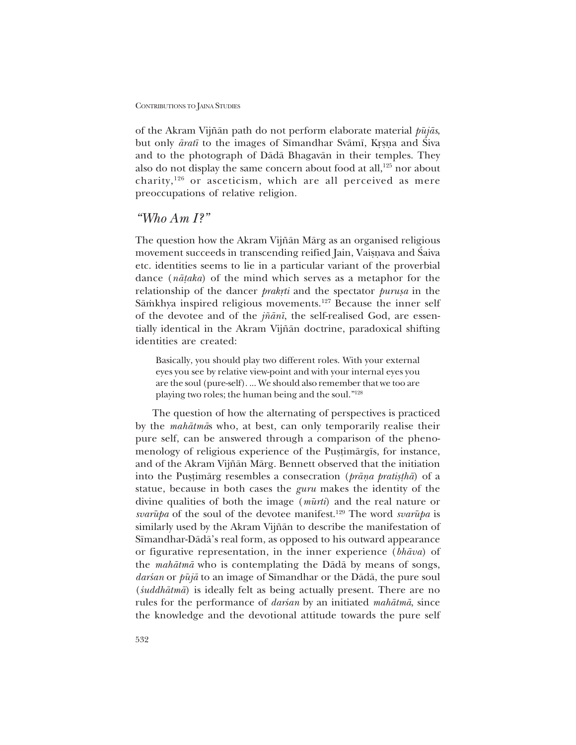of the Akram Vijñān path do not perform elaborate material *pūjās*, but only *āratī* to the images of Sīmandhar Svāmī, Kṛṣṇa and Śiva and to the photograph of Dādā Bhagavān in their temples. They also do not display the same concern about food at all,[125] nor about charity,[126] or asceticism, which are all perceived as mere preoccupations of relative religion.

## *"Who Am I?"*

The question how the Akram Vijñān Mārg as an organised religious movement succeeds in transcending reified Jain, Vaiṣṇava and Śaiva etc. identities seems to lie in a particular variant of the proverbial dance (*nāṭaka*) of the mind which serves as a metaphor for the relationship of the dancer *prakṛti* and the spectator *puruṣa* in the Sāṁkhya inspired religious movements.[127] Because the inner self of the devotee and of the *jñānī*, the self-realised God, are essentially identical in the Akram Vijñān doctrine, paradoxical shifting identities are created:

> Basically, you should play two different roles. With your external eyes you see by relative view-point and with your internal eyes you are the soul (pure-self). ... We should also remember that we too are playing two roles; the human being and the soul."[128]

The question of how the alternating of perspectives is practiced by the *mahātmā*s who, at best, can only temporarily realise their pure self, can be answered through a comparison of the phenomenology of religious experience of the Puṣṭimārgīs, for instance, and of the Akram Vijñān Mārg. Bennett observed that the initiation into the Puṣṭimārg resembles a consecration (*prāṇa pratiṣṭhā*) of a statue, because in both cases the *guru* makes the identity of the divine qualities of both the image (*mūrti*) and the real nature or *svarūpa* of the soul of the devotee manifest.[129] The word *svarūpa* is similarly used by the Akram Vijñān to describe the manifestation of Sīmandhar-Dādā's real form, as opposed to his outward appearance or figurative representation, in the inner experience (*bhāva*) of the *mahātmā* who is contemplating the Dādā by means of songs, *darśan* or *pūjā* to an image of Sīmandhar or the Dādā, the pure soul (*śuddhātmā*) is ideally felt as being actually present. There are no rules for the performance of *darśan* by an initiated *mahātmā*, since the knowledge and the devotional attitude towards the pure self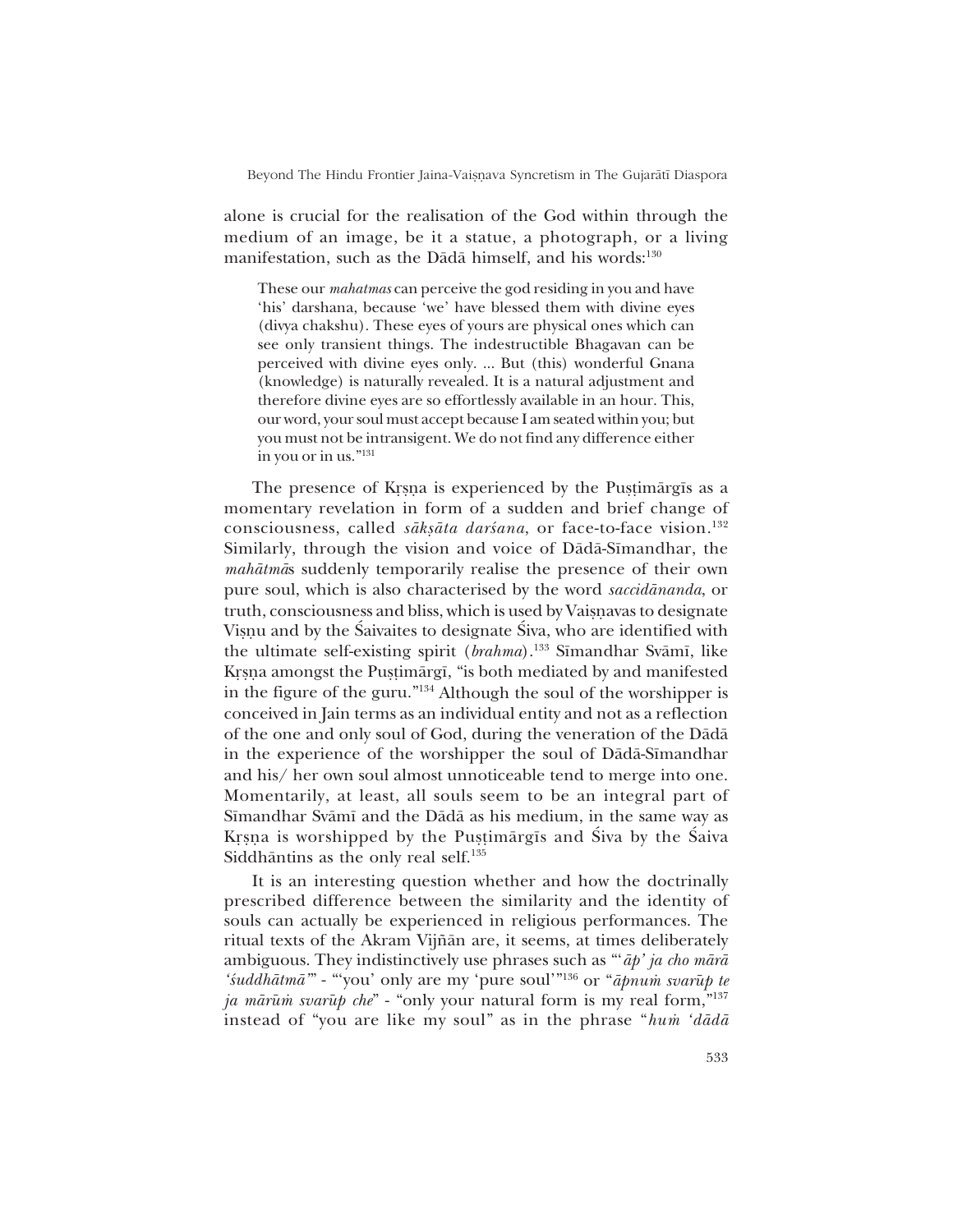alone is crucial for the realisation of the God within through the medium of an image, be it a statue, a photograph, or a living manifestation, such as the Dādā himself, and his words:[130]

> These our *mahatmas* can perceive the god residing in you and have 'his' darshana, because 'we' have blessed them with divine eyes (divya chakshu). These eyes of yours are physical ones which can see only transient things. The indestructible Bhagavan can be perceived with divine eyes only. ... But (this) wonderful Gnana (knowledge) is naturally revealed. It is a natural adjustment and therefore divine eyes are so effortlessly available in an hour. This, our word, your soul must accept because I am seated within you; but you must not be intransigent. We do not find any difference either in you or in us."[131]

The presence of Kṛṣṇa is experienced by the Puṣṭimārgīs as a momentary revelation in form of a sudden and brief change of consciousness, called *sākṣāta darśana*, or face-to-face vision.[132] Similarly, through the vision and voice of Dādā-Sīmandhar, the *mahātmā*s suddenly temporarily realise the presence of their own pure soul, which is also characterised by the word *saccidānanda*, or truth, consciousness and bliss, which is used by Vaiṣṇavas to designate Viṣṇu and by the Śaivaites to designate Śiva, who are identified with the ultimate self-existing spirit (*brahma*).[133] Sīmandhar Svāmī, like Kṛṣṇa amongst the Puṣṭimārgī, "is both mediated by and manifested in the figure of the guru."[134] Although the soul of the worshipper is conceived in Jain terms as an individual entity and not as a reflection of the one and only soul of God, during the veneration of the Dādā in the experience of the worshipper the soul of Dādā-Sīmandhar and his/ her own soul almost unnoticeable tend to merge into one. Momentarily, at least, all souls seem to be an integral part of Sīmandhar Svāmī and the Dādā as his medium, in the same way as Kṛṣṇa is worshipped by the Puṣṭimārgīs and Śiva by the Śaiva Siddhāntins as the only real self.[135]

It is an interesting question whether and how the doctrinally prescribed difference between the similarity and the identity of souls can actually be experienced in religious performances. The ritual texts of the Akram Vijñān are, it seems, at times deliberately ambiguous. They indistinctively use phrases such as "'*āp' ja cho mārā 'śuddhātmā'*" - "'you' only are my 'pure soul'"[136] or "*āpnuṁ svarūp te ja mārūṁ svarūp che*" - "only your natural form is my real form,"[137] instead of "you are like my soul" as in the phrase "*huṁ 'dādā*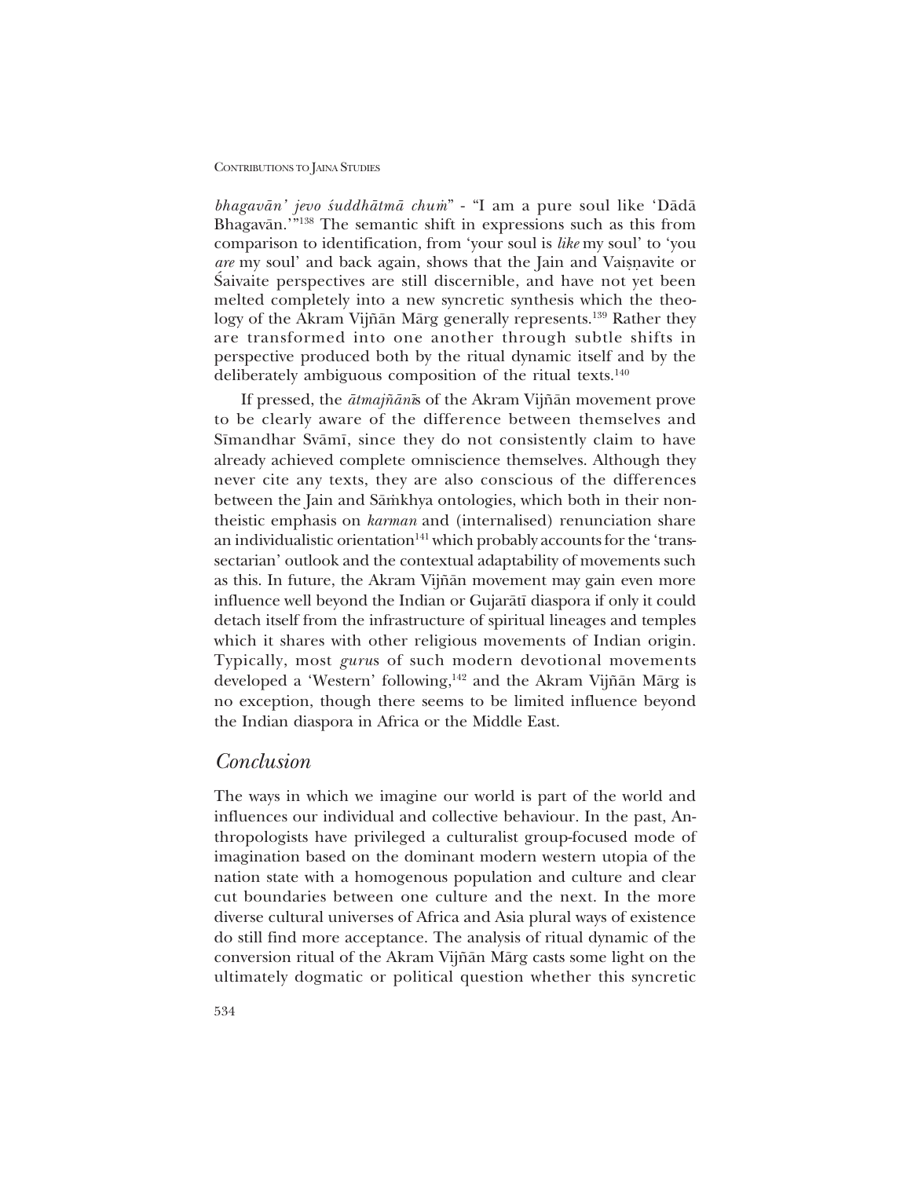*bhagavān' jevo śuddhātmā chuṁ*" - "I am a pure soul like 'Dādā Bhagavān.'"[138] The semantic shift in expressions such as this from comparison to identification, from 'your soul is *like* my soul' to 'you *are* my soul' and back again, shows that the Jain and Vaiṣṇavite or Śaivaite perspectives are still discernible, and have not yet been melted completely into a new syncretic synthesis which the theology of the Akram Vijñān Mārg generally represents.[139] Rather they are transformed into one another through subtle shifts in perspective produced both by the ritual dynamic itself and by the deliberately ambiguous composition of the ritual texts.[140]

If pressed, the *ātmajñānī*s of the Akram Vijñān movement prove to be clearly aware of the difference between themselves and Sīmandhar Svāmī, since they do not consistently claim to have already achieved complete omniscience themselves. Although they never cite any texts, they are also conscious of the differences between the Jain and Sāṁkhya ontologies, which both in their non-theistic emphasis on *karman* and (internalised) renunciation share an individualistic orientation[141] which probably accounts for the 'trans-sectarian' outlook and the contextual adaptability of movements such as this. In future, the Akram Vijñān movement may gain even more influence well beyond the Indian or Gujarātī diaspora if only it could detach itself from the infrastructure of spiritual lineages and temples which it shares with other religious movements of Indian origin. Typically, most *guru*s of such modern devotional movements developed a 'Western' following,[142] and the Akram Vijñān Mārg is no exception, though there seems to be limited influence beyond the Indian diaspora in Africa or the Middle East.

## *Conclusion*

The ways in which we imagine our world is part of the world and influences our individual and collective behaviour. In the past, Anthropologists have privileged a culturalist group-focused mode of imagination based on the dominant modern western utopia of the nation state with a homogenous population and culture and clear cut boundaries between one culture and the next. In the more diverse cultural universes of Africa and Asia plural ways of existence do still find more acceptance. The analysis of ritual dynamic of the conversion ritual of the Akram Vijñān Mārg casts some light on the ultimately dogmatic or political question whether this syncretic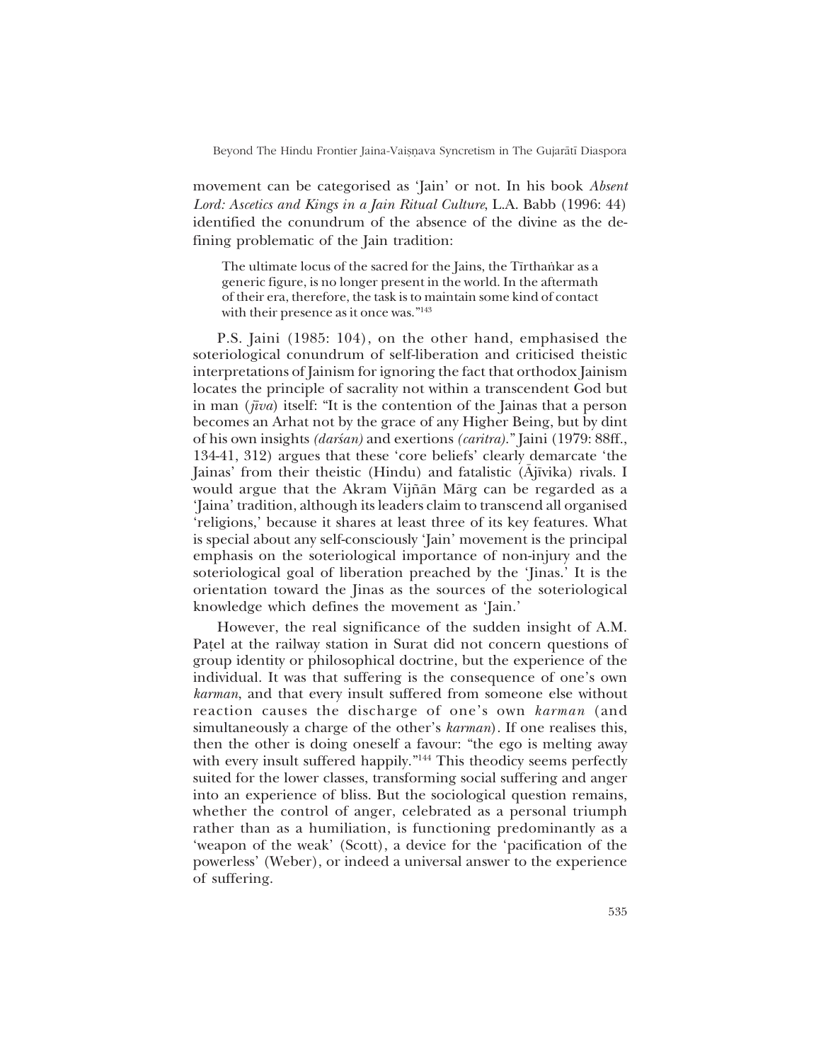movement can be categorised as 'Jain' or not. In his book *Absent Lord: Ascetics and Kings in a Jain Ritual Culture*, L.A. Babb (1996: 44) identified the conundrum of the absence of the divine as the defining problematic of the Jain tradition:

> The ultimate locus of the sacred for the Jains, the Tīrthaṅkar as a generic figure, is no longer present in the world. In the aftermath of their era, therefore, the task is to maintain some kind of contact with their presence as it once was."[143]

P.S. Jaini (1985: 104), on the other hand, emphasised the soteriological conundrum of self-liberation and criticised theistic interpretations of Jainism for ignoring the fact that orthodox Jainism locates the principle of sacrality not within a transcendent God but in man (*jīva*) itself: "It is the contention of the Jainas that a person becomes an Arhat not by the grace of any Higher Being, but by dint of his own insights *(darśan)* and exertions *(caritra)*." Jaini (1979: 88ff., 134-41, 312) argues that these 'core beliefs' clearly demarcate 'the Jainas' from their theistic (Hindu) and fatalistic (Ājīvika) rivals. I would argue that the Akram Vijñān Mārg can be regarded as a 'Jaina' tradition, although its leaders claim to transcend all organised 'religions,' because it shares at least three of its key features. What is special about any self-consciously 'Jain' movement is the principal emphasis on the soteriological importance of non-injury and the soteriological goal of liberation preached by the 'Jinas.' It is the orientation toward the Jinas as the sources of the soteriological knowledge which defines the movement as 'Jain.'

However, the real significance of the sudden insight of A.M. Paṭel at the railway station in Surat did not concern questions of group identity or philosophical doctrine, but the experience of the individual. It was that suffering is the consequence of one's own *karman*, and that every insult suffered from someone else without reaction causes the discharge of one's own *karman* (and simultaneously a charge of the other's *karman*). If one realises this, then the other is doing oneself a favour: "the ego is melting away with every insult suffered happily."[144] This theodicy seems perfectly suited for the lower classes, transforming social suffering and anger into an experience of bliss. But the sociological question remains, whether the control of anger, celebrated as a personal triumph rather than as a humiliation, is functioning predominantly as a 'weapon of the weak' (Scott), a device for the 'pacification of the powerless' (Weber), or indeed a universal answer to the experience of suffering.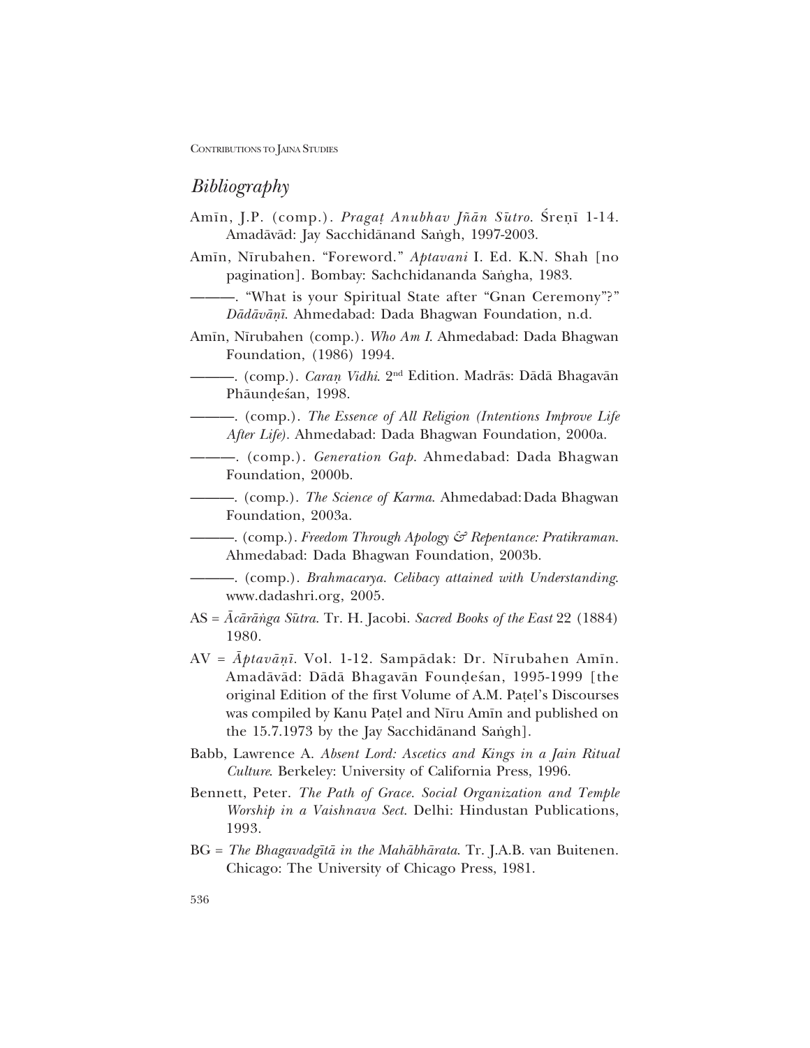## *Bibliography*

Amīn, J.P. (comp.). *Pragaṭ Anubhav Jñān Sūtro*. Śreṇī 1-14. Amadāvād: Jay Sacchidānand Saṅgh, 1997-2003.

Amīn, Nīrubahen. "Foreword." *Aptavani* I. Ed. K.N. Shah [no pagination]. Bombay: Sachchidananda Saṅgha, 1983.

———. "What is your Spiritual State after "Gnan Ceremony"?" *Dādāvāṇī*. Ahmedabad: Dada Bhagwan Foundation, n.d.

Amīn, Nīrubahen (comp.). *Who Am I*. Ahmedabad: Dada Bhagwan Foundation, (1986) 1994.

———. (comp.). *Caraṇ Vidhi*. 2nd Edition. Madrās: Dādā Bhagavān Phāuṇḍeśan, 1998.

———. (comp.). *The Essence of All Religion (Intentions Improve Life After Life)*. Ahmedabad: Dada Bhagwan Foundation, 2000a.

———. (comp.). *Generation Gap*. Ahmedabad: Dada Bhagwan Foundation, 2000b.

———. (comp.). *The Science of Karma*. Ahmedabad: Dada Bhagwan Foundation, 2003a.

———. (comp.). *Freedom Through Apology & Repentance: Pratikraman*. Ahmedabad: Dada Bhagwan Foundation, 2003b.

———. (comp.). *Brahmacarya. Celibacy attained with Understanding*. www.dadashri.org, 2005.

AS = *Ācārāṅga Sūtra*. Tr. H. Jacobi. *Sacred Books of the East* 22 (1884) 1980.

AV = *Āptavāṇī*. Vol. 1-12. Sampādak: Dr. Nīrubahen Amīn. Amadāvād: Dādā Bhagavān Founḍeśan, 1995-1999 [the original Edition of the first Volume of A.M. Paṭel's Discourses was compiled by Kanu Paṭel and Nīru Amīn and published on the 15.7.1973 by the Jay Sacchidānand Saṅgh].

Babb, Lawrence A. *Absent Lord: Ascetics and Kings in a Jain Ritual Culture*. Berkeley: University of California Press, 1996.

Bennett, Peter. *The Path of Grace. Social Organization and Temple Worship in a Vaishnava Sect*. Delhi: Hindustan Publications, 1993.

BG = *The Bhagavadgītā in the Mahābhārata*. Tr. J.A.B. van Buitenen. Chicago: The University of Chicago Press, 1981.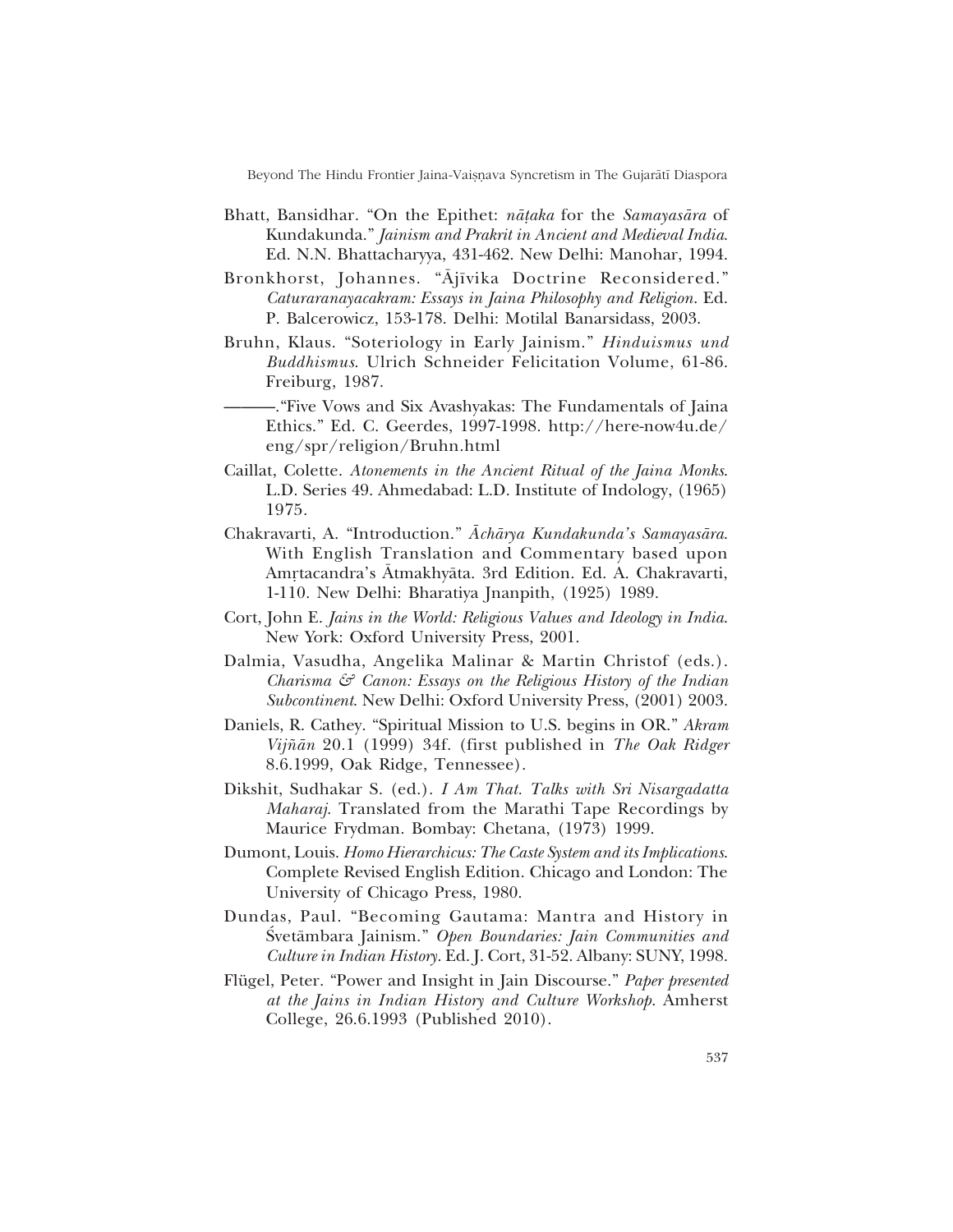Bhatt, Bansidhar. "On the Epithet: *nāṭaka* for the *Samayasāra* of Kundakunda." *Jainism and Prakrit in Ancient and Medieval India*. Ed. N.N. Bhattacharyya, 431-462. New Delhi: Manohar, 1994.

Bronkhorst, Johannes. "Ājīvika Doctrine Reconsidered." *Caturaranayacakram: Essays in Jaina Philosophy and Religion*. Ed. P. Balcerowicz, 153-178. Delhi: Motilal Banarsidass, 2003.

Bruhn, Klaus. "Soteriology in Early Jainism." *Hinduismus und Buddhismus*. Ulrich Schneider Felicitation Volume, 61-86. Freiburg, 1987.

———."Five Vows and Six Avashyakas: The Fundamentals of Jaina Ethics." Ed. C. Geerdes, 1997-1998. http://here-now4u.de/eng/spr/religion/Bruhn.html

Caillat, Colette. *Atonements in the Ancient Ritual of the Jaina Monks*. L.D. Series 49. Ahmedabad: L.D. Institute of Indology, (1965) 1975.

Chakravarti, A. "Introduction." *Āchārya Kundakunda's Samayasāra*. With English Translation and Commentary based upon Amṛtacandra's Ātmakhyāta. 3rd Edition. Ed. A. Chakravarti, 1-110. New Delhi: Bharatiya Jnanpith, (1925) 1989.

Cort, John E. *Jains in the World: Religious Values and Ideology in India*. New York: Oxford University Press, 2001.

Dalmia, Vasudha, Angelika Malinar & Martin Christof (eds.). *Charisma & Canon: Essays on the Religious History of the Indian Subcontinent*. New Delhi: Oxford University Press, (2001) 2003.

Daniels, R. Cathey. "Spiritual Mission to U.S. begins in OR." *Akram Vijñān* 20.1 (1999) 34f. (first published in *The Oak Ridger* 8.6.1999, Oak Ridge, Tennessee).

Dikshit, Sudhakar S. (ed.). *I Am That. Talks with Sri Nisargadatta Maharaj*. Translated from the Marathi Tape Recordings by Maurice Frydman. Bombay: Chetana, (1973) 1999.

Dumont, Louis. *Homo Hierarchicus: The Caste System and its Implications*. Complete Revised English Edition. Chicago and London: The University of Chicago Press, 1980.

Dundas, Paul. "Becoming Gautama: Mantra and History in Śvetāmbara Jainism." *Open Boundaries: Jain Communities and Culture in Indian History*. Ed. J. Cort, 31-52. Albany: SUNY, 1998.

Flügel, Peter. "Power and Insight in Jain Discourse." *Paper presented at the Jains in Indian History and Culture Workshop*. Amherst College, 26.6.1993 (Published 2010).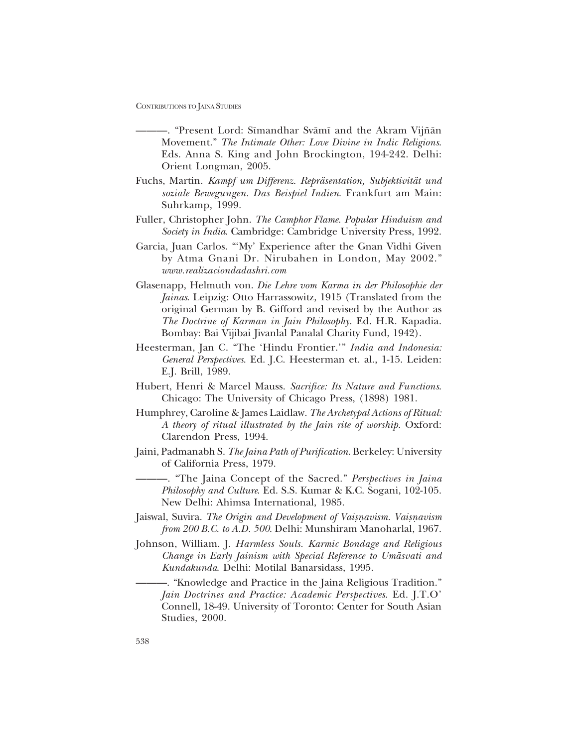———. "Present Lord: Sīmandhar Svāmī and the Akram Vijñān Movement." *The Intimate Other: Love Divine in Indic Religions*. Eds. Anna S. King and John Brockington, 194-242. Delhi: Orient Longman, 2005.

Fuchs, Martin. *Kampf um Differenz. Repräsentation, Subjektivität und soziale Bewegungen. Das Beispiel Indien*. Frankfurt am Main: Suhrkamp, 1999.

Fuller, Christopher John. *The Camphor Flame. Popular Hinduism and Society in India*. Cambridge: Cambridge University Press, 1992.

Garcia, Juan Carlos. "'My' Experience after the Gnan Vidhi Given by Atma Gnani Dr. Nirubahen in London, May 2002." *www.realizaciondadashri.com*

Glasenapp, Helmuth von. *Die Lehre vom Karma in der Philosophie der Jainas*. Leipzig: Otto Harrassowitz, 1915 (Translated from the original German by B. Gifford and revised by the Author as *The Doctrine of Karman in Jain Philosophy*. Ed. H.R. Kapadia. Bombay: Bai Vijibai Jivanlal Panalal Charity Fund, 1942).

Heesterman, Jan C. "The 'Hindu Frontier.'" *India and Indonesia: General Perspectives*. Ed. J.C. Heesterman et. al., 1-15. Leiden: E.J. Brill, 1989.

Hubert, Henri & Marcel Mauss. *Sacrifice: Its Nature and Functions*. Chicago: The University of Chicago Press, (1898) 1981.

Humphrey, Caroline & James Laidlaw. *The Archetypal Actions of Ritual: A theory of ritual illustrated by the Jain rite of worship*. Oxford: Clarendon Press, 1994.

Jaini, Padmanabh S. *The Jaina Path of Purification*. Berkeley: University of California Press, 1979.

———. "The Jaina Concept of the Sacred." *Perspectives in Jaina Philosophy and Culture*. Ed. S.S. Kumar & K.C. Sogani, 102-105. New Delhi: Ahimsa International, 1985.

Jaiswal, Suvira. *The Origin and Development of Vaiṣṇavism. Vaiṣṇavism from 200 B.C. to A.D. 500*. Delhi: Munshiram Manoharlal, 1967.

Johnson, William. J. *Harmless Souls. Karmic Bondage and Religious Change in Early Jainism with Special Reference to Umāsvati and Kundakunda*. Delhi: Motilal Banarsidass, 1995.

———. "Knowledge and Practice in the Jaina Religious Tradition." *Jain Doctrines and Practice: Academic Perspectives*. Ed. J.T.O' Connell, 18-49. University of Toronto: Center for South Asian Studies, 2000.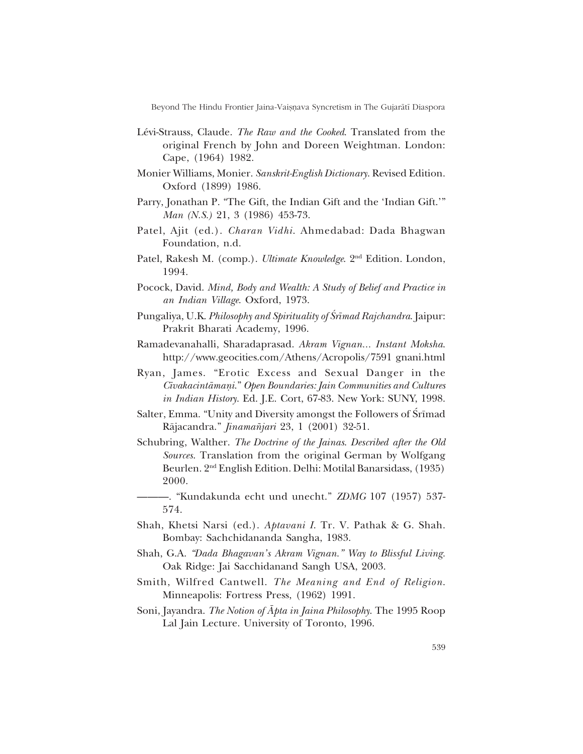Lévi-Strauss, Claude. *The Raw and the Cooked*. Translated from the original French by John and Doreen Weightman. London: Cape, (1964) 1982.

Monier Williams, Monier. *Sanskrit-English Dictionary*. Revised Edition. Oxford (1899) 1986.

Parry, Jonathan P. "The Gift, the Indian Gift and the 'Indian Gift.'" *Man (N.S.)* 21, 3 (1986) 453-73.

Patel, Ajit (ed.). *Charan Vidhi*. Ahmedabad: Dada Bhagwan Foundation, n.d.

Patel, Rakesh M. (comp.). *Ultimate Knowledge*. 2nd Edition. London, 1994.

Pocock, David. *Mind, Body and Wealth: A Study of Belief and Practice in an Indian Village*. Oxford, 1973.

Pungaliya, U.K. *Philosophy and Spirituality of Śrīmad Rajchandra*. Jaipur: Prakrit Bharati Academy, 1996.

Ramadevanahalli, Sharadaprasad. *Akram Vignan... Instant Moksha*. http://www.geocities.com/Athens/Acropolis/7591 gnani.html

Ryan, James. "Erotic Excess and Sexual Danger in the *Cīvakacintāmaṇi*." *Open Boundaries: Jain Communities and Cultures in Indian History*. Ed. J.E. Cort, 67-83. New York: SUNY, 1998.

Salter, Emma. "Unity and Diversity amongst the Followers of Śrīmad Rājacandra." *Jinamañjari* 23, 1 (2001) 32-51.

Schubring, Walther. *The Doctrine of the Jainas. Described after the Old Sources*. Translation from the original German by Wolfgang Beurlen. 2nd English Edition. Delhi: Motilal Banarsidass, (1935) 2000.

———. "Kundakunda echt und unecht." *ZDMG* 107 (1957) 537-574.

Shah, Khetsi Narsi (ed.). *Aptavani I*. Tr. V. Pathak & G. Shah. Bombay: Sachchidananda Sangha, 1983.

Shah, G.A. *"Dada Bhagavan's Akram Vignan." Way to Blissful Living*. Oak Ridge: Jai Sacchidanand Sangh USA, 2003.

Smith, Wilfred Cantwell. *The Meaning and End of Religion*. Minneapolis: Fortress Press, (1962) 1991.

Soni, Jayandra. *The Notion of Āpta in Jaina Philosophy*. The 1995 Roop Lal Jain Lecture. University of Toronto, 1996.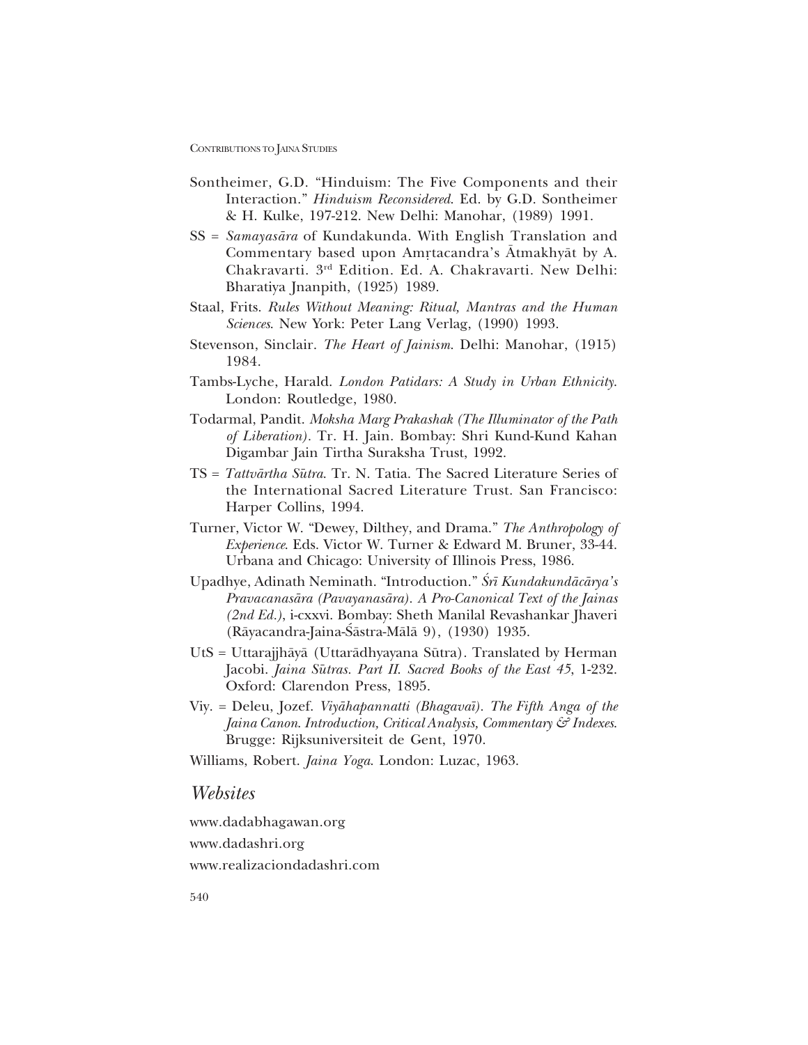Sontheimer, G.D. "Hinduism: The Five Components and their Interaction." *Hinduism Reconsidered*. Ed. by G.D. Sontheimer & H. Kulke, 197-212. New Delhi: Manohar, (1989) 1991.

SS = *Samayasāra* of Kundakunda. With English Translation and Commentary based upon Amṛtacandra's Ātmakhyāt by A. Chakravarti. 3rd Edition. Ed. A. Chakravarti. New Delhi: Bharatiya Jnanpith, (1925) 1989.

Staal, Frits. *Rules Without Meaning: Ritual, Mantras and the Human Sciences*. New York: Peter Lang Verlag, (1990) 1993.

Stevenson, Sinclair. *The Heart of Jainism*. Delhi: Manohar, (1915) 1984.

Tambs-Lyche, Harald. *London Patidars: A Study in Urban Ethnicity*. London: Routledge, 1980.

Todarmal, Pandit. *Moksha Marg Prakashak (The Illuminator of the Path of Liberation)*. Tr. H. Jain. Bombay: Shri Kund-Kund Kahan Digambar Jain Tirtha Suraksha Trust, 1992.

TS = *Tattvārtha Sūtra*. Tr. N. Tatia. The Sacred Literature Series of the International Sacred Literature Trust. San Francisco: Harper Collins, 1994.

Turner, Victor W. "Dewey, Dilthey, and Drama." *The Anthropology of Experience*. Eds. Victor W. Turner & Edward M. Bruner, 33-44. Urbana and Chicago: University of Illinois Press, 1986.

Upadhye, Adinath Neminath. "Introduction." *Śrī Kundakundācārya's Pravacanasāra (Pavayanasāra). A Pro-Canonical Text of the Jainas (2nd Ed.)*, i-cxxvi. Bombay: Sheth Manilal Revashankar Jhaveri (Rāyacandra-Jaina-Śāstra-Mālā 9), (1930) 1935.

UtS = Uttarajjhāyā (Uttarādhyayana Sūtra). Translated by Herman Jacobi. *Jaina Sūtras. Part II. Sacred Books of the East 45*, 1-232. Oxford: Clarendon Press, 1895.

Viy. = Deleu, Jozef. *Viyāhapannatti (Bhagavaī). The Fifth Anga of the Jaina Canon. Introduction, Critical Analysis, Commentary & Indexes*. Brugge: Rijksuniversiteit de Gent, 1970.

Williams, Robert. *Jaina Yoga*. London: Luzac, 1963.

## *Websites*

www.dadabhagawan.org

www.dadashri.org

www.realizaciondadashri.com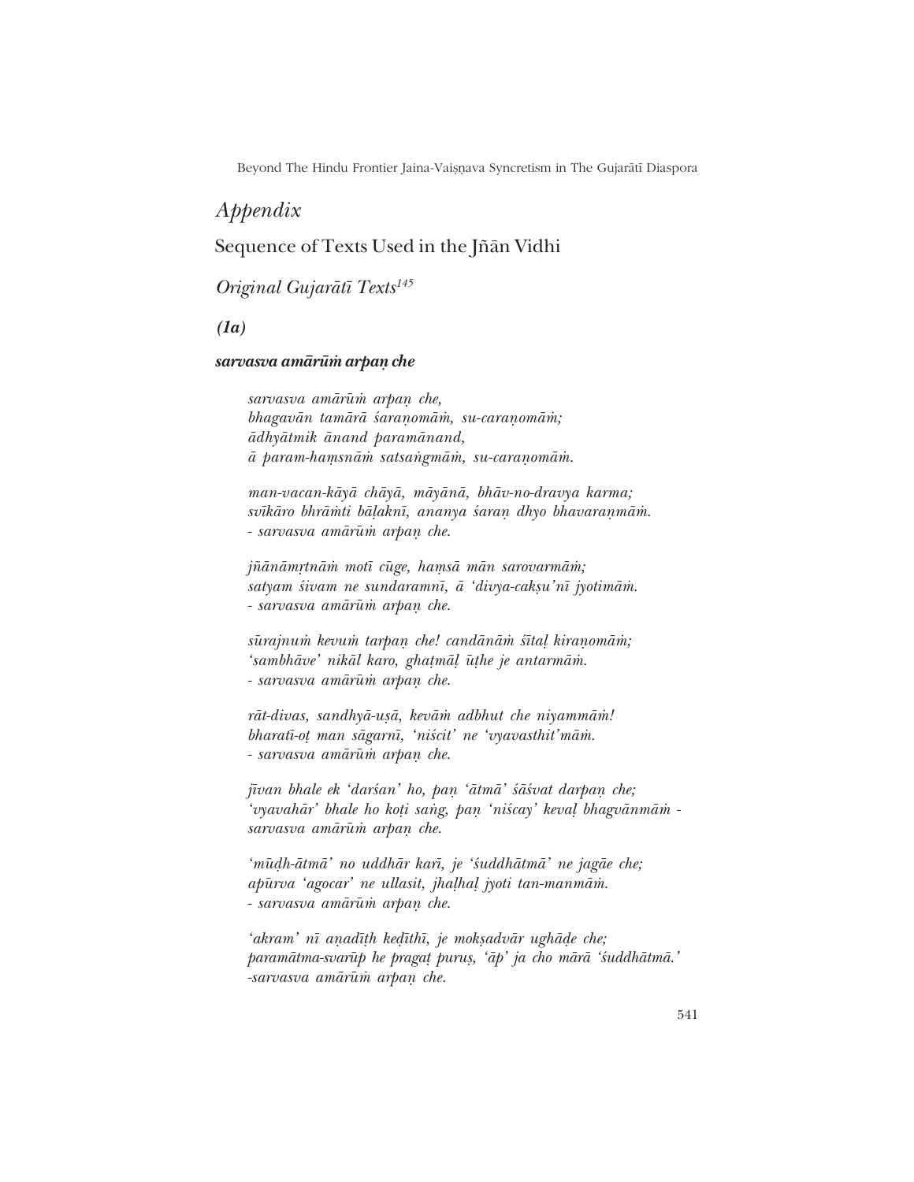# *Appendix*

## Sequence of Texts Used in the Jñān Vidhi

### *Original Gujarātī Texts*[145]

### ***(1a)***

#### ***sarvasva amārūṁ arpaṇ che***

*sarvasva amārūṁ arpaṇ che,*
*bhagavān tamārā śaraṇomāṁ, su-caraṇomāṁ;*
*ādhyātmik ānand paramānand,*
*ā param-haṃsnāṁ satsaṅgmāṁ, su-caraṇomāṁ.*

*man-vacan-kāyā chāyā, māyānā, bhāv-no-dravya karma;*
*svīkāro bhrāṁti bāḷaknī, ananya śaraṇ dhyo bhavaraṇmāṁ.*
*- sarvasva amārūṁ arpaṇ che.*

*jñānāmṛtnāṁ motī cūge, haṃsā mān sarovarmāṁ;*
*satyam śivam ne sundaramnī, ā 'divya-cakṣu'nī jyotimāṁ.*
*- sarvasva amārūṁ arpaṇ che.*

*sūrajnuṁ kevuṁ tarpaṇ che! candānāṁ śītaḷ kiraṇomāṁ;*
*'sambhāve' nikāl karo, ghaṭmāḷ ūṭhe je antarmāṁ.*
*- sarvasva amārūṁ arpaṇ che.*

*rāt-divas, sandhyā-uṣā, kevāṁ adbhut che niyammāṁ!*
*bharatī-oṭ man sāgarnī, 'niścit' ne 'vyavasthit'māṁ.*
*- sarvasva amārūṁ arpaṇ che.*

*jīvan bhale ek 'darśan' ho, paṇ 'ātmā' śāśvat darpaṇ che;*
*'vyavahār' bhale ho koṭi saṅg, paṇ 'niścay' kevaḷ bhagvānmāṁ -*
*sarvasva amārūṁ arpaṇ che.*

*'mūḍh-ātmā' no uddhār karī, je 'śuddhātmā' ne jagāe che;*
*apūrva 'agocar' ne ullasit, jhaḷhaḷ jyoti tan-manmāṁ.*
*- sarvasva amārūṁ arpaṇ che.*

*'akram' nī aṇadīṭh keḍīthī, je mokṣadvār ughāḍe che;*
*paramātma-svarūp he pragaṭ puruṣ, 'āp' ja cho mārā 'śuddhātmā.'*
*-sarvasva amārūṁ arpaṇ che.*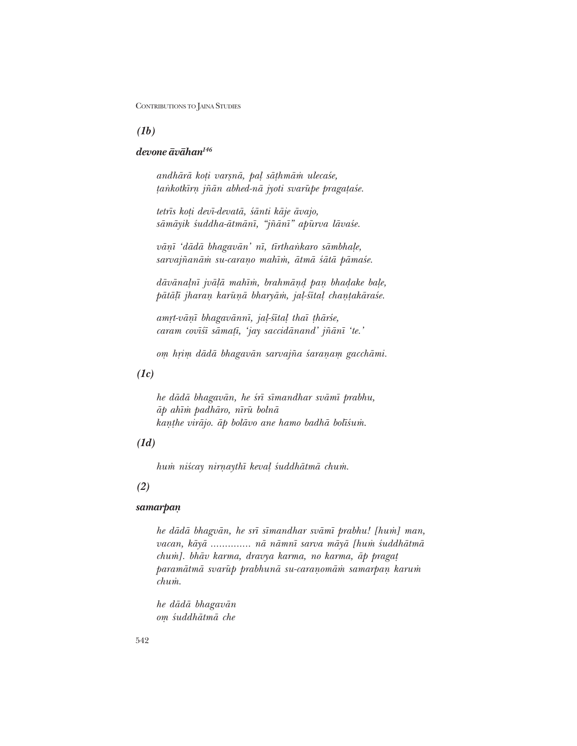***(1b)***

***devone āvāhan***[146]

*andhārā koṭi varṣnā, paḷ sāṭhmāṁ ulecaśe,*
*ṭaṅkotkīrṇ jñān abhed-nā jyoti svarūpe pragaṭaśe.*

*tetrīs koṭi devī-devatā, śānti kāje āvajo,*
*sāmāyik śuddha-ātmānī, "jñānī" apūrva lāvaśe.*

*vāṇī 'dādā bhagavān' nī, tīrthaṅkaro sāmbhaḷe,*
*sarvajñanāṁ su-caraṇo mahīṁ, ātmā śātā pāmaśe.*

*dāvānaḷnī jvāḷā mahīṁ, brahmāṇḍ paṇ bhaḍake baḷe,*
*pātāḷī jharaṇ karūṇā bharyāṁ, jaḷ-śītaḷ chaṇṭakāraśe.*

*amṛt-vāṇī bhagavānnī, jaḷ-śītaḷ thaī ṭhārśe,*
*caram covīśī sāmaṭī, 'jay saccidānand' jñānī 'te.'*

*oṃ hṛiṃ dādā bhagavān sarvajña śaraṇaṃ gacchāmi.*

***(1c)***

*he dādā bhagavān, he śrī sīmandhar svāmī prabhu,*
*āp ahīṁ padhāro, nīrū bolnā*
*kaṇṭhe virājo. āp bolāvo ane hamo badhā bolīśuṁ.*

***(1d)***

*huṁ niścay nirṇaythī kevaḷ śuddhātmā chuṁ.*

***(2)***

***samarpaṇ***

*he dādā bhagvān, he srī sīmandhar svāmī prabhu! [huṁ] man, vacan, kāyā ............ nā nāmnī sarva māyā [huṁ śuddhātmā chuṁ]. bhāv karma, dravya karma, no karma, āp pragaṭ paramātmā svarūp prabhunā su-caraṇomāṁ samarpaṇ karuṁ chuṁ.*

*he dādā bhagavān*
*oṃ śuddhātmā che*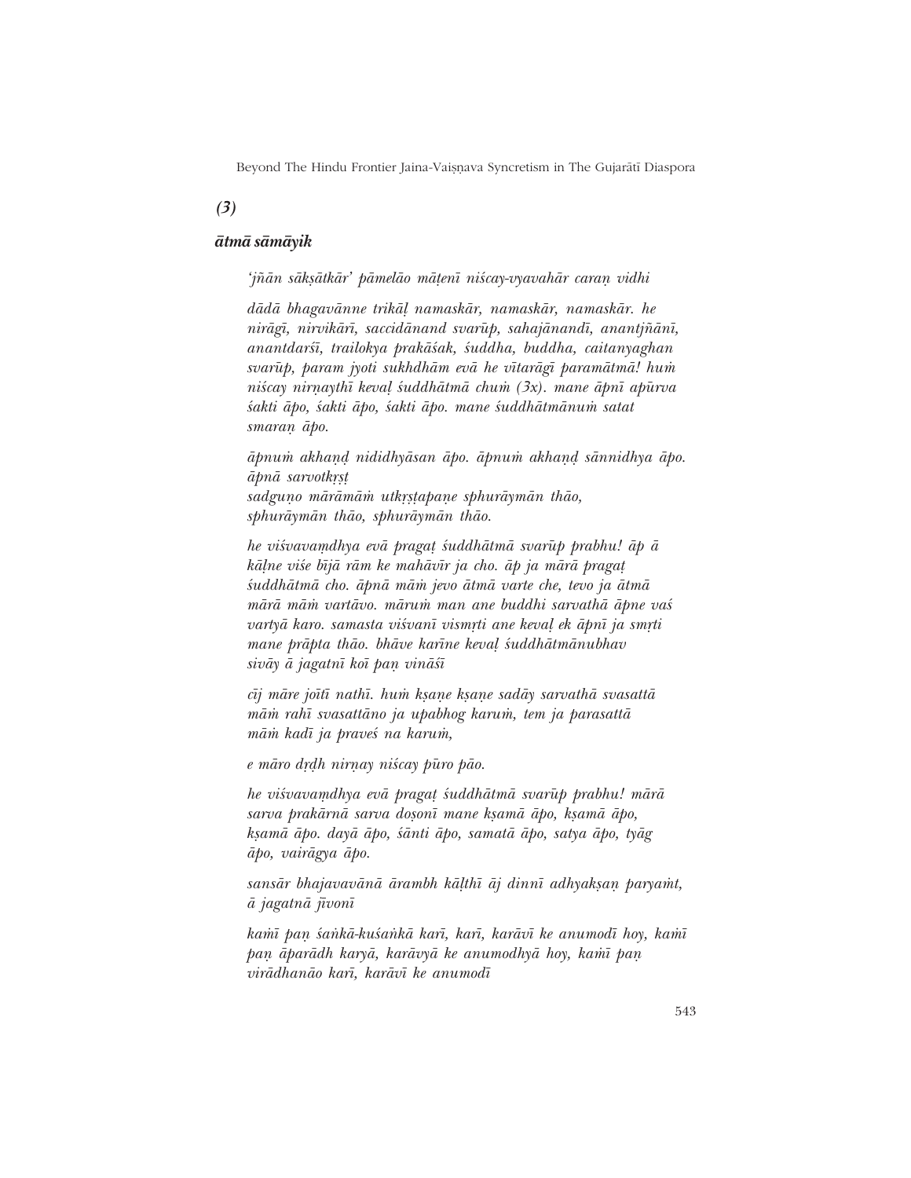*(3)*

***ātmā sāmāyik***

*'jñān sākṣātkār' pāmelāo māṭenī niścay-vyavahār caraṇ vidhi*

*dādā bhagavānne trikāḷ namaskār, namaskār, namaskār. he nirāgī, nirvikārī, saccidānand svarūp, sahajānandī, anantjñānī, anantdarśī, trailokya prakāśak, śuddha, buddha, caitanyaghan svarūp, param jyoti sukhdhām evā he vītarāgī paramātmā! huṁ niścay nirṇaythī kevaḷ śuddhātmā chuṁ (3x). mane āpnī apūrva śakti āpo, śakti āpo, śakti āpo. mane śuddhātmānuṁ satat smaraṇ āpo.*

*āpnuṁ akhaṇḍ nididhyāsan āpo. āpnuṁ akhaṇḍ sānnidhya āpo. āpnā sarvotkṛṣṭ sadguṇo mārāmāṁ utkṛṣṭapaṇe sphurāymān thāo, sphurāymān thāo, sphurāymān thāo.*

*he viśvavaṃdhya evā pragaṭ śuddhātmā svarūp prabhu! āp ā kāḷne viśe bījā rām ke mahāvīr ja cho. āp ja mārā pragaṭ śuddhātmā cho. āpnā māṁ jevo ātmā varte che, tevo ja ātmā mārā māṁ vartāvo. māruṁ man ane buddhi sarvathā āpne vaś vartyā karo. samasta viśvanī vismṛti ane kevaḷ ek āpnī ja smṛti mane prāpta thāo. bhāve karīne kevaḷ śuddhātmānubhav sivāy ā jagatnī koī paṇ vināśī*

*cīj māre joītī nathī. huṁ kṣaṇe kṣaṇe sadāy sarvathā svasattā māṁ rahī svasattāno ja upabhog karuṁ, tem ja parasattā māṁ kadī ja praveś na karuṁ,*

*e māro dṛḍh nirṇay niścay pūro pāo.*

*he viśvavaṃdhya evā pragaṭ śuddhātmā svarūp prabhu! mārā sarva prakārnā sarva doṣonī mane kṣamā āpo, kṣamā āpo, kṣamā āpo. dayā āpo, śānti āpo, samatā āpo, satya āpo, tyāg āpo, vairāgya āpo.*

*sansār bhajavavānā ārambh kāḷthī āj dinnī adhyakṣaṇ paryaṁt, ā jagatnā jīvonī*

*kaṁī paṇ śaṅkā-kuśaṅkā karī, karī, karāvī ke anumodī hoy, kaṁī paṇ āparādh karyā, karāvyā ke anumodhyā hoy, kaṁī paṇ virādhanāo karī, karāvī ke anumodī*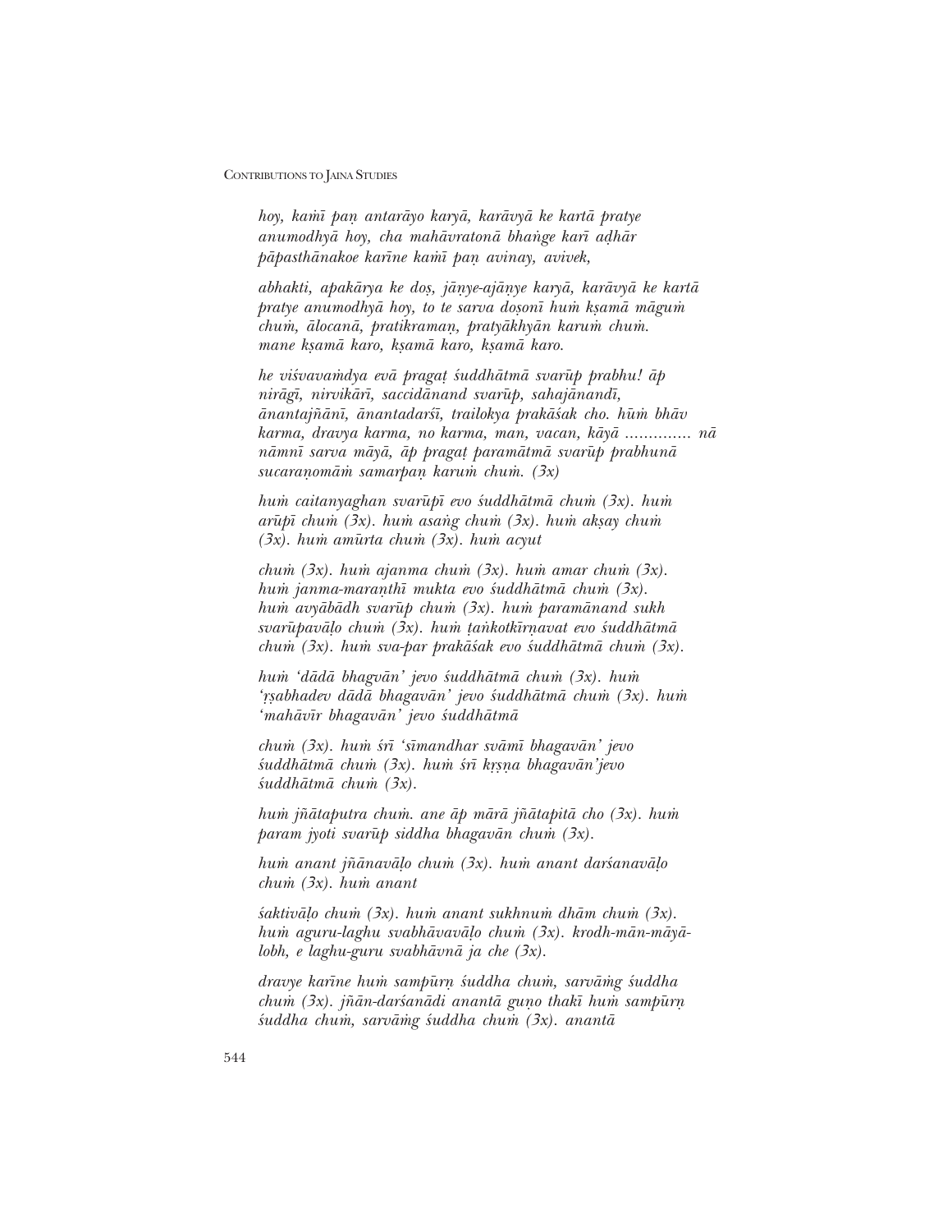*hoy, kaṁī paṇ antarāyo karyā, karāvyā ke kartā pratye anumodhyā hoy, cha mahāvratonā bhaṅge karī aḍhār pāpasthānakoe karīne kaṁī paṇ avinay, avivek,*

*abhakti, apakārya ke doṣ, jāṇye-ajāṇye karyā, karāvyā ke kartā pratye anumodhyā hoy, to te sarva doṣonī huṁ kṣamā māguṁ chuṁ, ālocanā, pratikramaṇ, pratyākhyān karuṁ chuṁ. mane kṣamā karo, kṣamā karo, kṣamā karo.*

*he viśvavaṁdya evā pragaṭ śuddhātmā svarūp prabhu! āp nirāgī, nirvikārī, saccidānand svarūp, sahajānandī, ānantajñānī, ānantadarśī, trailokya prakāśak cho. hūṁ bhāv karma, dravya karma, no karma, man, vacan, kāyā .............. nā nāmnī sarva māyā, āp pragaṭ paramātmā svarūp prabhunā sucaraṇomāṁ samarpaṇ karuṁ chuṁ. (3x)*

*huṁ caitanyaghan svarūpī evo śuddhātmā chuṁ (3x). huṁ arūpī chuṁ (3x). huṁ asaṅg chuṁ (3x). huṁ akṣay chuṁ (3x). huṁ amūrta chuṁ (3x). huṁ acyut*

*chuṁ (3x). huṁ ajanma chuṁ (3x). huṁ amar chuṁ (3x). huṁ janma-maraṇthī mukta evo śuddhātmā chuṁ (3x). huṁ avyābādh svarūp chuṁ (3x). huṁ paramānand sukh svarūpavāḷo chuṁ (3x). huṁ ṭaṅkotkīrṇavat evo śuddhātmā chuṁ (3x). huṁ sva-par prakāśak evo śuddhātmā chuṁ (3x).*

*huṁ 'dādā bhagvān' jevo śuddhātmā chuṁ (3x). huṁ 'ṛṣabhadev dādā bhagavān' jevo śuddhātmā chuṁ (3x). huṁ 'mahāvīr bhagavān' jevo śuddhātmā*

*chuṁ (3x). huṁ śrī 'sīmandhar svāmī bhagavān' jevo śuddhātmā chuṁ (3x). huṁ śrī kṛṣṇa bhagavān' jevo śuddhātmā chuṁ (3x).*

*huṁ jñātaputra chuṁ. ane āp mārā jñātapitā cho (3x). huṁ param jyoti svarūp siddha bhagavān chuṁ (3x).*

*huṁ anant jñānavāḷo chuṁ (3x). huṁ anant darśanavāḷo chuṁ (3x). huṁ anant*

*śaktivāḷo chuṁ (3x). huṁ anant sukhnuṁ dhām chuṁ (3x). huṁ aguru-laghu svabhāvavāḷo chuṁ (3x). krodh-mān-māyā-lobh, e laghu-guru svabhāvnā ja che (3x).*

*dravye karīne huṁ sampūrṇ śuddha chuṁ, sarvāṁg śuddha chuṁ (3x). jñān-darśanādi anantā guṇo thakī huṁ sampūrṇ śuddha chuṁ, sarvāṁg śuddha chuṁ (3x). anantā*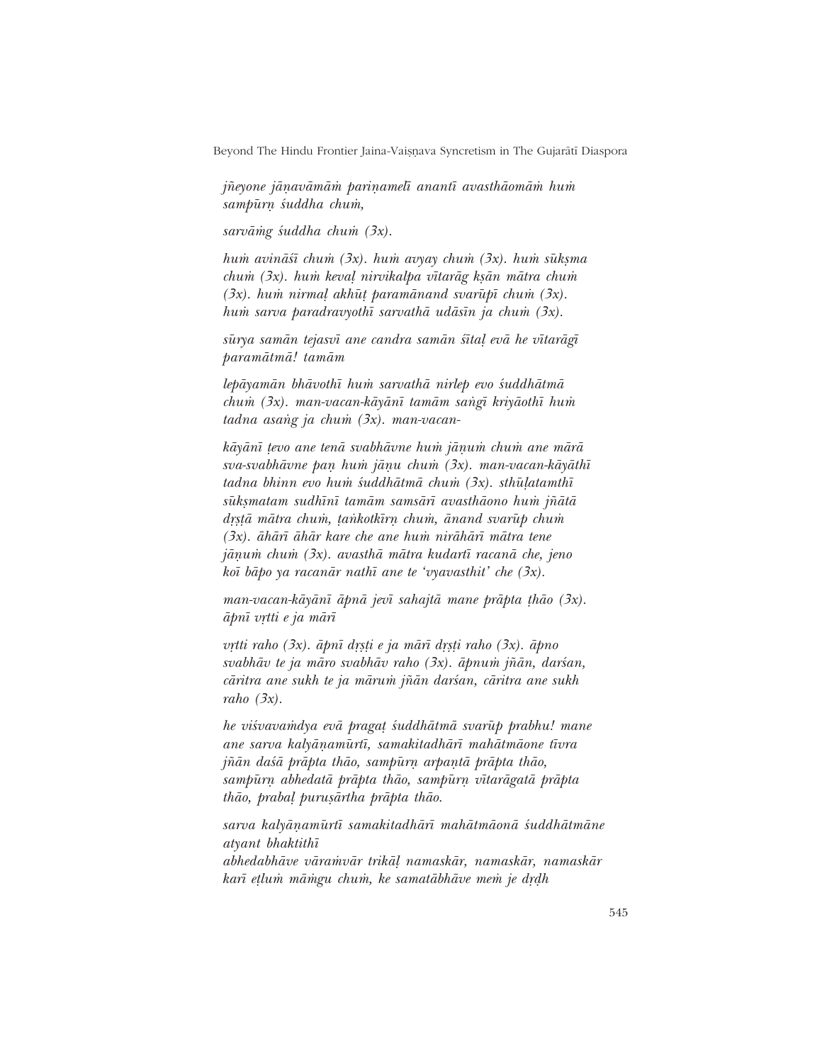*jñeyone jāṇavāmāṁ pariṇamelī anantī avasthāomāṁ huṁ sampūrṇ śuddha chuṁ,*

*sarvāṁg śuddha chuṁ (3x).*

*huṁ avināśī chuṁ (3x). huṁ avyay chuṁ (3x). huṁ sūkṣma chuṁ (3x). huṁ keval nirvikalpa vītarāg kṣān mātra chuṁ (3x). huṁ nirmaḷ akhūṭ paramānand svarūpī chuṁ (3x). huṁ sarva paradravyothī sarvathā udāsīn ja chuṁ (3x).*

*sūrya samān tejasvī ane candra samān śītaḷ evā he vītarāgī paramātmā! tamām*

*lepāyamān bhāvothī huṁ sarvathā nirlep evo śuddhātmā chuṁ (3x). man-vacan-kāyānī tamām saṅgī kriyāothī huṁ tadna asaṅg ja chuṁ (3x). man-vacan-*

*kāyānī ṭevo ane tenā svabhāvne huṁ jāṇuṁ chuṁ ane mārā sva-svabhāvne paṇ huṁ jāṇu chuṁ (3x). man-vacan-kāyāthī tadna bhinn evo huṁ śuddhātmā chuṁ (3x). sthūḷatamthī sūkṣmatam sudhīnī tamām samsārī avasthāono huṁ jñātā dṛṣṭā mātra chuṁ, ṭaṅkotkīrṇ chuṁ, ānand svarūp chuṁ (3x). āhārī āhār kare che ane huṁ nirāhārī mātra tene jāṇuṁ chuṁ (3x). avasthā mātra kudartī racanā che, jeno koī bāpo ya racanār nathī ane te 'vyavasthit' che (3x).*

*man-vacan-kāyānī āpnā jevī sahajtā mane prāpta ṭhāo (3x). āpnī vṛtti e ja mārī*

*vṛtti raho (3x). āpnī dṛṣṭi e ja mārī dṛṣṭi raho (3x). āpno svabhāv te ja māro svabhāv raho (3x). āpnuṁ jñān, darśan, cāritra ane sukh te ja māruṁ jñān darśan, cāritra ane sukh raho (3x).*

*he viśvavaṁdya evā pragaṭ śuddhātmā svarūp prabhu! mane ane sarva kalyāṇamūrtī, samakitadhārī mahātmāone tīvra jñān daśā prāpta thāo, sampūrṇ arpaṇtā prāpta thāo, sampūrṇ abhedatā prāpta thāo, sampūrṇ vītarāgatā prāpta thāo, prabaḷ puruṣārtha prāpta thāo.*

*sarva kalyāṇamūrtī samakitadhārī mahātmāonā śuddhātmāne atyant bhaktithī*
*abhedabhāve vāraṁvār trikāḷ namaskār, namaskār, namaskār karī eṭluṁ māṁgu chuṁ, ke samatābhāve meṁ je dṛḍh*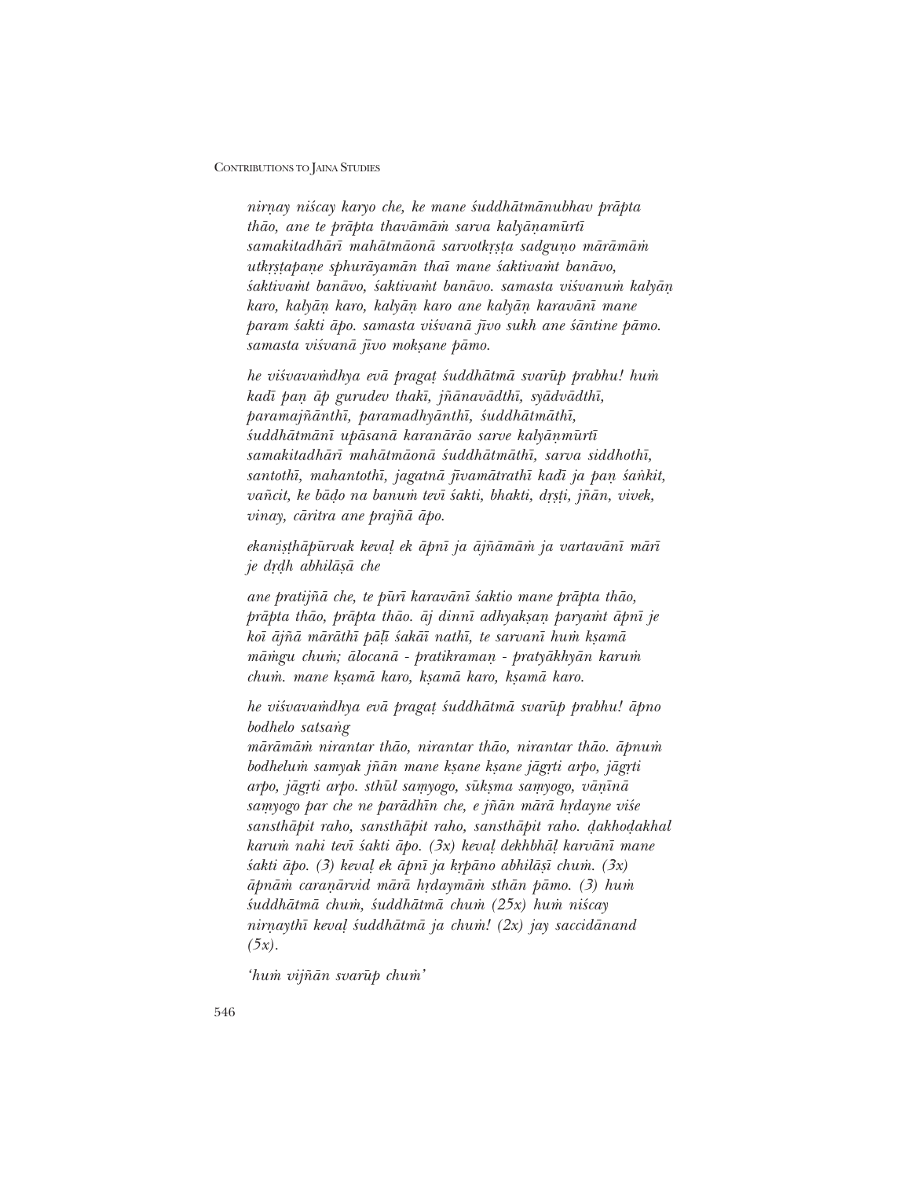*nirṇay niścay karyo che, ke mane śuddhātmānubhav prāpta thāo, ane te prāpta thavāmāṁ sarva kalyāṇamūrtī samakitadhārī mahātmāonā sarvotkr̥ṣṭa sadguṇo mārāmāṁ utkr̥ṣṭapaṇe sphurāyamān thaī mane śaktivaṁt banāvo, śaktivaṁt banāvo, śaktivaṁt banāvo. samasta viśvanuṁ kalyāṇ karo, kalyāṇ karo, kalyāṇ karo ane kalyāṇ karavānī mane param śakti āpo. samasta viśvanā jīvo sukh ane śāntine pāmo. samasta viśvanā jīvo mokṣane pāmo.*

*he viśvavaṁdhya evā pragaṭ śuddhātmā svarūp prabhu! huṁ kadī paṇ āp gurudev thakī, jñānavādthī, syādvādthī, paramajñānthī, paramadhyānthī, śuddhātmāthī, śuddhātmānī upāsanā karanārāo sarve kalyāṇmūrtī samakitadhārī mahātmāonā śuddhātmāthī, sarva siddhothī, santothī, mahantothī, jagatnā jīvamātrathī kadī ja paṇ śaṅkit, vañcit, ke bāḍo na banuṁ tevī śakti, bhakti, dr̥ṣṭi, jñān, vivek, vinay, cāritra ane prajñā āpo.*

*ekaniṣṭhāpūrvak kevaḷ ek āpnī ja ājñāmāṁ ja vartavānī mārī je dr̥ḍh abhilāṣā che*

*ane pratijñā che, te pūrī karavānī śaktio mane prāpta thāo, prāpta thāo, prāpta thāo. āj dinnī adhyakṣaṇ paryaṁt āpnī je koī ājñā mārāthī pāḷī śakāī nathī, te sarvanī huṁ kṣamā māṁgu chuṁ; ālocanā - pratikramaṇ - pratyākhyān karuṁ chuṁ. mane kṣamā karo, kṣamā karo, kṣamā karo.*

*he viśvavaṁdhya evā pragaṭ śuddhātmā svarūp prabhu! āpno bodhelo satsaṅg*
*mārāmāṁ nirantar thāo, nirantar thāo, nirantar thāo. āpnuṁ bodheluṁ samyak jñān mane kṣane kṣane jāgr̥ti arpo, jāgr̥ti arpo, jāgr̥ti arpo. sthūl saṃyogo, sūkṣma saṃyogo, vāṇīnā saṃyogo par che ne parādhīn che, e jñān mārā hr̥dayne viśe sansthāpit raho, sansthāpit raho, sansthāpit raho. ḍakhoḍakhal karuṁ nahi tevī śakti āpo. (3x) kevaḷ dekhbhāḷ karvānī mane śakti āpo. (3) kevaḷ ek āpnī ja kr̥pāno abhilāṣī chuṁ. (3x) āpnāṁ caraṇārvid mārā hr̥daymāṁ sthān pāmo. (3) huṁ śuddhātmā chuṁ, śuddhātmā chuṁ (25x) huṁ niścay nirṇaythī kevaḷ śuddhātmā ja chuṁ! (2x) jay saccidānand (5x).*

*'huṁ vijñān svarūp chuṁ'*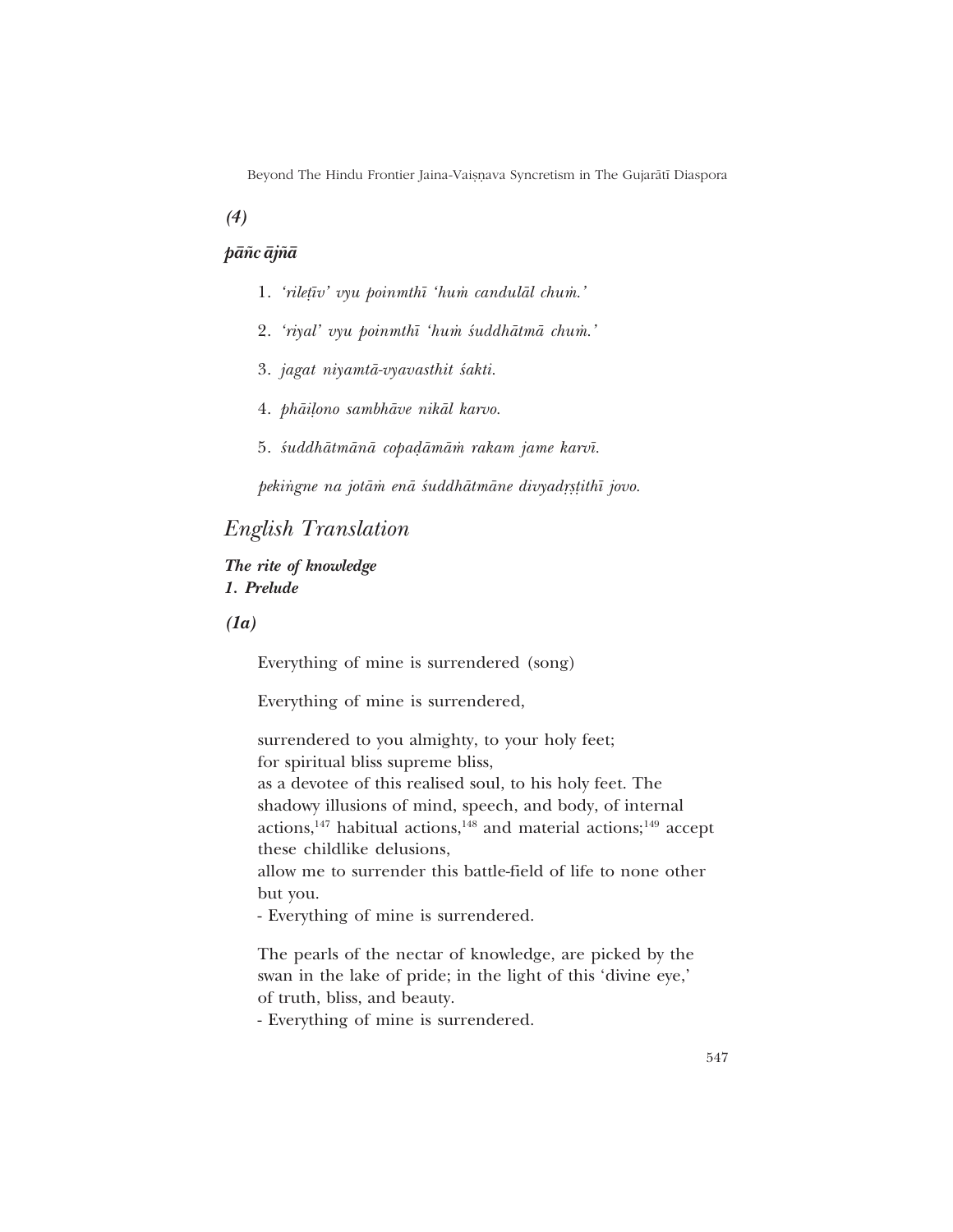*(4)*

***pāñc ājñā***

1. *'rileṭīv' vyu poinmthī 'huṁ candulāl chuṁ.'*

2. *'riyal' vyu poinmthī 'huṁ śuddhātmā chuṁ.'*

3. *jagat niyamtā-vyavasthit śakti.*

4. *phāiḷono sambhāve nikāl karvo.*

5. *śuddhātmānā copaḍāmāṁ rakam jame karvī.*

*pekiṅgne na jotāṁ enā śuddhātmāne divyadṛṣṭithī jovo.*

## English Translation

***The rite of knowledge***
***1. Prelude***

*(1a)*

Everything of mine is surrendered (song)

Everything of mine is surrendered,

surrendered to you almighty, to your holy feet;
for spiritual bliss supreme bliss,
as a devotee of this realised soul, to his holy feet. The shadowy illusions of mind, speech, and body, of internal actions,[147] habitual actions,[148] and material actions;[149] accept these childlike delusions,
allow me to surrender this battle-field of life to none other but you.
- Everything of mine is surrendered.

The pearls of the nectar of knowledge, are picked by the swan in the lake of pride; in the light of this 'divine eye,' of truth, bliss, and beauty.
- Everything of mine is surrendered.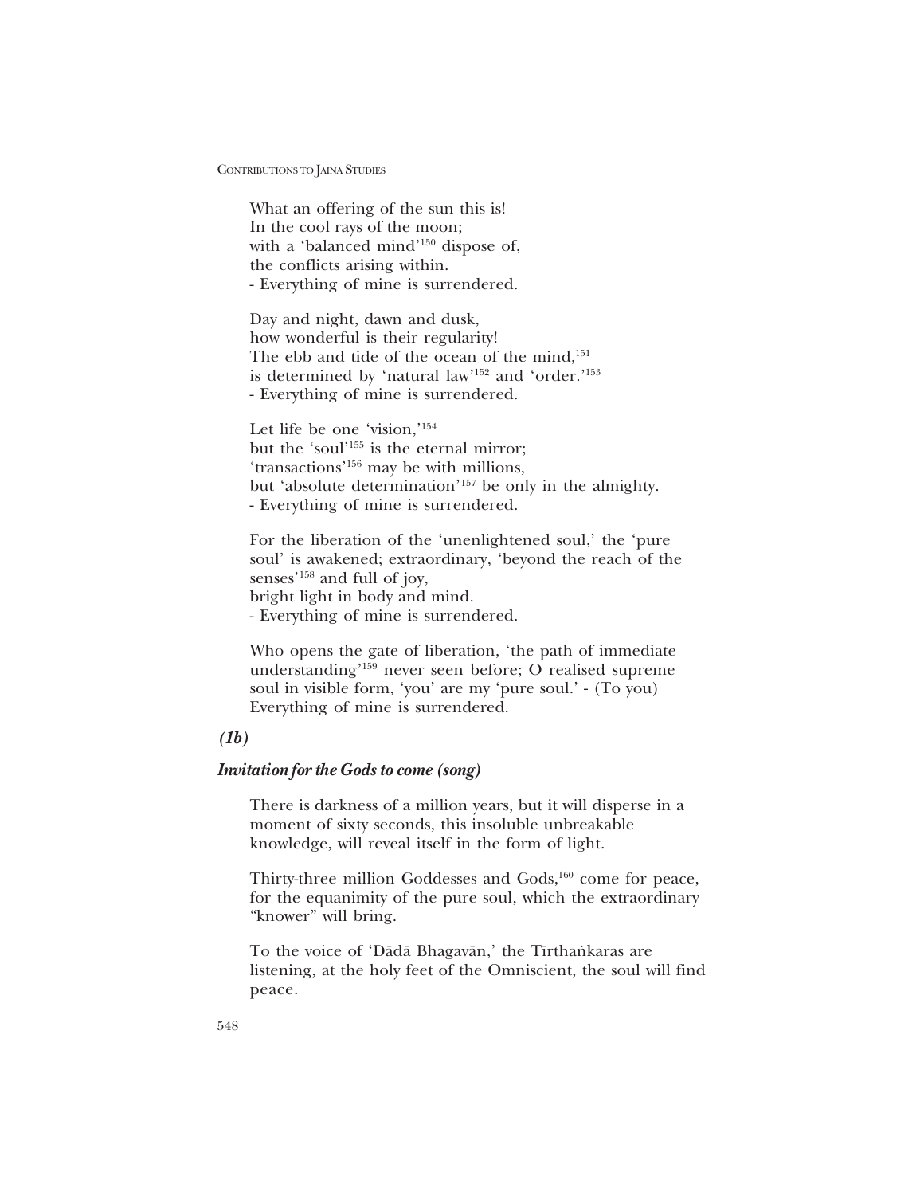What an offering of the sun this is!
In the cool rays of the moon;
with a 'balanced mind'[150] dispose of,
the conflicts arising within.
- Everything of mine is surrendered.

Day and night, dawn and dusk,
how wonderful is their regularity!
The ebb and tide of the ocean of the mind,[151]
is determined by 'natural law'[152] and 'order.'[153]
- Everything of mine is surrendered.

Let life be one 'vision,'[154]
but the 'soul'[155] is the eternal mirror;
'transactions'[156] may be with millions,
but 'absolute determination'[157] be only in the almighty.
- Everything of mine is surrendered.

For the liberation of the 'unenlightened soul,' the 'pure soul' is awakened; extraordinary, 'beyond the reach of the senses'[158] and full of joy,
bright light in body and mind.
- Everything of mine is surrendered.

Who opens the gate of liberation, 'the path of immediate understanding'[159] never seen before; O realised supreme soul in visible form, 'you' are my 'pure soul.' - (To you) Everything of mine is surrendered.

***(1b)***

***Invitation for the Gods to come (song)***

There is darkness of a million years, but it will disperse in a moment of sixty seconds, this insoluble unbreakable knowledge, will reveal itself in the form of light.

Thirty-three million Goddesses and Gods,[160] come for peace, for the equanimity of the pure soul, which the extraordinary "knower" will bring.

To the voice of 'Dādā Bhagavān,' the Tīrthaṅkaras are listening, at the holy feet of the Omniscient, the soul will find peace.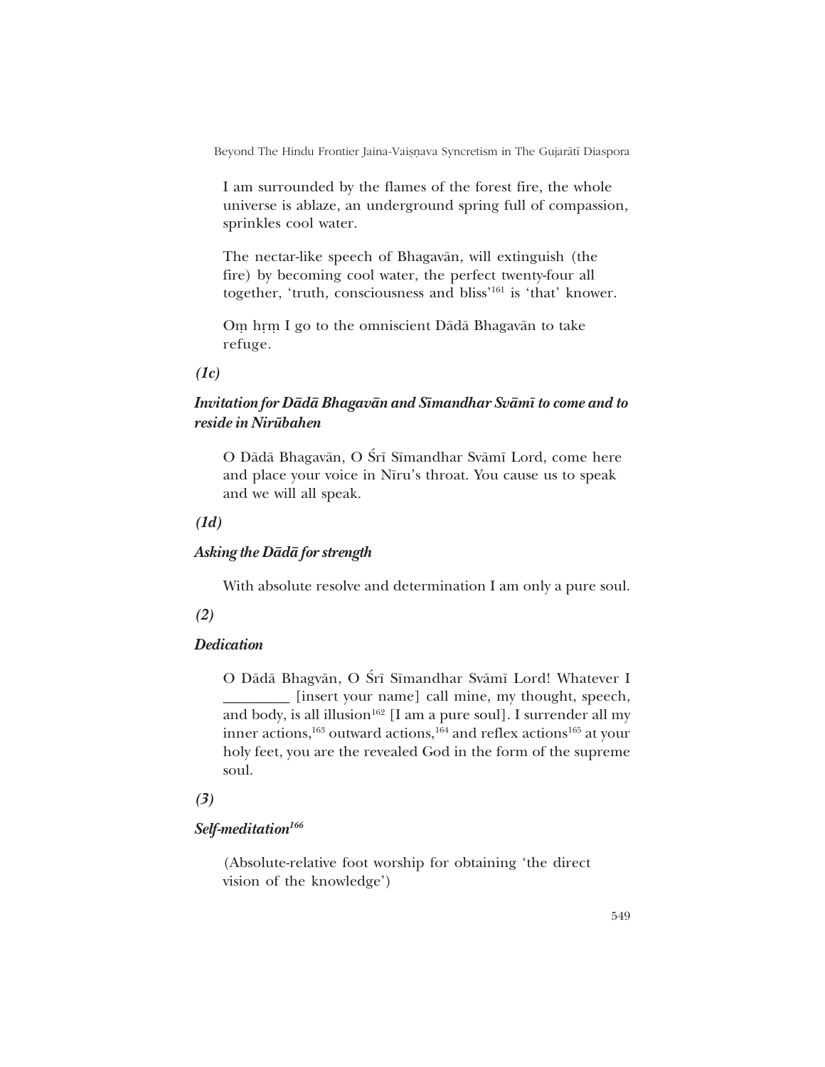I am surrounded by the flames of the forest fire, the whole universe is ablaze, an underground spring full of compassion, sprinkles cool water.

The nectar-like speech of Bhagavān, will extinguish (the fire) by becoming cool water, the perfect twenty-four all together, 'truth, consciousness and bliss'[161] is 'that' knower.

Oṃ hṛṃ I go to the omniscient Dādā Bhagavān to take refuge.

***(1c)***

***Invitation for Dādā Bhagavān and Sīmandhar Svāmī to come and to reside in Nirūbahen***

O Dādā Bhagavān, O Śrī Sīmandhar Svāmī Lord, come here and place your voice in Nīru's throat. You cause us to speak and we will all speak.

***(1d)***

***Asking the Dādā for strength***

With absolute resolve and determination I am only a pure soul.

***(2)***

***Dedication***

O Dādā Bhagvān, O Śrī Sīmandhar Svāmī Lord! Whatever I _________ [insert your name] call mine, my thought, speech, and body, is all illusion[162] [I am a pure soul]. I surrender all my inner actions,[163] outward actions,[164] and reflex actions[165] at your holy feet, you are the revealed God in the form of the supreme soul.

***(3)***

***Self-meditation[166]***

(Absolute-relative foot worship for obtaining 'the direct vision of the knowledge')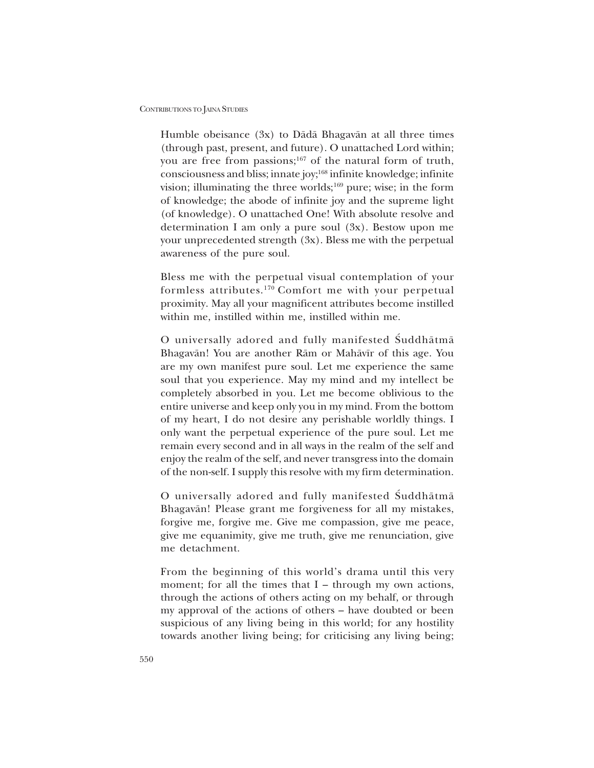Humble obeisance (3x) to Dādā Bhagavān at all three times (through past, present, and future). O unattached Lord within; you are free from passions;[167] of the natural form of truth, consciousness and bliss; innate joy;[168] infinite knowledge; infinite vision; illuminating the three worlds;[169] pure; wise; in the form of knowledge; the abode of infinite joy and the supreme light (of knowledge). O unattached One! With absolute resolve and determination I am only a pure soul (3x). Bestow upon me your unprecedented strength (3x). Bless me with the perpetual awareness of the pure soul.

Bless me with the perpetual visual contemplation of your formless attributes.[170] Comfort me with your perpetual proximity. May all your magnificent attributes become instilled within me, instilled within me, instilled within me.

O universally adored and fully manifested Śuddhātmā Bhagavān! You are another Rām or Mahāvīr of this age. You are my own manifest pure soul. Let me experience the same soul that you experience. May my mind and my intellect be completely absorbed in you. Let me become oblivious to the entire universe and keep only you in my mind. From the bottom of my heart, I do not desire any perishable worldly things. I only want the perpetual experience of the pure soul. Let me remain every second and in all ways in the realm of the self and enjoy the realm of the self, and never transgress into the domain of the non-self. I supply this resolve with my firm determination.

O universally adored and fully manifested Śuddhātmā Bhagavān! Please grant me forgiveness for all my mistakes, forgive me, forgive me. Give me compassion, give me peace, give me equanimity, give me truth, give me renunciation, give me detachment.

From the beginning of this world's drama until this very moment; for all the times that I – through my own actions, through the actions of others acting on my behalf, or through my approval of the actions of others – have doubted or been suspicious of any living being in this world; for any hostility towards another living being; for criticising any living being;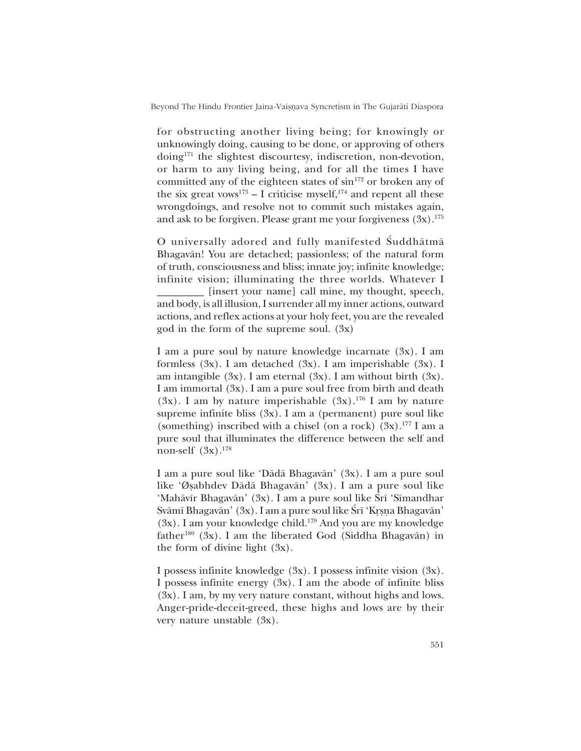for obstructing another living being; for knowingly or unknowingly doing, causing to be done, or approving of others doing[171] the slightest discourtesy, indiscretion, non-devotion, or harm to any living being, and for all the times I have committed any of the eighteen states of sin[172] or broken any of the six great vows[173] – I criticise myself,[174] and repent all these wrongdoings, and resolve not to commit such mistakes again, and ask to be forgiven. Please grant me your forgiveness (3x).[175]

O universally adored and fully manifested Śuddhātmā Bhagavān! You are detached; passionless; of the natural form of truth, consciousness and bliss; innate joy; infinite knowledge; infinite vision; illuminating the three worlds. Whatever I _________ [insert your name] call mine, my thought, speech, and body, is all illusion, I surrender all my inner actions, outward actions, and reflex actions at your holy feet, you are the revealed god in the form of the supreme soul. (3x)

I am a pure soul by nature knowledge incarnate (3x). I am formless (3x). I am detached (3x). I am imperishable (3x). I am intangible (3x). I am eternal (3x). I am without birth (3x). I am immortal (3x). I am a pure soul free from birth and death (3x). I am by nature imperishable (3x).[176] I am by nature supreme infinite bliss (3x). I am a (permanent) pure soul like (something) inscribed with a chisel (on a rock) (3x).[177] I am a pure soul that illuminates the difference between the self and non-self (3x).[178]

I am a pure soul like 'Dādā Bhagavān' (3x). I am a pure soul like 'Øṣabhdev Dādā Bhagavān' (3x). I am a pure soul like 'Mahāvīr Bhagavān' (3x). I am a pure soul like Śrī 'Sīmandhar Svāmī Bhagavān' (3x). I am a pure soul like Śrī 'Kṛṣṇa Bhagavān' (3x). I am your knowledge child.[179] And you are my knowledge father[180] (3x). I am the liberated God (Siddha Bhagavān) in the form of divine light (3x).

I possess infinite knowledge (3x). I possess infinite vision (3x). I possess infinite energy (3x). I am the abode of infinite bliss (3x). I am, by my very nature constant, without highs and lows. Anger-pride-deceit-greed, these highs and lows are by their very nature unstable (3x).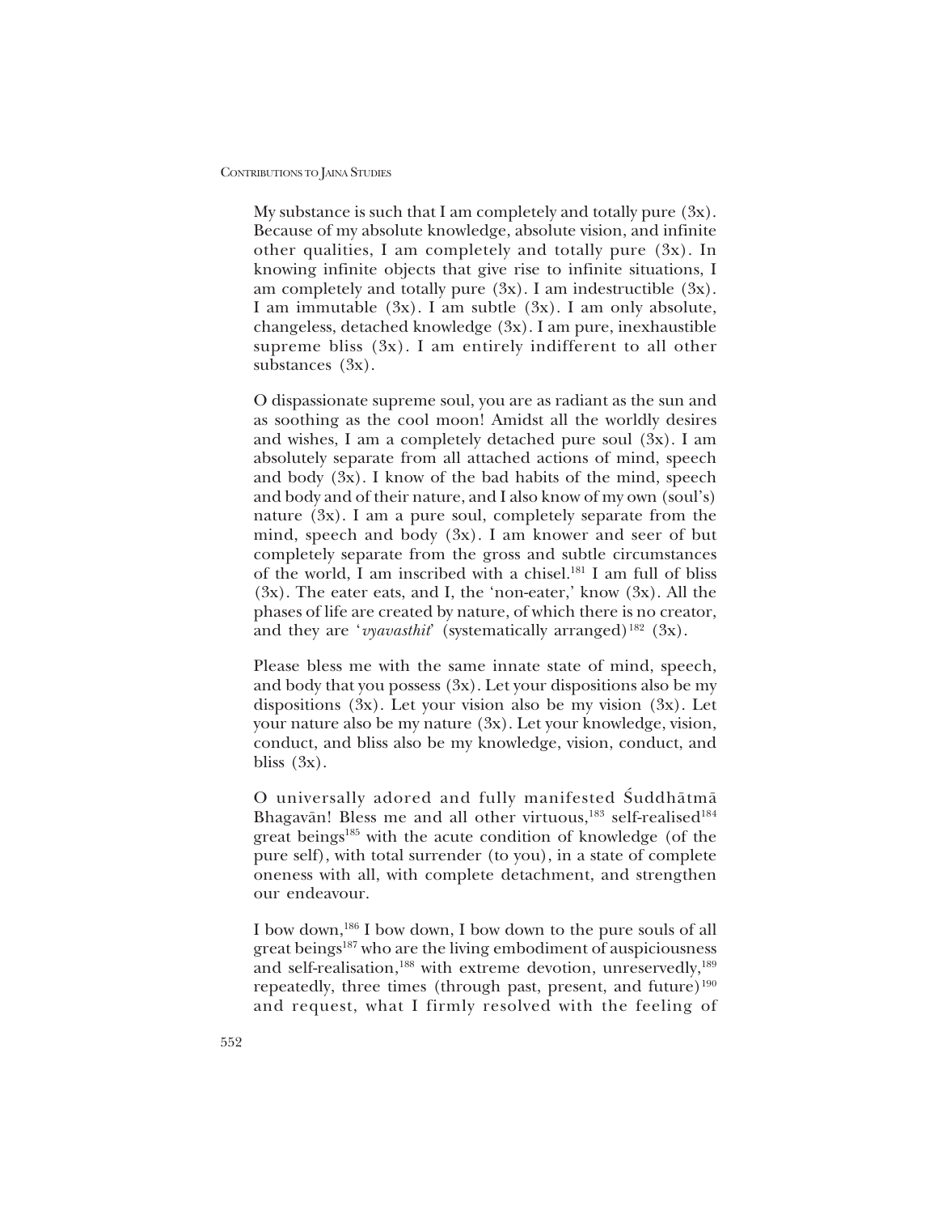My substance is such that I am completely and totally pure (3x). Because of my absolute knowledge, absolute vision, and infinite other qualities, I am completely and totally pure (3x). In knowing infinite objects that give rise to infinite situations, I am completely and totally pure (3x). I am indestructible (3x). I am immutable (3x). I am subtle (3x). I am only absolute, changeless, detached knowledge (3x). I am pure, inexhaustible supreme bliss (3x). I am entirely indifferent to all other substances (3x).

O dispassionate supreme soul, you are as radiant as the sun and as soothing as the cool moon! Amidst all the worldly desires and wishes, I am a completely detached pure soul (3x). I am absolutely separate from all attached actions of mind, speech and body (3x). I know of the bad habits of the mind, speech and body and of their nature, and I also know of my own (soul's) nature (3x). I am a pure soul, completely separate from the mind, speech and body (3x). I am knower and seer of but completely separate from the gross and subtle circumstances of the world, I am inscribed with a chisel.[181] I am full of bliss (3x). The eater eats, and I, the 'non-eater,' know (3x). All the phases of life are created by nature, of which there is no creator, and they are '*vyavasthit*' (systematically arranged)[182] (3x).

Please bless me with the same innate state of mind, speech, and body that you possess (3x). Let your dispositions also be my dispositions (3x). Let your vision also be my vision (3x). Let your nature also be my nature (3x). Let your knowledge, vision, conduct, and bliss also be my knowledge, vision, conduct, and bliss (3x).

O universally adored and fully manifested Śuddhātmā Bhagavān! Bless me and all other virtuous,[183] self-realised[184] great beings[185] with the acute condition of knowledge (of the pure self), with total surrender (to you), in a state of complete oneness with all, with complete detachment, and strengthen our endeavour.

I bow down,[186] I bow down, I bow down to the pure souls of all great beings[187] who are the living embodiment of auspiciousness and self-realisation,[188] with extreme devotion, unreservedly,[189] repeatedly, three times (through past, present, and future)[190] and request, what I firmly resolved with the feeling of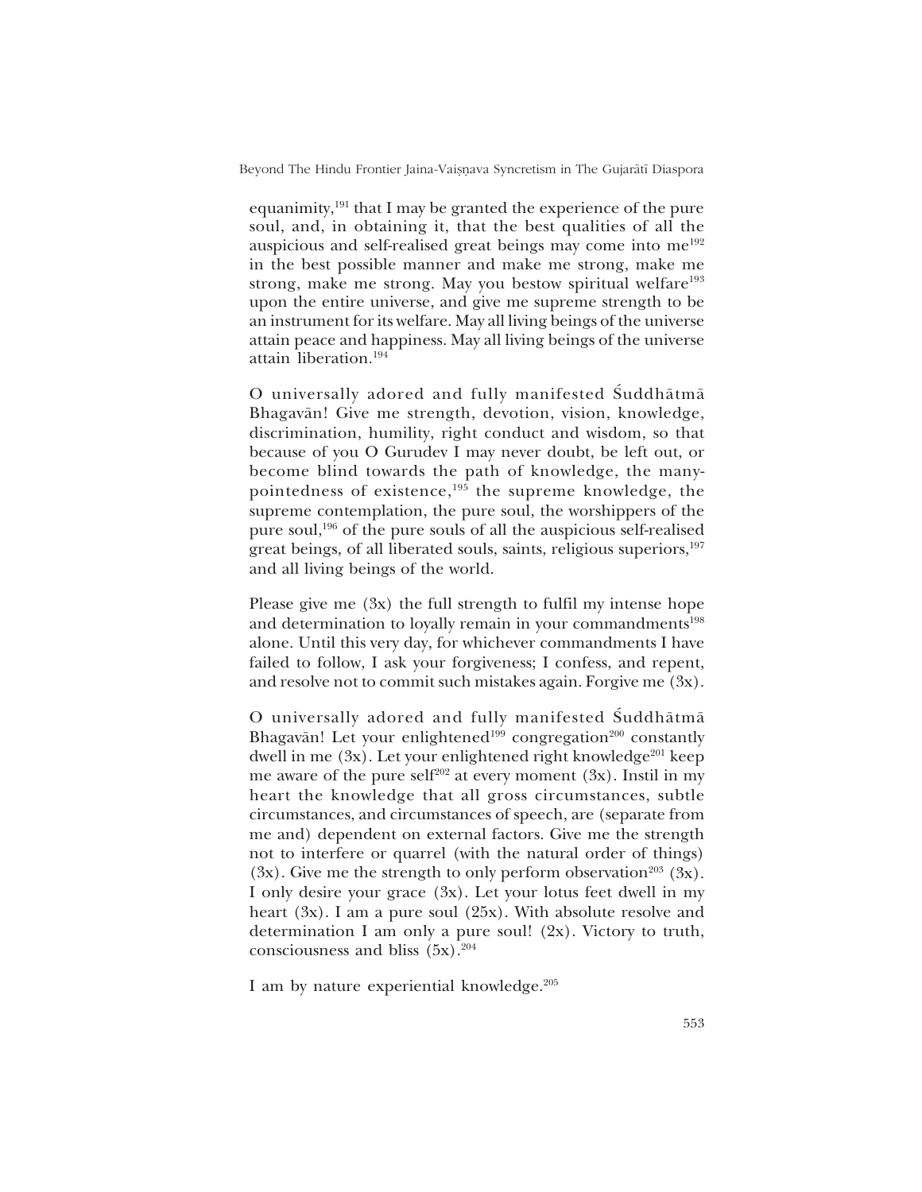equanimity,[191] that I may be granted the experience of the pure soul, and, in obtaining it, that the best qualities of all the auspicious and self-realised great beings may come into me[192] in the best possible manner and make me strong, make me strong, make me strong. May you bestow spiritual welfare[193] upon the entire universe, and give me supreme strength to be an instrument for its welfare. May all living beings of the universe attain peace and happiness. May all living beings of the universe attain liberation.[194]

O universally adored and fully manifested Śuddhātmā Bhagavān! Give me strength, devotion, vision, knowledge, discrimination, humility, right conduct and wisdom, so that because of you O Gurudev I may never doubt, be left out, or become blind towards the path of knowledge, the many-pointedness of existence,[195] the supreme knowledge, the supreme contemplation, the pure soul, the worshippers of the pure soul,[196] of the pure souls of all the auspicious self-realised great beings, of all liberated souls, saints, religious superiors,[197] and all living beings of the world.

Please give me (3x) the full strength to fulfil my intense hope and determination to loyally remain in your commandments[198] alone. Until this very day, for whichever commandments I have failed to follow, I ask your forgiveness; I confess, and repent, and resolve not to commit such mistakes again. Forgive me (3x).

O universally adored and fully manifested Śuddhātmā Bhagavān! Let your enlightened[199] congregation[200] constantly dwell in me (3x). Let your enlightened right knowledge[201] keep me aware of the pure self[202] at every moment (3x). Instil in my heart the knowledge that all gross circumstances, subtle circumstances, and circumstances of speech, are (separate from me and) dependent on external factors. Give me the strength not to interfere or quarrel (with the natural order of things) (3x). Give me the strength to only perform observation[203] (3x). I only desire your grace (3x). Let your lotus feet dwell in my heart (3x). I am a pure soul (25x). With absolute resolve and determination I am only a pure soul! (2x). Victory to truth, consciousness and bliss (5x).[204]

I am by nature experiential knowledge.[205]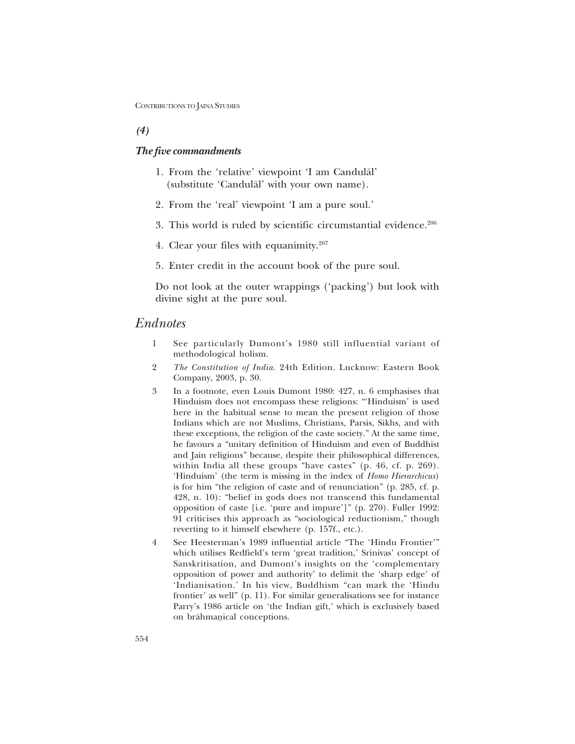*(4)*

***The five commandments***

1. From the 'relative' viewpoint 'I am Candulāl' (substitute 'Candulāl' with your own name).

2. From the 'real' viewpoint 'I am a pure soul.'

3. This world is ruled by scientific circumstantial evidence.[206]

4. Clear your files with equanimity.[207]

5. Enter credit in the account book of the pure soul.

Do not look at the outer wrappings ('packing') but look with divine sight at the pure soul.

## Endnotes

1 See particularly Dumont's 1980 still influential variant of methodological holism.

2 *The Constitution of India*. 24th Edition. Lucknow: Eastern Book Company, 2003, p. 30.

3 In a footnote, even Louis Dumont 1980: 427, n. 6 emphasises that Hinduism does not encompass these religions: "'Hinduism' is used here in the habitual sense to mean the present religion of those Indians which are not Muslims, Christians, Parsis, Sikhs, and with these exceptions, the religion of the caste society." At the same time, he favours a "unitary definition of Hinduism and even of Buddhist and Jain religions" because, despite their philosophical differences, within India all these groups "have castes" (p. 46, cf. p. 269). 'Hinduism' (the term is missing in the index of *Homo Hierarchicus*) is for him "the religion of caste and of renunciation" (p. 285, cf. p. 428, n. 10): "belief in gods does not transcend this fundamental opposition of caste [i.e. 'pure and impure']" (p. 270). Fuller 1992: 91 criticises this approach as "sociological reductionism," though reverting to it himself elsewhere (p. 157f., etc.).

4 See Heesterman's 1989 influential article "The 'Hindu Frontier'" which utilises Redfield's term 'great tradition,' Srinivas' concept of Sanskritisation, and Dumont's insights on the 'complementary opposition of power and authority' to delimit the 'sharp edge' of 'Indianisation.' In his view, Buddhism "can mark the 'Hindu frontier' as well" (p. 11). For similar generalisations see for instance Parry's 1986 article on 'the Indian gift,' which is exclusively based on brāhmaṇical conceptions.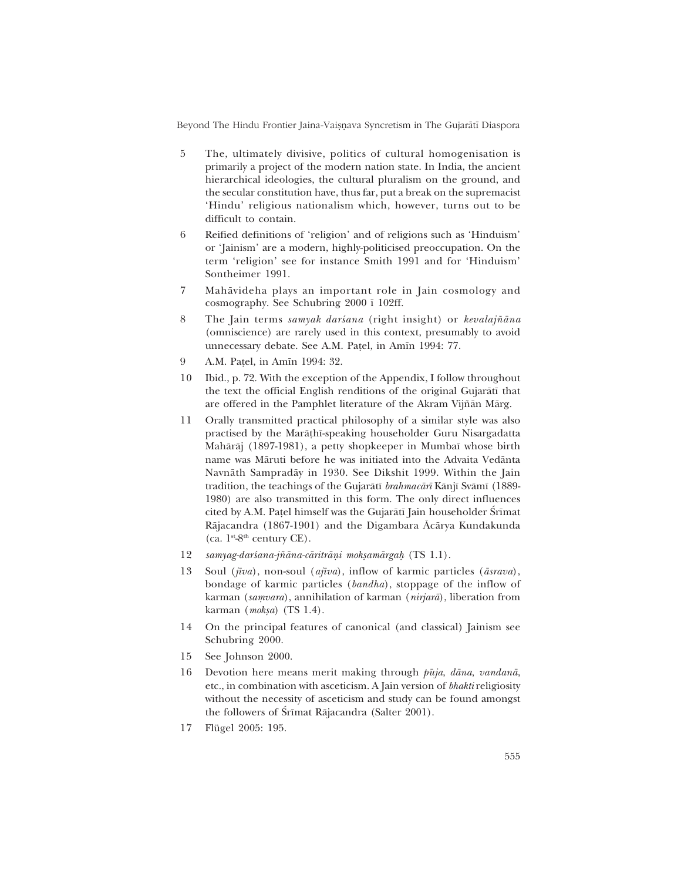5 The, ultimately divisive, politics of cultural homogenisation is primarily a project of the modern nation state. In India, the ancient hierarchical ideologies, the cultural pluralism on the ground, and the secular constitution have, thus far, put a break on the supremacist 'Hindu' religious nationalism which, however, turns out to be difficult to contain.

6 Reified definitions of 'religion' and of religions such as 'Hinduism' or 'Jainism' are a modern, highly-politicised preoccupation. On the term 'religion' see for instance Smith 1991 and for 'Hinduism' Sontheimer 1991.

7 Mahāvideha plays an important role in Jain cosmology and cosmography. See Schubring 2000 ī 102ff.

8 The Jain terms *samyak darśana* (right insight) or *kevalajñāna* (omniscience) are rarely used in this context, presumably to avoid unnecessary debate. See A.M. Paṭel, in Amīn 1994: 77.

9 A.M. Paṭel, in Amīn 1994: 32.

10 Ibid., p. 72. With the exception of the Appendix, I follow throughout the text the official English renditions of the original Gujarātī that are offered in the Pamphlet literature of the Akram Vijñān Mārg.

11 Orally transmitted practical philosophy of a similar style was also practised by the Marāṭhī-speaking householder Guru Nisargadatta Mahārāj (1897-1981), a petty shopkeeper in Mumbaī whose birth name was Māruti before he was initiated into the Advaita Vedānta Navnāth Sampradāy in 1930. See Dikshit 1999. Within the Jain tradition, the teachings of the Gujarātī *brahmacārī* Kānjī Svāmī (1889-1980) are also transmitted in this form. The only direct influences cited by A.M. Paṭel himself was the Gujarātī Jain householder Śrīmat Rājacandra (1867-1901) and the Digambara Ācārya Kundakunda (ca. 1st-8th century CE).

12 *samyag-darśana-jñāna-cāritrāṇi mokṣamārgaḥ* (TS 1.1).

13 Soul (*jīva*), non-soul (*ajīva*), inflow of karmic particles (*āsrava*), bondage of karmic particles (*bandha*), stoppage of the inflow of karman (*saṃvara*), annihilation of karman (*nirjarā*), liberation from karman (*mokṣa*) (TS 1.4).

14 On the principal features of canonical (and classical) Jainism see Schubring 2000.

15 See Johnson 2000.

16 Devotion here means merit making through *pūja*, *dāna*, *vandanā*, etc., in combination with asceticism. A Jain version of *bhakti* religiosity without the necessity of asceticism and study can be found amongst the followers of Śrīmat Rājacandra (Salter 2001).

17 Flügel 2005: 195.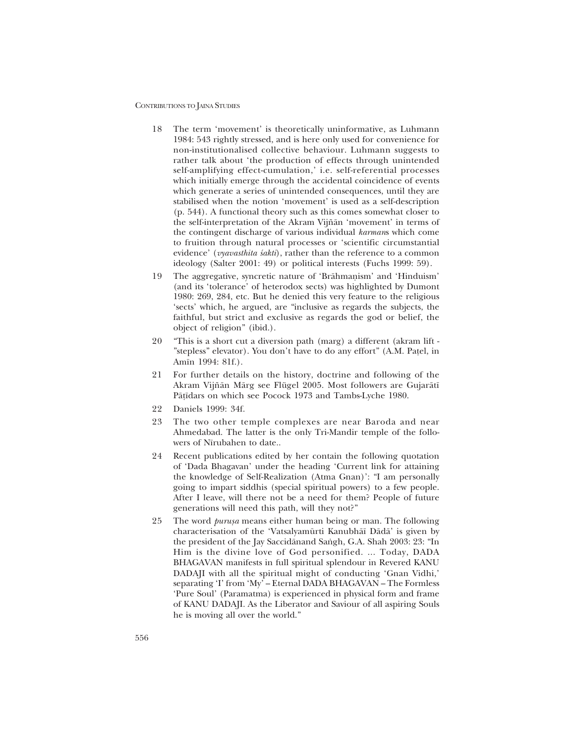18 The term 'movement' is theoretically uninformative, as Luhmann 1984: 543 rightly stressed, and is here only used for convenience for non-institutionalised collective behaviour. Luhmann suggests to rather talk about 'the production of effects through unintended self-amplifying effect-cumulation,' i.e. self-referential processes which initially emerge through the accidental coincidence of events which generate a series of unintended consequences, until they are stabilised when the notion 'movement' is used as a self-description (p. 544). A functional theory such as this comes somewhat closer to the self-interpretation of the Akram Vijñān 'movement' in terms of the contingent discharge of various individual *karman*s which come to fruition through natural processes or 'scientific circumstantial evidence' (*vyavasthita śakti*), rather than the reference to a common ideology (Salter 2001: 49) or political interests (Fuchs 1999: 59).

19 The aggregative, syncretic nature of 'Brāhmaṇism' and 'Hinduism' (and its 'tolerance' of heterodox sects) was highlighted by Dumont 1980: 269, 284, etc. But he denied this very feature to the religious 'sects' which, he argued, are "inclusive as regards the subjects, the faithful, but strict and exclusive as regards the god or belief, the object of religion" (ibid.).

20 "This is a short cut a diversion path (marg) a different (akram lift - "stepless" elevator). You don't have to do any effort" (A.M. Paṭel, in Amīn 1994: 81f.).

21 For further details on the history, doctrine and following of the Akram Vijñān Mārg see Flügel 2005. Most followers are Gujarātī Pāṭīdars on which see Pocock 1973 and Tambs-Lyche 1980.

22 Daniels 1999: 34f.

23 The two other temple complexes are near Baroda and near Ahmedabad. The latter is the only Tri-Mandir temple of the followers of Nīrubahen to date..

24 Recent publications edited by her contain the following quotation of 'Dada Bhagavan' under the heading 'Current link for attaining the knowledge of Self-Realization (Atma Gnan)': "I am personally going to impart siddhis (special spiritual powers) to a few people. After I leave, will there not be a need for them? People of future generations will need this path, will they not?"

25 The word *puruṣa* means either human being or man. The following characterisation of the 'Vatsalyamūrti Kanubhāī Dādā' is given by the president of the Jay Saccidānand Saṅgh, G.A. Shah 2003: 23: "In Him is the divine love of God personified. ... Today, DADA BHAGAVAN manifests in full spiritual splendour in Revered KANU DADAJI with all the spiritual might of conducting 'Gnan Vidhi,' separating 'I' from 'My' – Eternal DADA BHAGAVAN – The Formless 'Pure Soul' (Paramatma) is experienced in physical form and frame of KANU DADAJI. As the Liberator and Saviour of all aspiring Souls he is moving all over the world."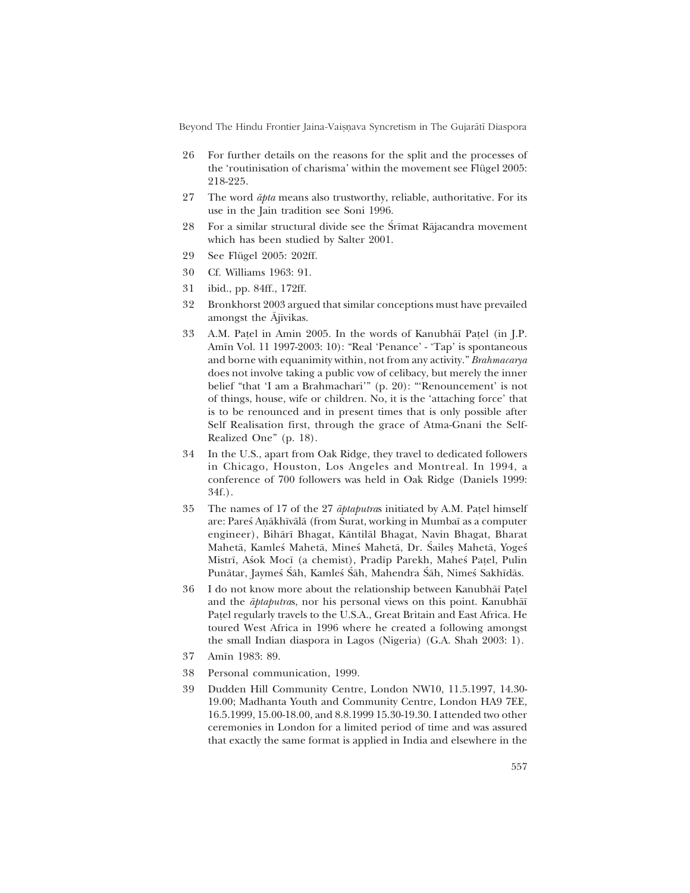26 For further details on the reasons for the split and the processes of the 'routinisation of charisma' within the movement see Flügel 2005: 218-225.

27 The word *āpta* means also trustworthy, reliable, authoritative. For its use in the Jain tradition see Soni 1996.

28 For a similar structural divide see the Śrīmat Rājacandra movement which has been studied by Salter 2001.

29 See Flügel 2005: 202ff.

30 Cf. Williams 1963: 91.

31 ibid., pp. 84ff., 172ff.

32 Bronkhorst 2003 argued that similar conceptions must have prevailed amongst the Ājīvikas.

33 A.M. Paṭel in Amin 2005. In the words of Kanubhāī Paṭel (in J.P. Amīn Vol. 11 1997-2003: 10): "Real 'Penance' - 'Tap' is spontaneous and borne with equanimity within, not from any activity." *Brahmacarya* does not involve taking a public vow of celibacy, but merely the inner belief "that 'I am a Brahmachari'" (p. 20): "'Renouncement' is not of things, house, wife or children. No, it is the 'attaching force' that is to be renounced and in present times that is only possible after Self Realisation first, through the grace of Atma-Gnani the Self-Realized One" (p. 18).

34 In the U.S., apart from Oak Ridge, they travel to dedicated followers in Chicago, Houston, Los Angeles and Montreal. In 1994, a conference of 700 followers was held in Oak Ridge (Daniels 1999: 34f.).

35 The names of 17 of the 27 *āptaputra*s initiated by A.M. Paṭel himself are: Pareś Aṇākhīvālā (from Surat, working in Mumbaī as a computer engineer), Bihārī Bhagat, Kāntilāl Bhagat, Navin Bhagat, Bharat Mahetā, Kamleś Mahetā, Mineś Mahetā, Dr. Śaileṣ Mahetā, Yogeś Mistrī, Aśok Mocī (a chemist), Pradīp Parekh, Maheś Paṭel, Pulin Punātar, Jaymeś Śāh, Kamleś Śāh, Mahendra Śāh, Nimeś Sakhīdās.

36 I do not know more about the relationship between Kanubhāī Paṭel and the *āptaputra*s, nor his personal views on this point. Kanubhāī Paṭel regularly travels to the U.S.A., Great Britain and East Africa. He toured West Africa in 1996 where he created a following amongst the small Indian diaspora in Lagos (Nigeria) (G.A. Shah 2003: 1).

37 Amīn 1983: 89.

38 Personal communication, 1999.

39 Dudden Hill Community Centre, London NW10, 11.5.1997, 14.30-19.00; Madhanta Youth and Community Centre, London HA9 7EE, 16.5.1999, 15.00-18.00, and 8.8.1999 15.30-19.30. I attended two other ceremonies in London for a limited period of time and was assured that exactly the same format is applied in India and elsewhere in the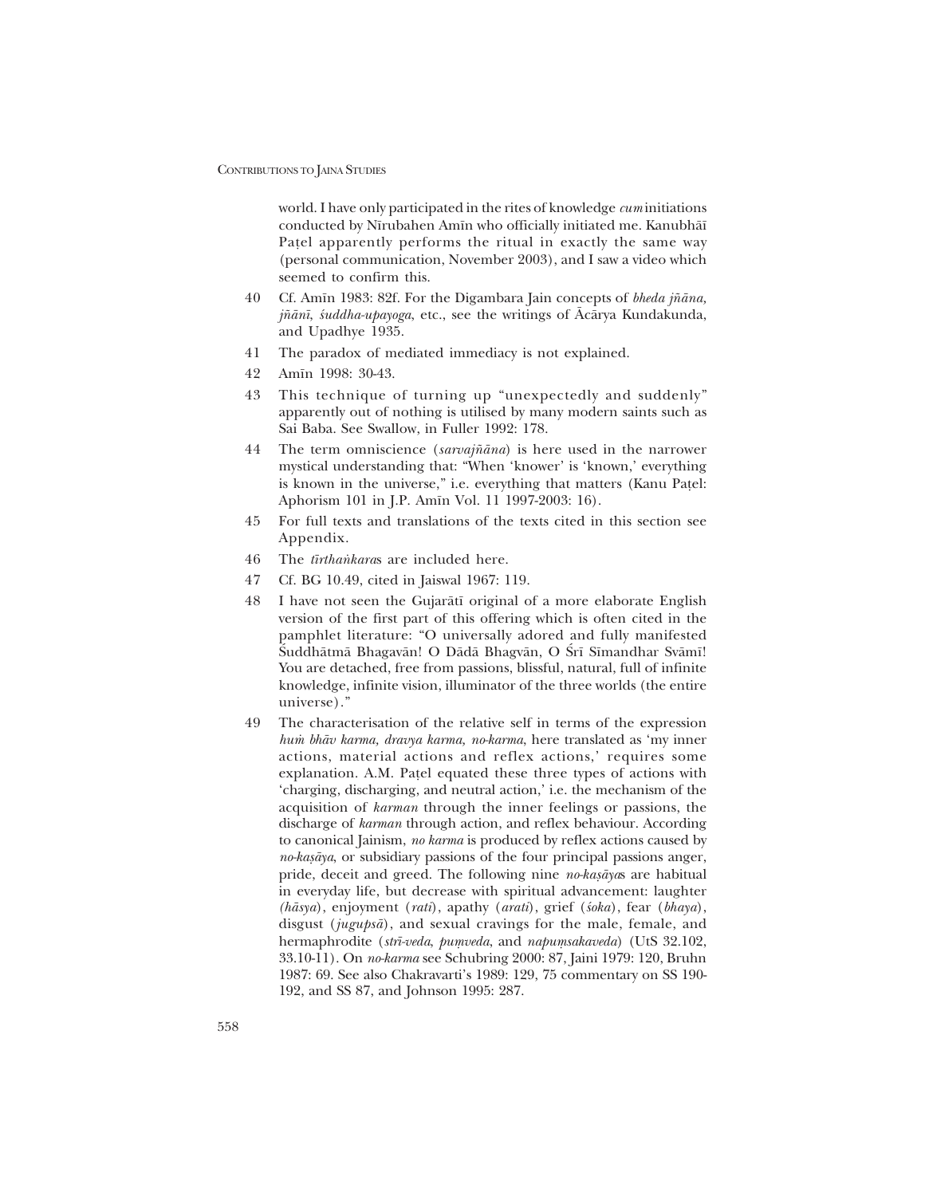world. I have only participated in the rites of knowledge *cum* initiations conducted by Nīrubahen Amīn who officially initiated me. Kanubhāī Paṭel apparently performs the ritual in exactly the same way (personal communication, November 2003), and I saw a video which seemed to confirm this.

40 Cf. Amīn 1983: 82f. For the Digambara Jain concepts of *bheda jñāna*, *jñānī*, *śuddha-upayoga*, etc., see the writings of Ācārya Kundakunda, and Upadhye 1935.

41 The paradox of mediated immediacy is not explained.

42 Amīn 1998: 30-43.

43 This technique of turning up "unexpectedly and suddenly" apparently out of nothing is utilised by many modern saints such as Sai Baba. See Swallow, in Fuller 1992: 178.

44 The term omniscience (*sarvajñāna*) is here used in the narrower mystical understanding that: "When 'knower' is 'known,' everything is known in the universe," i.e. everything that matters (Kanu Paṭel: Aphorism 101 in J.P. Amīn Vol. 11 1997-2003: 16).

45 For full texts and translations of the texts cited in this section see Appendix.

46 The *tīrthaṅkara*s are included here.

47 Cf. BG 10.49, cited in Jaiswal 1967: 119.

48 I have not seen the Gujarātī original of a more elaborate English version of the first part of this offering which is often cited in the pamphlet literature: "O universally adored and fully manifested Śuddhātmā Bhagavān! O Dādā Bhagvān, O Śrī Sīmandhar Svāmī! You are detached, free from passions, blissful, natural, full of infinite knowledge, infinite vision, illuminator of the three worlds (the entire universe)."

49 The characterisation of the relative self in terms of the expression *huṁ bhāv karma, dravya karma, no-karma*, here translated as 'my inner actions, material actions and reflex actions,' requires some explanation. A.M. Paṭel equated these three types of actions with 'charging, discharging, and neutral action,' i.e. the mechanism of the acquisition of *karman* through the inner feelings or passions, the discharge of *karman* through action, and reflex behaviour. According to canonical Jainism, *no karma* is produced by reflex actions caused by *no-kaṣāya*, or subsidiary passions of the four principal passions anger, pride, deceit and greed. The following nine *no-kaṣāya*s are habitual in everyday life, but decrease with spiritual advancement: laughter (*hāsya*), enjoyment (*rati*), apathy (*arati*), grief (*śoka*), fear (*bhaya*), disgust (*jugupsā*), and sexual cravings for the male, female, and hermaphrodite (*strī-veda*, *puṃveda*, and *napuṃsakaveda*) (UtS 32.102, 33.10-11). On *no-karma* see Schubring 2000: 87, Jaini 1979: 120, Bruhn 1987: 69. See also Chakravarti's 1989: 129, 75 commentary on SS 190-192, and SS 87, and Johnson 1995: 287.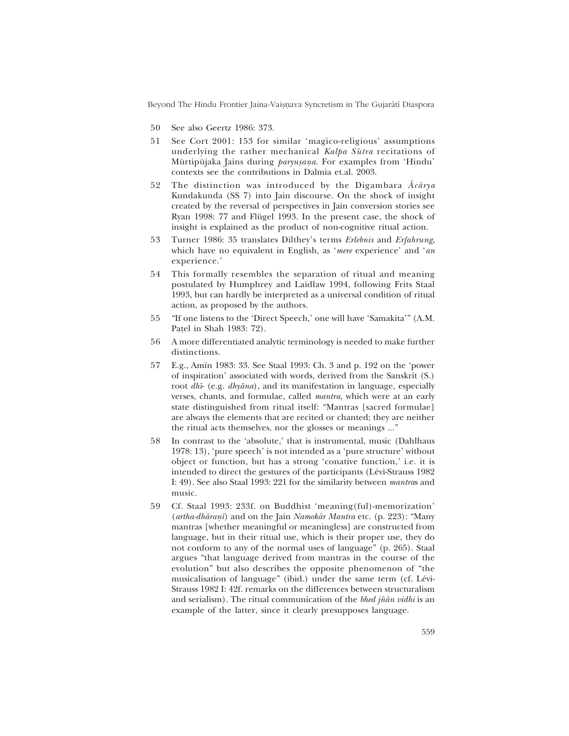50 See also Geertz 1986: 373.

51 See Cort 2001: 153 for similar 'magico-religious' assumptions underlying the rather mechanical *Kalpa Sūtra* recitations of Mūrtipūjaka Jains during *paryuṣaṇa*. For examples from 'Hindu' contexts see the contributions in Dalmia et.al. 2003.

52 The distinction was introduced by the Digambara *Ācārya* Kundakunda (SS 7) into Jain discourse. On the shock of insight created by the reversal of perspectives in Jain conversion stories see Ryan 1998: 77 and Flügel 1993. In the present case, the shock of insight is explained as the product of non-cognitive ritual action.

53 Turner 1986: 35 translates Dilthey's terms *Erlebnis* and *Erfahrung*, which have no equivalent in English, as '*mere* experience' and '*an* experience.'

54 This formally resembles the separation of ritual and meaning postulated by Humphrey and Laidlaw 1994, following Frits Staal 1993, but can hardly be interpreted as a universal condition of ritual action, as proposed by the authors.

55 "If one listens to the 'Direct Speech,' one will have 'Samakita'" (A.M. Paṭel in Shah 1983: 72).

56 A more differentiated analytic terminology is needed to make further distinctions.

57 E.g., Amīn 1983: 33. See Staal 1993: Ch. 3 and p. 192 on the 'power of inspiration' associated with words, derived from the Sanskrit (S.) root *dhī-* (e.g. *dhyāna*), and its manifestation in language, especially verses, chants, and formulae, called *mantra*, which were at an early state distinguished from ritual itself: "Mantras [sacred formulae] are always the elements that are recited or chanted; they are neither the ritual acts themselves, nor the glosses or meanings ..."

58 In contrast to the 'absolute,' that is instrumental, music (Dahlhaus 1978: 13), 'pure speech' is not intended as a 'pure structure' without object or function, but has a strong 'conative function,' i.e. it is intended to direct the gestures of the participants (Lévi-Strauss 1982 I: 49). See also Staal 1993: 221 for the similarity between *mantra*s and music.

59 Cf. Staal 1993: 233f. on Buddhist 'meaning(ful)-memorization' (*artha-dhāraṇī*) and on the Jain *Namokār Mantra* etc. (p. 223): "Many mantras [whether meaningful or meaningless] are constructed from language, but in their ritual use, which is their proper use, they do not conform to any of the normal uses of language" (p. 265). Staal argues "that language derived from mantras in the course of the evolution" but also describes the opposite phenomenon of "the musicalisation of language" (ibid.) under the same term (cf. Lévi-Strauss 1982 I: 42f. remarks on the differences between structuralism and serialism). The ritual communication of the *bhed jñān vidhi* is an example of the latter, since it clearly presupposes language.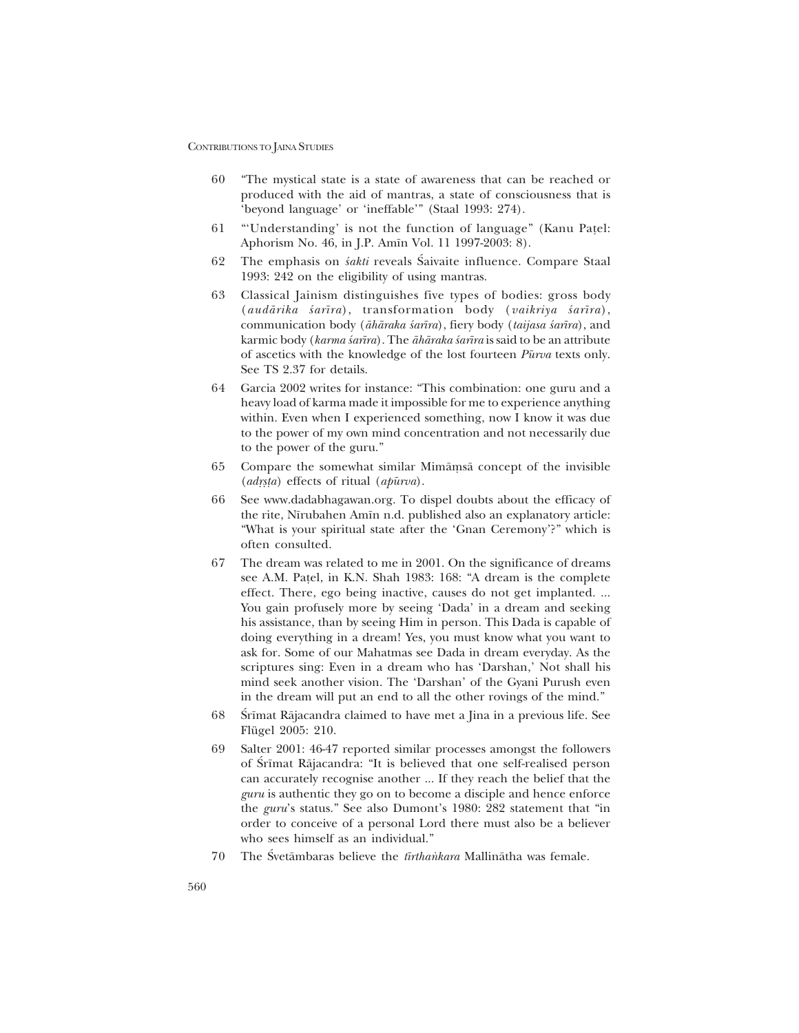60 "The mystical state is a state of awareness that can be reached or produced with the aid of mantras, a state of consciousness that is 'beyond language' or 'ineffable'" (Staal 1993: 274).

61 "'Understanding' is not the function of language" (Kanu Paṭel: Aphorism No. 46, in J.P. Amīn Vol. 11 1997-2003: 8).

62 The emphasis on *śakti* reveals Śaivaite influence. Compare Staal 1993: 242 on the eligibility of using mantras.

63 Classical Jainism distinguishes five types of bodies: gross body (*audārika śarīra*), transformation body (*vaikriya śarīra*), communication body (*āhāraka śarīra*), fiery body (*taijasa śarīra*), and karmic body (*karma śarīra*). The *āhāraka śarīra* is said to be an attribute of ascetics with the knowledge of the lost fourteen *Pūrva* texts only. See TS 2.37 for details.

64 Garcia 2002 writes for instance: "This combination: one guru and a heavy load of karma made it impossible for me to experience anything within. Even when I experienced something, now I know it was due to the power of my own mind concentration and not necessarily due to the power of the guru."

65 Compare the somewhat similar Mīmāṃsā concept of the invisible (*adṛṣṭa*) effects of ritual (*apūrva*).

66 See www.dadabhagawan.org. To dispel doubts about the efficacy of the rite, Nīrubahen Amīn n.d. published also an explanatory article: "What is your spiritual state after the 'Gnan Ceremony'?" which is often consulted.

67 The dream was related to me in 2001. On the significance of dreams see A.M. Paṭel, in K.N. Shah 1983: 168: "A dream is the complete effect. There, ego being inactive, causes do not get implanted. ... You gain profusely more by seeing 'Dada' in a dream and seeking his assistance, than by seeing Him in person. This Dada is capable of doing everything in a dream! Yes, you must know what you want to ask for. Some of our Mahatmas see Dada in dream everyday. As the scriptures sing: Even in a dream who has 'Darshan,' Not shall his mind seek another vision. The 'Darshan' of the Gyani Purush even in the dream will put an end to all the other rovings of the mind."

68 Śrīmat Rājacandra claimed to have met a Jina in a previous life. See Flügel 2005: 210.

69 Salter 2001: 46-47 reported similar processes amongst the followers of Śrīmat Rājacandra: "It is believed that one self-realised person can accurately recognise another ... If they reach the belief that the *guru* is authentic they go on to become a disciple and hence enforce the *guru*'s status." See also Dumont's 1980: 282 statement that "in order to conceive of a personal Lord there must also be a believer who sees himself as an individual."

70 The Śvetāmbaras believe the *tīrthaṅkara* Mallinātha was female.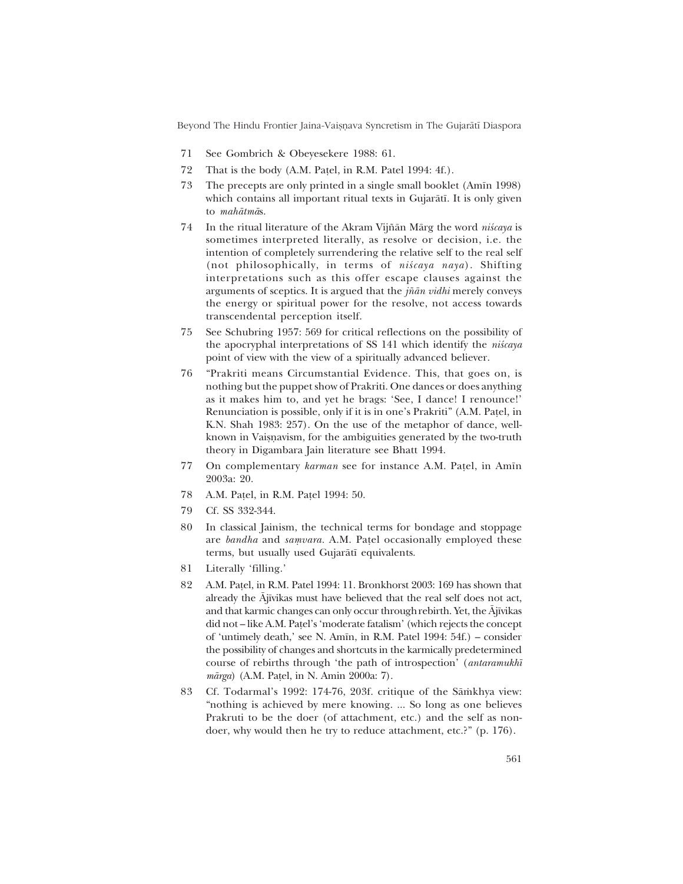71 See Gombrich & Obeyesekere 1988: 61.

72 That is the body (A.M. Paṭel, in R.M. Patel 1994: 4f.).

73 The precepts are only printed in a single small booklet (Amīn 1998) which contains all important ritual texts in Gujarātī. It is only given to *mahātmā*s.

74 In the ritual literature of the Akram Vijñān Mārg the word *niścaya* is sometimes interpreted literally, as resolve or decision, i.e. the intention of completely surrendering the relative self to the real self (not philosophically, in terms of *niścaya naya*). Shifting interpretations such as this offer escape clauses against the arguments of sceptics. It is argued that the *jñān vidhi* merely conveys the energy or spiritual power for the resolve, not access towards transcendental perception itself.

75 See Schubring 1957: 569 for critical reflections on the possibility of the apocryphal interpretations of SS 141 which identify the *niścaya* point of view with the view of a spiritually advanced believer.

76 "Prakriti means Circumstantial Evidence. This, that goes on, is nothing but the puppet show of Prakriti. One dances or does anything as it makes him to, and yet he brags: 'See, I dance! I renounce!' Renunciation is possible, only if it is in one's Prakriti" (A.M. Paṭel, in K.N. Shah 1983: 257). On the use of the metaphor of dance, well-known in Vaiṣṇavism, for the ambiguities generated by the two-truth theory in Digambara Jain literature see Bhatt 1994.

77 On complementary *karman* see for instance A.M. Paṭel, in Amīn 2003a: 20.

78 A.M. Paṭel, in R.M. Paṭel 1994: 50.

79 Cf. SS 332-344.

80 In classical Jainism, the technical terms for bondage and stoppage are *bandha* and *saṃvara*. A.M. Paṭel occasionally employed these terms, but usually used Gujarātī equivalents.

81 Literally 'filling.'

82 A.M. Paṭel, in R.M. Patel 1994: 11. Bronkhorst 2003: 169 has shown that already the Ājīvikas must have believed that the real self does not act, and that karmic changes can only occur through rebirth. Yet, the Ājīvikas did not – like A.M. Paṭel's 'moderate fatalism' (which rejects the concept of 'untimely death,' see N. Amīn, in R.M. Patel 1994: 54f.) – consider the possibility of changes and shortcuts in the karmically predetermined course of rebirths through 'the path of introspection' (*antaramukhī mārga*) (A.M. Paṭel, in N. Amin 2000a: 7).

83 Cf. Todarmal's 1992: 174-76, 203f. critique of the Sāṁkhya view: "nothing is achieved by mere knowing. ... So long as one believes Prakruti to be the doer (of attachment, etc.) and the self as non-doer, why would then he try to reduce attachment, etc.?" (p. 176).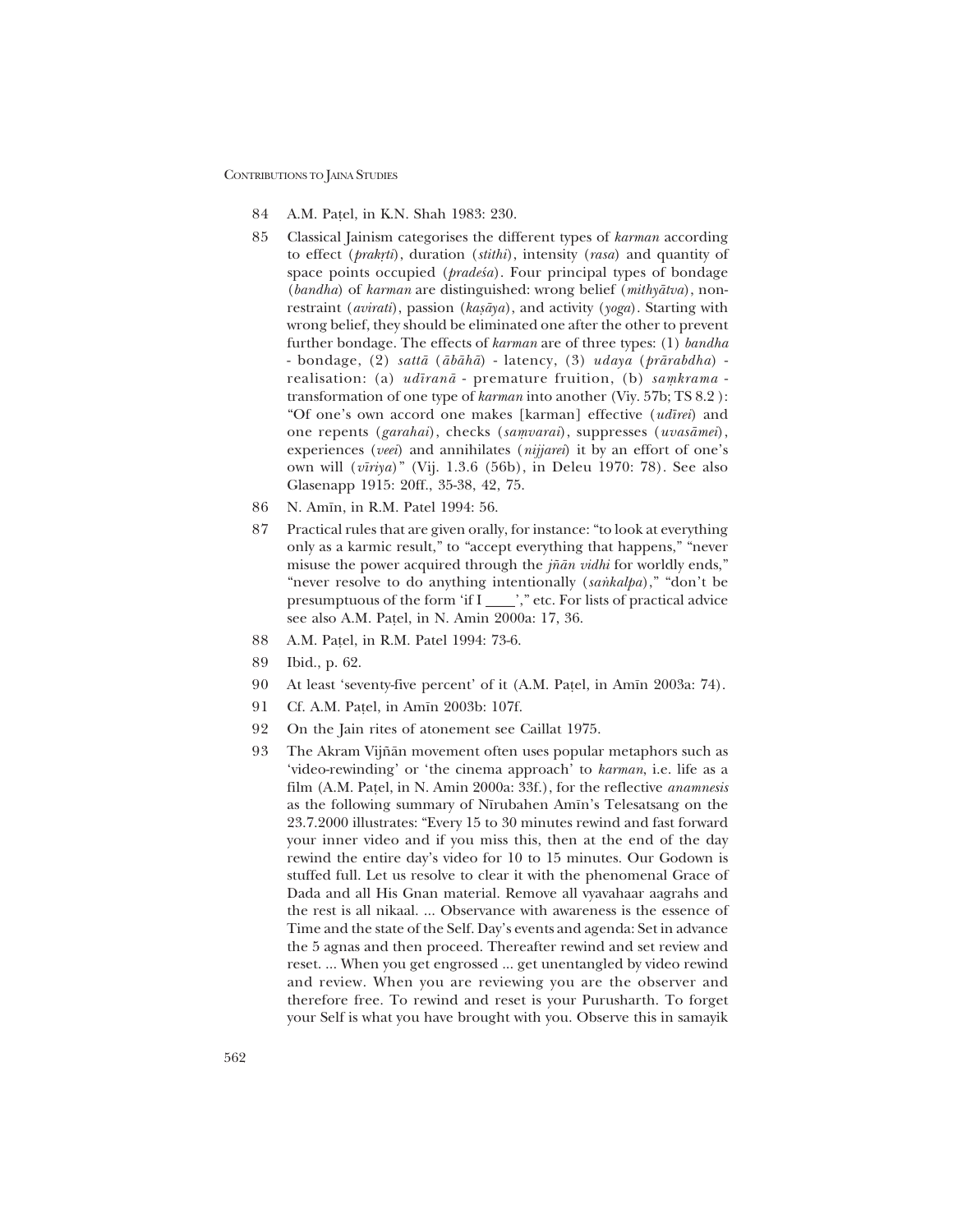84 A.M. Paṭel, in K.N. Shah 1983: 230.

85 Classical Jainism categorises the different types of *karman* according to effect (*prakṛti*), duration (*stithi*), intensity (*rasa*) and quantity of space points occupied (*pradeśa*). Four principal types of bondage (*bandha*) of *karman* are distinguished: wrong belief (*mithyātva*), non-restraint (*avirati*), passion (*kaṣāya*), and activity (*yoga*). Starting with wrong belief, they should be eliminated one after the other to prevent further bondage. The effects of *karman* are of three types: (1) *bandha* - bondage, (2) *sattā* (*ābāhā*) - latency, (3) *udaya* (*prārabdha*) - realisation: (a) *udīranā* - premature fruition, (b) *saṃkrama* - transformation of one type of *karman* into another (Viy. 57b; TS 8.2 ): "Of one's own accord one makes [karman] effective (*udīrei*) and one repents (*garahai*), checks (*saṃvarai*), suppresses (*uvasāmei*), experiences (*veei*) and annihilates (*nijjarei*) it by an effort of one's own will (*vīriya*)" (Vij. 1.3.6 (56b), in Deleu 1970: 78). See also Glasenapp 1915: 20ff., 35-38, 42, 75.

86 N. Amīn, in R.M. Patel 1994: 56.

87 Practical rules that are given orally, for instance: "to look at everything only as a karmic result," to "accept everything that happens," "never misuse the power acquired through the *jñān vidhi* for worldly ends," "never resolve to do anything intentionally (*saṅkalpa*)," "don't be presumptuous of the form 'if I ____'," etc. For lists of practical advice see also A.M. Paṭel, in N. Amin 2000a: 17, 36.

88 A.M. Paṭel, in R.M. Patel 1994: 73-6.

89 Ibid., p. 62.

90 At least 'seventy-five percent' of it (A.M. Paṭel, in Amīn 2003a: 74).

91 Cf. A.M. Paṭel, in Amīn 2003b: 107f.

92 On the Jain rites of atonement see Caillat 1975.

93 The Akram Vijñān movement often uses popular metaphors such as 'video-rewinding' or 'the cinema approach' to *karman*, i.e. life as a film (A.M. Paṭel, in N. Amin 2000a: 33f.), for the reflective *anamnesis* as the following summary of Nīrubahen Amīn's Telesatsang on the 23.7.2000 illustrates: "Every 15 to 30 minutes rewind and fast forward your inner video and if you miss this, then at the end of the day rewind the entire day's video for 10 to 15 minutes. Our Godown is stuffed full. Let us resolve to clear it with the phenomenal Grace of Dada and all His Gnan material. Remove all vyavahaar aagrahs and the rest is all nikaal. ... Observance with awareness is the essence of Time and the state of the Self. Day's events and agenda: Set in advance the 5 agnas and then proceed. Thereafter rewind and set review and reset. ... When you get engrossed ... get unentangled by video rewind and review. When you are reviewing you are the observer and therefore free. To rewind and reset is your Purusharth. To forget your Self is what you have brought with you. Observe this in samayik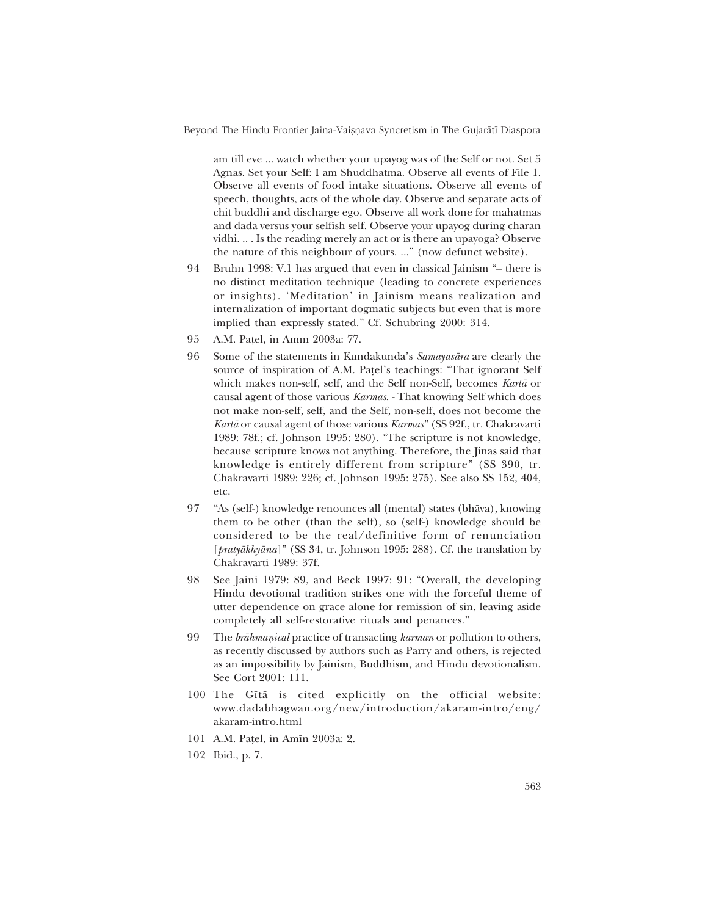am till eve ... watch whether your upayog was of the Self or not. Set 5 Agnas. Set your Self: I am Shuddhatma. Observe all events of File 1. Observe all events of food intake situations. Observe all events of speech, thoughts, acts of the whole day. Observe and separate acts of chit buddhi and discharge ego. Observe all work done for mahatmas and dada versus your selfish self. Observe your upayog during charan vidhi. .. . Is the reading merely an act or is there an upayoga? Observe the nature of this neighbour of yours. ...." (now defunct website).

94 Bruhn 1998: V.1 has argued that even in classical Jainism "– there is no distinct meditation technique (leading to concrete experiences or insights). 'Meditation' in Jainism means realization and internalization of important dogmatic subjects but even that is more implied than expressly stated." Cf. Schubring 2000: 314.

95 A.M. Paṭel, in Amīn 2003a: 77.

96 Some of the statements in Kundakunda's *Samayasāra* are clearly the source of inspiration of A.M. Paṭel's teachings: "That ignorant Self which makes non-self, self, and the Self non-Self, becomes *Kartā* or causal agent of those various *Karmas*. - That knowing Self which does not make non-self, self, and the Self, non-self, does not become the *Kartā* or causal agent of those various *Karmas*" (SS 92f., tr. Chakravarti 1989: 78f.; cf. Johnson 1995: 280). "The scripture is not knowledge, because scripture knows not anything. Therefore, the Jinas said that knowledge is entirely different from scripture" (SS 390, tr. Chakravarti 1989: 226; cf. Johnson 1995: 275). See also SS 152, 404, etc.

97 "As (self-) knowledge renounces all (mental) states (bhāva), knowing them to be other (than the self), so (self-) knowledge should be considered to be the real/definitive form of renunciation [*pratyākhyāna*]" (SS 34, tr. Johnson 1995: 288). Cf. the translation by Chakravarti 1989: 37f.

98 See Jaini 1979: 89, and Beck 1997: 91: "Overall, the developing Hindu devotional tradition strikes one with the forceful theme of utter dependence on grace alone for remission of sin, leaving aside completely all self-restorative rituals and penances."

99 The *brāhmaṇical* practice of transacting *karman* or pollution to others, as recently discussed by authors such as Parry and others, is rejected as an impossibility by Jainism, Buddhism, and Hindu devotionalism. See Cort 2001: 111.

100 The Gītā is cited explicitly on the official website: www.dadabhagwan.org/new/introduction/akaram-intro/eng/akaram-intro.html

101 A.M. Paṭel, in Amīn 2003a: 2.

102 Ibid., p. 7.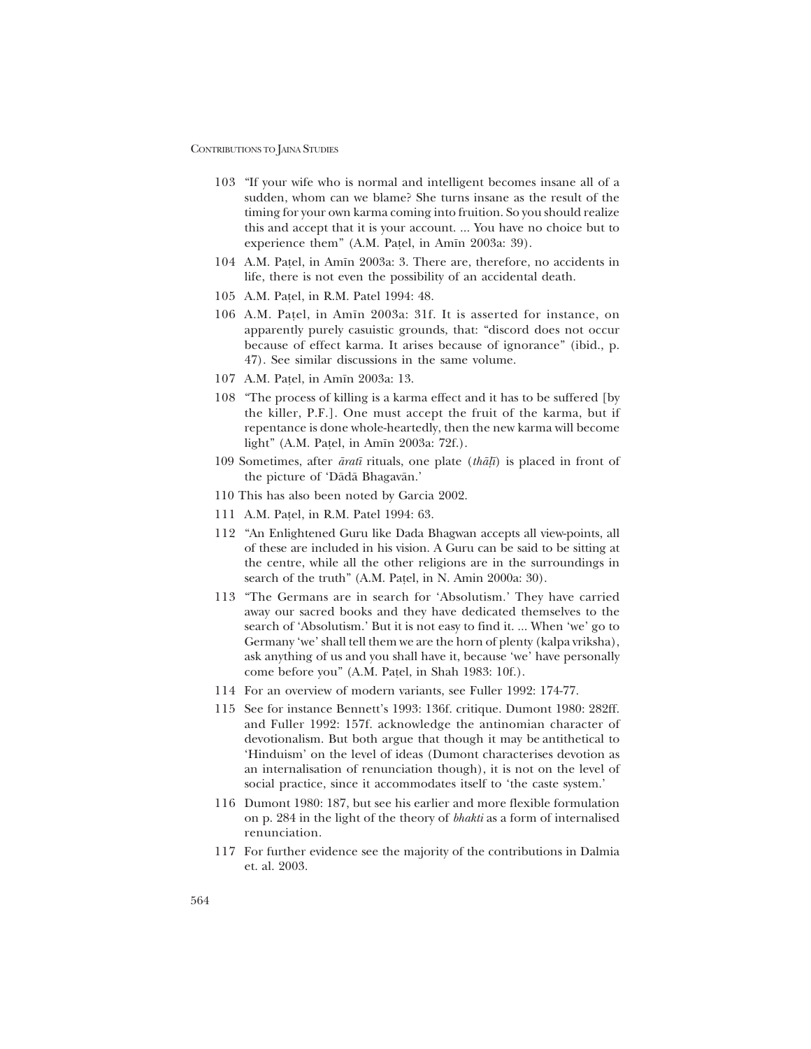103 "If your wife who is normal and intelligent becomes insane all of a sudden, whom can we blame? She turns insane as the result of the timing for your own karma coming into fruition. So you should realize this and accept that it is your account. ... You have no choice but to experience them" (A.M. Paṭel, in Amīn 2003a: 39).

104 A.M. Paṭel, in Amīn 2003a: 3. There are, therefore, no accidents in life, there is not even the possibility of an accidental death.

105 A.M. Paṭel, in R.M. Patel 1994: 48.

106 A.M. Paṭel, in Amīn 2003a: 31f. It is asserted for instance, on apparently purely casuistic grounds, that: "discord does not occur because of effect karma. It arises because of ignorance" (ibid., p. 47). See similar discussions in the same volume.

107 A.M. Paṭel, in Amīn 2003a: 13.

108 "The process of killing is a karma effect and it has to be suffered [by the killer, P.F.]. One must accept the fruit of the karma, but if repentance is done whole-heartedly, then the new karma will become light" (A.M. Paṭel, in Amīn 2003a: 72f.).

109 Sometimes, after *āratī* rituals, one plate (*thāḷī*) is placed in front of the picture of 'Dādā Bhagavān.'

110 This has also been noted by Garcia 2002.

111 A.M. Paṭel, in R.M. Patel 1994: 63.

112 "An Enlightened Guru like Dada Bhagwan accepts all view-points, all of these are included in his vision. A Guru can be said to be sitting at the centre, while all the other religions are in the surroundings in search of the truth" (A.M. Paṭel, in N. Amin 2000a: 30).

113 "The Germans are in search for 'Absolutism.' They have carried away our sacred books and they have dedicated themselves to the search of 'Absolutism.' But it is not easy to find it. ... When 'we' go to Germany 'we' shall tell them we are the horn of plenty (kalpa vriksha), ask anything of us and you shall have it, because 'we' have personally come before you" (A.M. Paṭel, in Shah 1983: 10f.).

114 For an overview of modern variants, see Fuller 1992: 174-77.

115 See for instance Bennett's 1993: 136f. critique. Dumont 1980: 282ff. and Fuller 1992: 157f. acknowledge the antinomian character of devotionalism. But both argue that though it may be antithetical to 'Hinduism' on the level of ideas (Dumont characterises devotion as an internalisation of renunciation though), it is not on the level of social practice, since it accommodates itself to 'the caste system.'

116 Dumont 1980: 187, but see his earlier and more flexible formulation on p. 284 in the light of the theory of *bhakti* as a form of internalised renunciation.

117 For further evidence see the majority of the contributions in Dalmia et. al. 2003.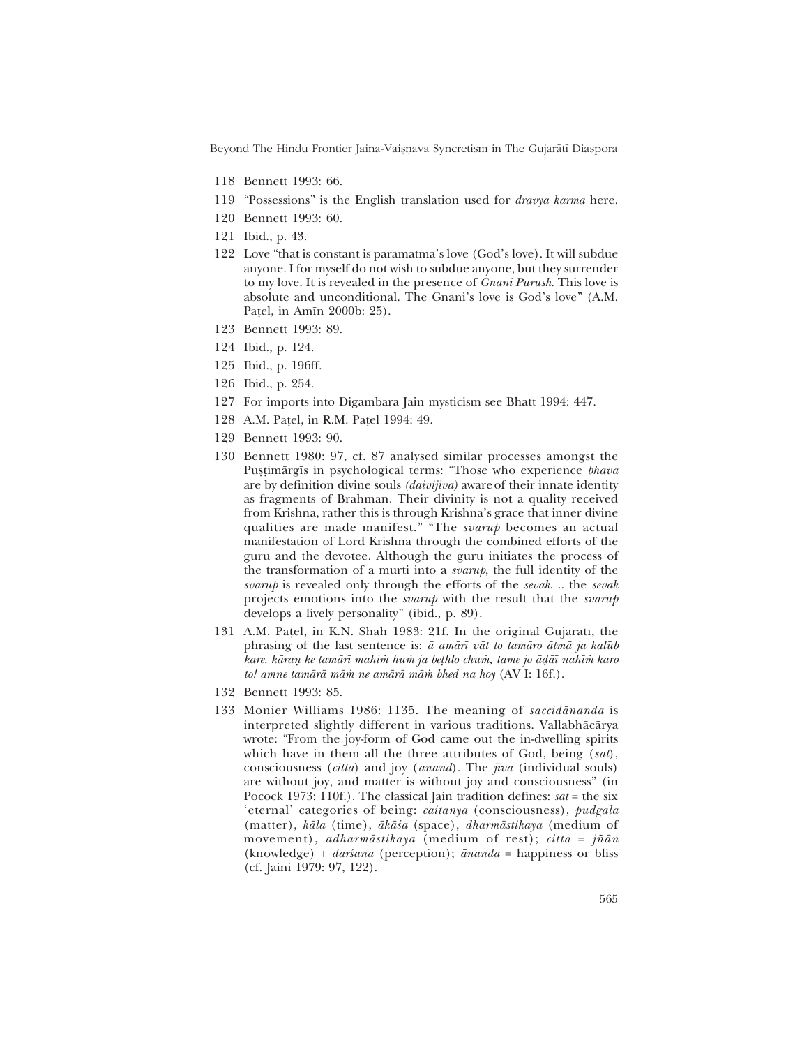118 Bennett 1993: 66.

119 "Possessions" is the English translation used for *dravya karma* here.

120 Bennett 1993: 60.

121 Ibid., p. 43.

122 Love "that is constant is paramatma's love (God's love). It will subdue anyone. I for myself do not wish to subdue anyone, but they surrender to my love. It is revealed in the presence of *Gnani Purush*. This love is absolute and unconditional. The Gnani's love is God's love" (A.M. Paṭel, in Amīn 2000b: 25).

123 Bennett 1993: 89.

124 Ibid., p. 124.

125 Ibid., p. 196ff.

126 Ibid., p. 254.

127 For imports into Digambara Jain mysticism see Bhatt 1994: 447.

128 A.M. Paṭel, in R.M. Paṭel 1994: 49.

129 Bennett 1993: 90.

130 Bennett 1980: 97, cf. 87 analysed similar processes amongst the Puṣṭimārgīs in psychological terms: "Those who experience *bhava* are by definition divine souls *(daivijiva)* aware of their innate identity as fragments of Brahman. Their divinity is not a quality received from Krishna, rather this is through Krishna's grace that inner divine qualities are made manifest." "The *svarup* becomes an actual manifestation of Lord Krishna through the combined efforts of the guru and the devotee. Although the guru initiates the process of the transformation of a murti into a *svarup*, the full identity of the *svarup* is revealed only through the efforts of the *sevak*. .. the *sevak* projects emotions into the *svarup* with the result that the *svarup* develops a lively personality" (ibid., p. 89).

131 A.M. Paṭel, in K.N. Shah 1983: 21f. In the original Gujarātī, the phrasing of the last sentence is: *ā amārī vāt to tamāro ātmā ja kalūb kare. kāraṇ ke tamārī mahiṁ huṁ ja beṭhlo chuṁ, tame jo āḍāī nahīṁ karo to! amne tamārā māṁ ne amārā māṁ bhed na hoy* (AV I: 16f.).

132 Bennett 1993: 85.

133 Monier Williams 1986: 1135. The meaning of *saccidānanda* is interpreted slightly different in various traditions. Vallabhācārya wrote: "From the joy-form of God came out the in-dwelling spirits which have in them all the three attributes of God, being (*sat*), consciousness (*citta*) and joy (*anand*). The *jīva* (individual souls) are without joy, and matter is without joy and consciousness" (in Pocock 1973: 110f.). The classical Jain tradition defines: *sat* = the six 'eternal' categories of being: *caitanya* (consciousness), *pudgala* (matter), *kāla* (time), *ākāśa* (space), *dharmāstikaya* (medium of movement), *adharmāstikaya* (medium of rest); *citta* = *jñān* (knowledge) + *darśana* (perception); *ānanda* = happiness or bliss (cf. Jaini 1979: 97, 122).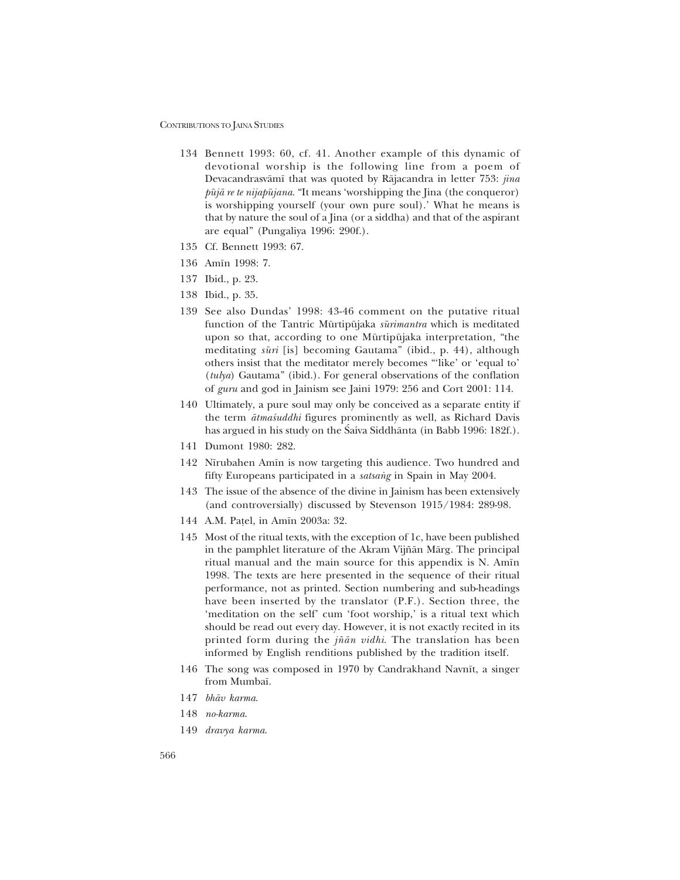134 Bennett 1993: 60, cf. 41. Another example of this dynamic of devotional worship is the following line from a poem of Devacandrasvāmī that was quoted by Rājacandra in letter 753: *jina pūjā re te nijapūjana*. "It means 'worshipping the Jina (the conqueror) is worshipping yourself (your own pure soul).' What he means is that by nature the soul of a Jina (or a siddha) and that of the aspirant are equal" (Pungaliya 1996: 290f.).

135 Cf. Bennett 1993: 67.

136 Amīn 1998: 7.

137 Ibid., p. 23.

138 Ibid., p. 35.

139 See also Dundas' 1998: 43-46 comment on the putative ritual function of the Tantric Mūrtipūjaka *sūrimantra* which is meditated upon so that, according to one Mūrtipūjaka interpretation, "the meditating *sūri* [is] becoming Gautama" (ibid., p. 44), although others insist that the meditator merely becomes "'like' or 'equal to' (*tulya*) Gautama" (ibid.). For general observations of the conflation of *guru* and god in Jainism see Jaini 1979: 256 and Cort 2001: 114.

140 Ultimately, a pure soul may only be conceived as a separate entity if the term *ātmaśuddhi* figures prominently as well, as Richard Davis has argued in his study on the Śaiva Siddhānta (in Babb 1996: 182f.).

141 Dumont 1980: 282.

142 Nīrubahen Amīn is now targeting this audience. Two hundred and fifty Europeans participated in a *satsaṅg* in Spain in May 2004.

143 The issue of the absence of the divine in Jainism has been extensively (and controversially) discussed by Stevenson 1915/1984: 289-98.

144 A.M. Paṭel, in Amīn 2003a: 32.

145 Most of the ritual texts, with the exception of 1c, have been published in the pamphlet literature of the Akram Vijñān Mārg. The principal ritual manual and the main source for this appendix is N. Amīn 1998. The texts are here presented in the sequence of their ritual performance, not as printed. Section numbering and sub-headings have been inserted by the translator (P.F.). Section three, the 'meditation on the self' cum 'foot worship,' is a ritual text which should be read out every day. However, it is not exactly recited in its printed form during the *jñān vidhi*. The translation has been informed by English renditions published by the tradition itself.

146 The song was composed in 1970 by Candrakhand Navnīt, a singer from Mumbaī.

147 *bhāv karma*.

148 *no-karma*.

149 *dravya karma*.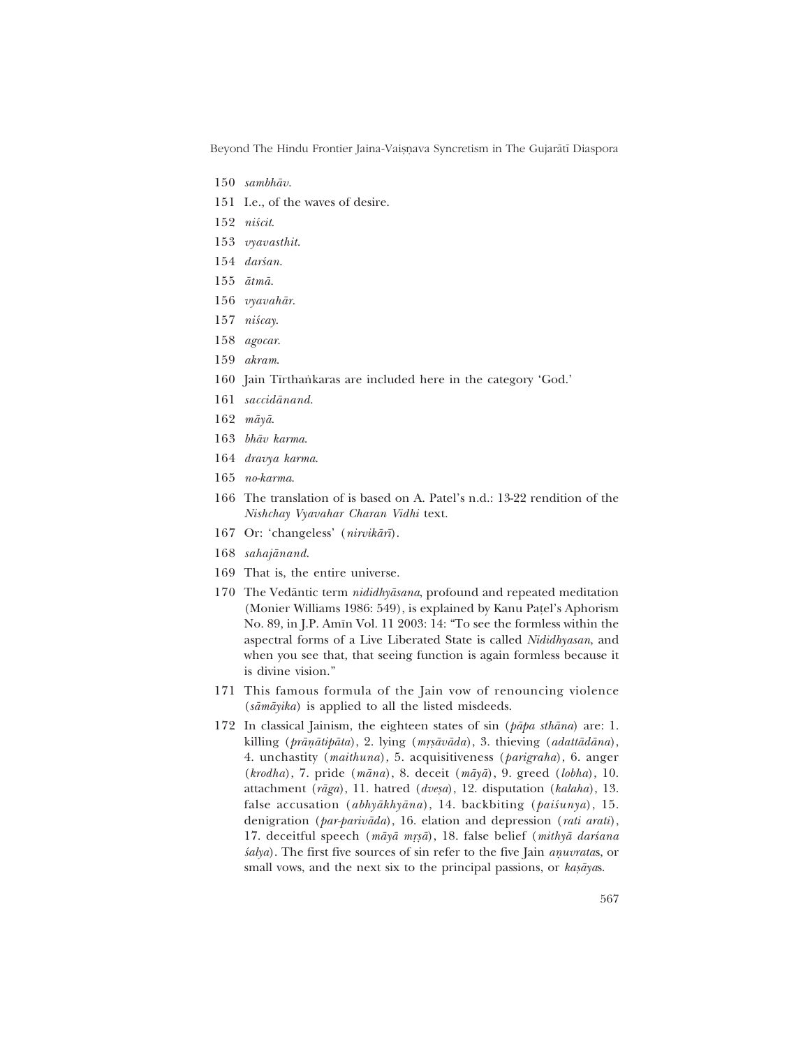150 *sambhāv*.

151 I.e., of the waves of desire.

152 *niścit*.

153 *vyavasthit*.

154 *darśan*.

155 *ātmā*.

156 *vyavahār*.

157 *niścay*.

158 *agocar*.

159 *akram*.

160 Jain Tīrthaṅkaras are included here in the category 'God.'

161 *saccidānand*.

162 *māyā*.

163 *bhāv karma*.

164 *dravya karma*.

165 *no-karma*.

166 The translation of is based on A. Patel's n.d.: 13-22 rendition of the *Nishchay Vyavahar Charan Vidhi* text.

167 Or: 'changeless' (*nirvikārī*).

168 *sahajānand*.

169 That is, the entire universe.

170 The Vedāntic term *nididhyāsana*, profound and repeated meditation (Monier Williams 1986: 549), is explained by Kanu Paṭel's Aphorism No. 89, in J.P. Amīn Vol. 11 2003: 14: "To see the formless within the aspectral forms of a Live Liberated State is called *Nididhyasan*, and when you see that, that seeing function is again formless because it is divine vision."

171 This famous formula of the Jain vow of renouncing violence (*sāmāyika*) is applied to all the listed misdeeds.

172 In classical Jainism, the eighteen states of sin (*pāpa sthāna*) are: 1. killing (*prāṇātipāta*), 2. lying (*mṛṣāvāda*), 3. thieving (*adattādāna*), 4. unchastity (*maithuna*), 5. acquisitiveness (*parigraha*), 6. anger (*krodha*), 7. pride (*māna*), 8. deceit (*māyā*), 9. greed (*lobha*), 10. attachment (*rāga*), 11. hatred (*dveṣa*), 12. disputation (*kalaha*), 13. false accusation (*abhyākhyāna*), 14. backbiting (*paiśunya*), 15. denigration (*par-parivāda*), 16. elation and depression (*rati arati*), 17. deceitful speech (*māyā mṛṣā*), 18. false belief (*mithyā darśana śalya*). The first five sources of sin refer to the five Jain *aṇuvrata*s, or small vows, and the next six to the principal passions, or *kaṣāya*s.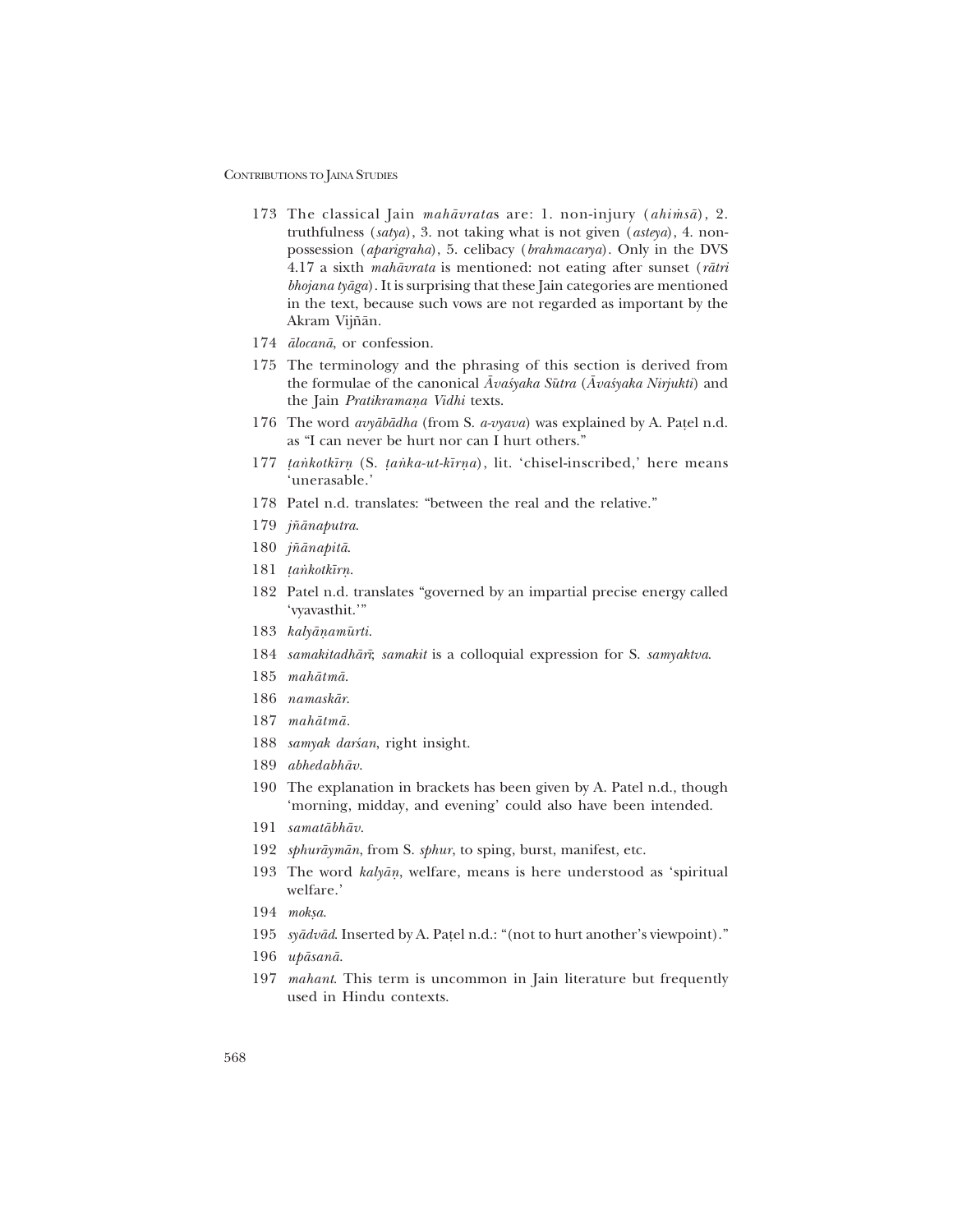173 The classical Jain *mahāvrata*s are: 1. non-injury (*ahiṁsā*), 2. truthfulness (*satya*), 3. not taking what is not given (*asteya*), 4. non-possession (*aparigraha*), 5. celibacy (*brahmacarya*). Only in the DVS 4.17 a sixth *mahāvrata* is mentioned: not eating after sunset (*rātri bhojana tyāga*). It is surprising that these Jain categories are mentioned in the text, because such vows are not regarded as important by the Akram Vijñān.

174 *ālocanā*, or confession.

175 The terminology and the phrasing of this section is derived from the formulae of the canonical *Āvaśyaka Sūtra* (*Āvaśyaka Nirjukti*) and the Jain *Pratikramaṇa Vidhi* texts.

176 The word *avyābādha* (from S. *a-vyava*) was explained by A. Paṭel n.d. as "I can never be hurt nor can I hurt others."

177 *ṭaṅkotkīrṇ* (S. *ṭaṅka-ut-kīrṇa*), lit. 'chisel-inscribed,' here means 'unerasable.'

178 Patel n.d. translates: "between the real and the relative."

179 *jñānaputra*.

180 *jñānapitā*.

181 *ṭaṅkotkīrṇ*.

182 Patel n.d. translates "governed by an impartial precise energy called 'vyavasthit.'"

183 *kalyāṇamūrti*.

184 *samakitadhārī*; *samakit* is a colloquial expression for S. *samyaktva*.

185 *mahātmā*.

186 *namaskār*.

187 *mahātmā*.

188 *samyak darśan*, right insight.

189 *abhedabhāv*.

190 The explanation in brackets has been given by A. Patel n.d., though 'morning, midday, and evening' could also have been intended.

191 *samatābhāv*.

192 *sphurāymān*, from S. *sphur*, to sping, burst, manifest, etc.

193 The word *kalyāṇ*, welfare, means is here understood as 'spiritual welfare.'

194 *mokṣa*.

195 *syādvād*. Inserted by A. Paṭel n.d.: "(not to hurt another's viewpoint)."

196 *upāsanā*.

197 *mahant*. This term is uncommon in Jain literature but frequently used in Hindu contexts.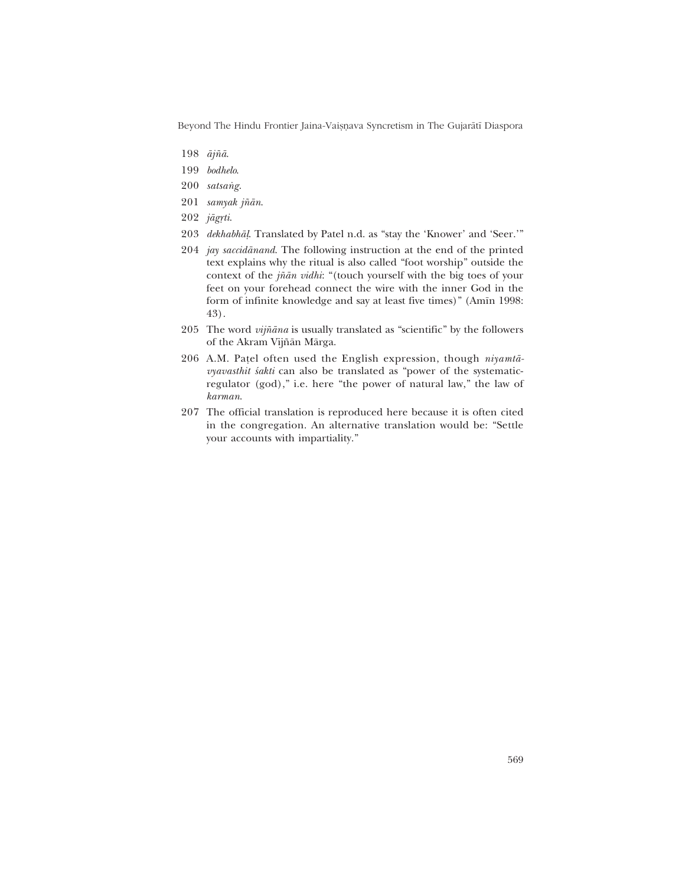198 *ājñā*.

199 *bodhelo*.

200 *satsaṅg*.

201 *samyak jñān*.

202 *jāgṛti*.

203 *dekhabhāḷ*. Translated by Patel n.d. as "stay the 'Knower' and 'Seer.'"

204 *jay saccidānand*. The following instruction at the end of the printed text explains why the ritual is also called "foot worship" outside the context of the *jñān vidhi*: "(touch yourself with the big toes of your feet on your forehead connect the wire with the inner God in the form of infinite knowledge and say at least five times)" (Amīn 1998: 43).

205 The word *vijñāna* is usually translated as "scientific" by the followers of the Akram Vijñān Mārga.

206 A.M. Paṭel often used the English expression, though *niyamtā-vyavasthit śakti* can also be translated as "power of the systematic-regulator (god)," i.e. here "the power of natural law," the law of *karman*.

207 The official translation is reproduced here because it is often cited in the congregation. An alternative translation would be: "Settle your accounts with impartiality."